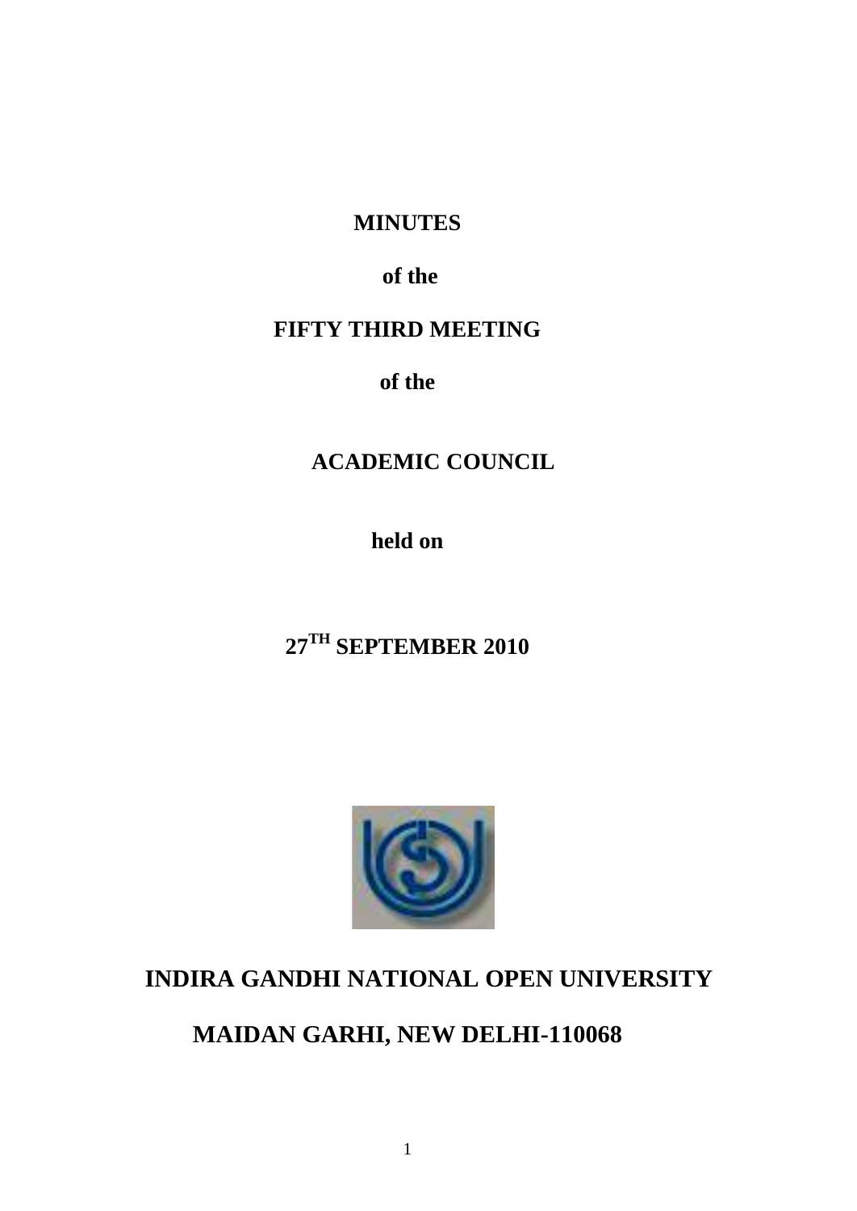**MINUTES**

**of the**

**FIFTY THIRD MEETING**

**of the**

**ACADEMIC COUNCIL**

**held on**

**27TH SEPTEMBER 2010**

**INDIRA GANDHI NATIONAL OPEN UNIVERSITY**

**MAIDAN GARHI, NEW DELHI-110068**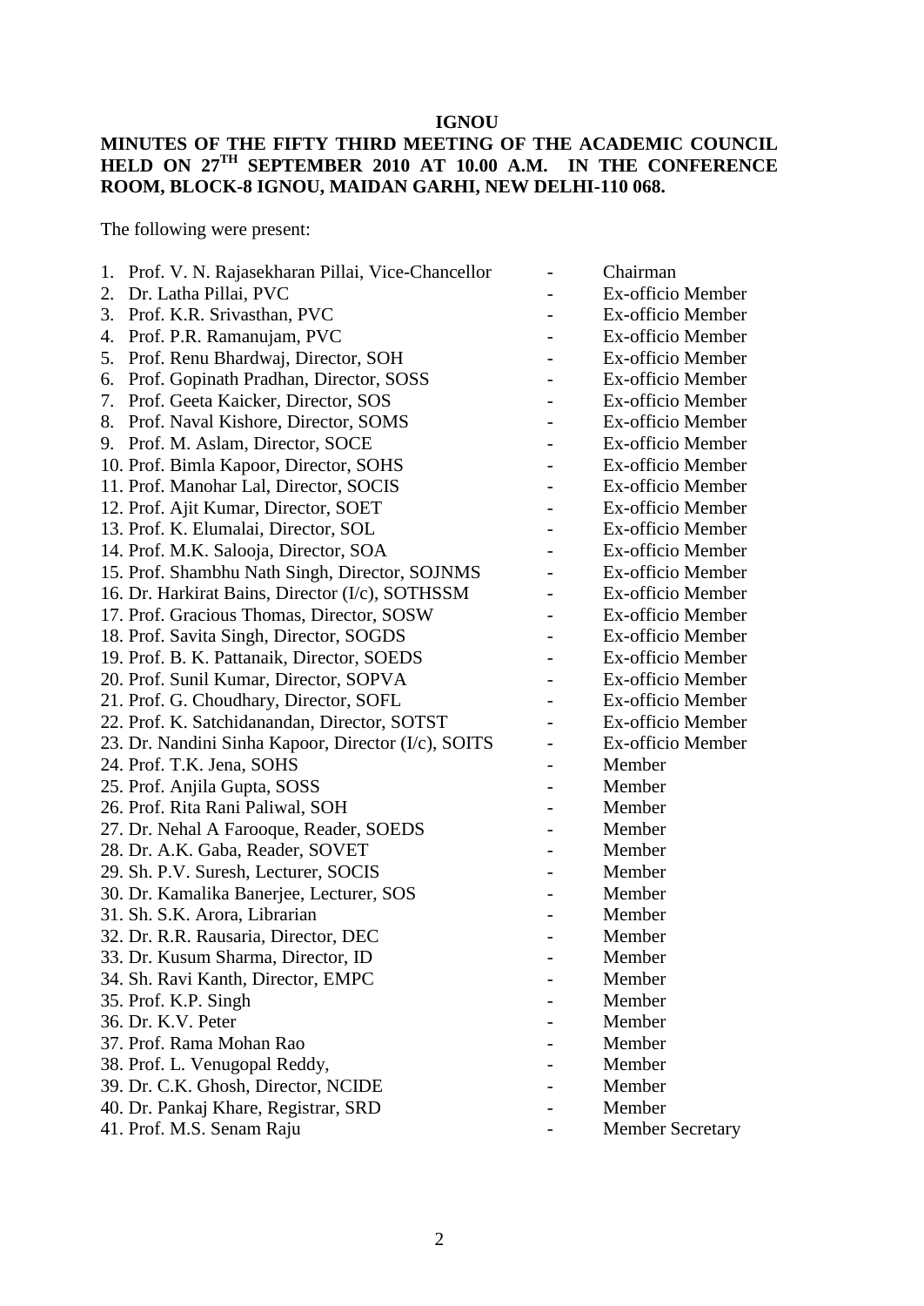**IGNOU**

**MINUTES OF THE FIFTY THIRD MEETING OF THE ACADEMIC COUNCIL HELD ON 27TH SEPTEMBER 2010 AT 10.00 A.M. IN THE CONFERENCE ROOM, BLOCK-8 IGNOU, MAIDAN GARHI, NEW DELHI-110 068.**

The following were present:

1. Prof. V. N. Rajasekharan Pillai, Vice-Chancellor - Chairman
2. Dr. Latha Pillai, PVC - Ex-officio Member
3. Prof. K.R. Srivasthan, PVC - Ex-officio Member
4. Prof. P.R. Ramanujam, PVC - Ex-officio Member
5. Prof. Renu Bhardwaj, Director, SOH - Ex-officio Member
6. Prof. Gopinath Pradhan, Director, SOSS - Ex-officio Member
7. Prof. Geeta Kaicker, Director, SOS - Ex-officio Member
8. Prof. Naval Kishore, Director, SOMS - Ex-officio Member
9. Prof. M. Aslam, Director, SOCE - Ex-officio Member
10. Prof. Bimla Kapoor, Director, SOHS - Ex-officio Member
11. Prof. Manohar Lal, Director, SOCIS - Ex-officio Member
12. Prof. Ajit Kumar, Director, SOET - Ex-officio Member
13. Prof. K. Elumalai, Director, SOL - Ex-officio Member
14. Prof. M.K. Salooja, Director, SOA - Ex-officio Member
15. Prof. Shambhu Nath Singh, Director, SOJNMS - Ex-officio Member
16. Dr. Harkirat Bains, Director (I/c), SOTHSSM - Ex-officio Member
17. Prof. Gracious Thomas, Director, SOSW - Ex-officio Member
18. Prof. Savita Singh, Director, SOGDS - Ex-officio Member
19. Prof. B. K. Pattanaik, Director, SOEDS - Ex-officio Member
20. Prof. Sunil Kumar, Director, SOPVA - Ex-officio Member
21. Prof. G. Choudhary, Director, SOFL - Ex-officio Member
22. Prof. K. Satchidanandan, Director, SOTST - Ex-officio Member
23. Dr. Nandini Sinha Kapoor, Director (I/c), SOITS - Ex-officio Member
24. Prof. T.K. Jena, SOHS - Member
25. Prof. Anjila Gupta, SOSS - Member
26. Prof. Rita Rani Paliwal, SOH - Member
27. Dr. Nehal A Farooque, Reader, SOEDS - Member
28. Dr. A.K. Gaba, Reader, SOVET - Member
29. Sh. P.V. Suresh, Lecturer, SOCIS - Member
30. Dr. Kamalika Banerjee, Lecturer, SOS - Member
31. Sh. S.K. Arora, Librarian - Member
32. Dr. R.R. Rausaria, Director, DEC - Member
33. Dr. Kusum Sharma, Director, ID - Member
34. Sh. Ravi Kanth, Director, EMPC - Member
35. Prof. K.P. Singh - Member
36. Dr. K.V. Peter - Member
37. Prof. Rama Mohan Rao - Member
38. Prof. L. Venugopal Reddy, - Member
39. Dr. C.K. Ghosh, Director, NCIDE - Member
40. Dr. Pankaj Khare, Registrar, SRD - Member
41. Prof. M.S. Senam Raju - Member Secretary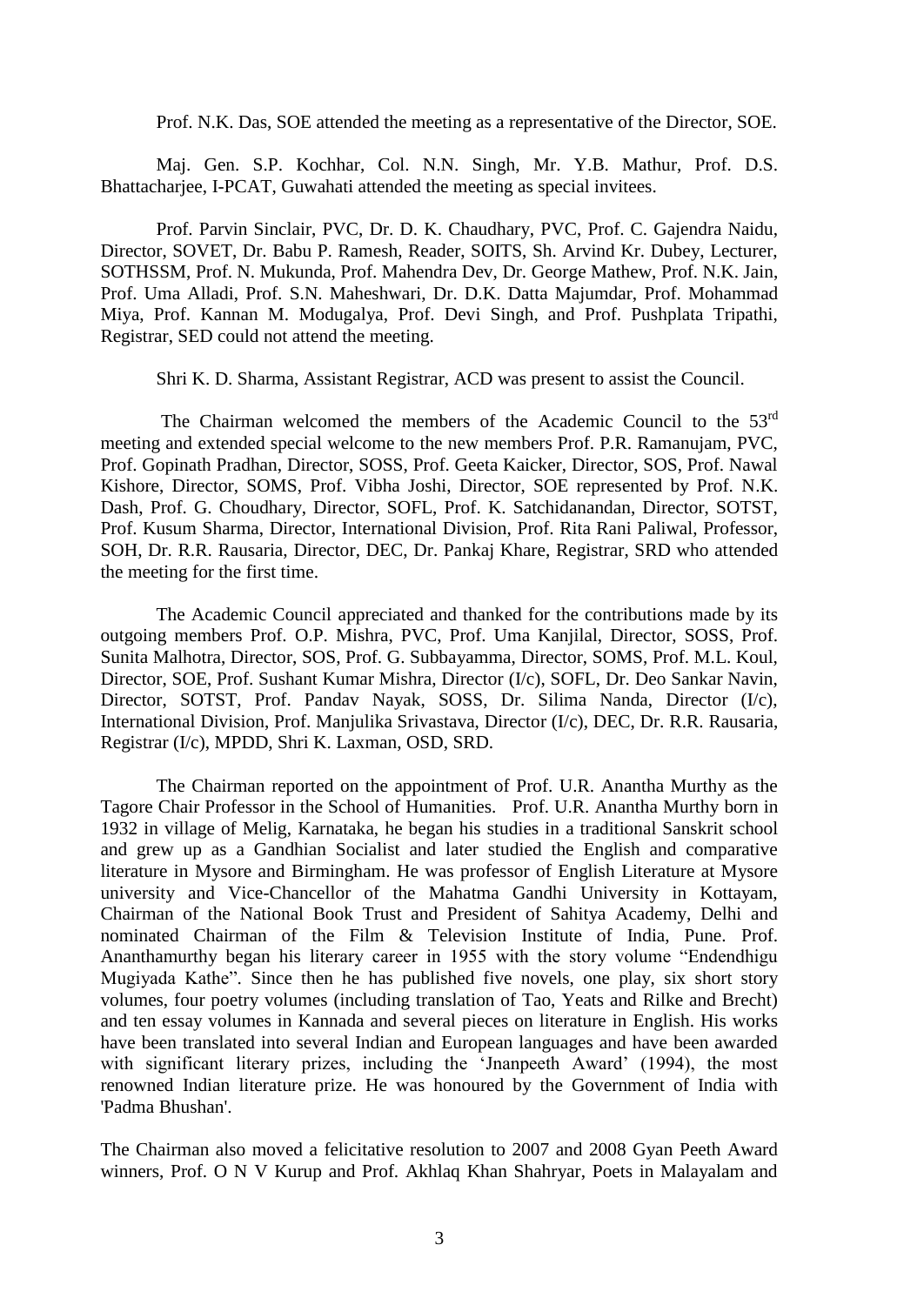Prof. N.K. Das, SOE attended the meeting as a representative of the Director, SOE.

Maj. Gen. S.P. Kochhar, Col. N.N. Singh, Mr. Y.B. Mathur, Prof. D.S. Bhattacharjee, I-PCAT, Guwahati attended the meeting as special invitees.

Prof. Parvin Sinclair, PVC, Dr. D. K. Chaudhary, PVC, Prof. C. Gajendra Naidu, Director, SOVET, Dr. Babu P. Ramesh, Reader, SOITS, Sh. Arvind Kr. Dubey, Lecturer, SOTHSSM, Prof. N. Mukunda, Prof. Mahendra Dev, Dr. George Mathew, Prof. N.K. Jain, Prof. Uma Alladi, Prof. S.N. Maheshwari, Dr. D.K. Datta Majumdar, Prof. Mohammad Miya, Prof. Kannan M. Modugalya, Prof. Devi Singh, and Prof. Pushplata Tripathi, Registrar, SED could not attend the meeting.

Shri K. D. Sharma, Assistant Registrar, ACD was present to assist the Council.

The Chairman welcomed the members of the Academic Council to the 53rd meeting and extended special welcome to the new members Prof. P.R. Ramanujam, PVC, Prof. Gopinath Pradhan, Director, SOSS, Prof. Geeta Kaicker, Director, SOS, Prof. Nawal Kishore, Director, SOMS, Prof. Vibha Joshi, Director, SOE represented by Prof. N.K. Dash, Prof. G. Choudhary, Director, SOFL, Prof. K. Satchidanandan, Director, SOTST, Prof. Kusum Sharma, Director, International Division, Prof. Rita Rani Paliwal, Professor, SOH, Dr. R.R. Rausaria, Director, DEC, Dr. Pankaj Khare, Registrar, SRD who attended the meeting for the first time.

The Academic Council appreciated and thanked for the contributions made by its outgoing members Prof. O.P. Mishra, PVC, Prof. Uma Kanjilal, Director, SOSS, Prof. Sunita Malhotra, Director, SOS, Prof. G. Subbayamma, Director, SOMS, Prof. M.L. Koul, Director, SOE, Prof. Sushant Kumar Mishra, Director (I/c), SOFL, Dr. Deo Sankar Navin, Director, SOTST, Prof. Pandav Nayak, SOSS, Dr. Silima Nanda, Director (I/c), International Division, Prof. Manjulika Srivastava, Director (I/c), DEC, Dr. R.R. Rausaria, Registrar (I/c), MPDD, Shri K. Laxman, OSD, SRD.

The Chairman reported on the appointment of Prof. U.R. Anantha Murthy as the Tagore Chair Professor in the School of Humanities. Prof. U.R. Anantha Murthy born in 1932 in village of Melig, Karnataka, he began his studies in a traditional Sanskrit school and grew up as a Gandhian Socialist and later studied the English and comparative literature in Mysore and Birmingham. He was professor of English Literature at Mysore university and Vice-Chancellor of the Mahatma Gandhi University in Kottayam, Chairman of the National Book Trust and President of Sahitya Academy, Delhi and nominated Chairman of the Film & Television Institute of India, Pune. Prof. Ananthamurthy began his literary career in 1955 with the story volume "Endendhigu Mugiyada Kathe". Since then he has published five novels, one play, six short story volumes, four poetry volumes (including translation of Tao, Yeats and Rilke and Brecht) and ten essay volumes in Kannada and several pieces on literature in English. His works have been translated into several Indian and European languages and have been awarded with significant literary prizes, including the 'Jnanpeeth Award' (1994), the most renowned Indian literature prize. He was honoured by the Government of India with 'Padma Bhushan'.

The Chairman also moved a felicitative resolution to 2007 and 2008 Gyan Peeth Award winners, Prof. O N V Kurup and Prof. Akhlaq Khan Shahryar, Poets in Malayalam and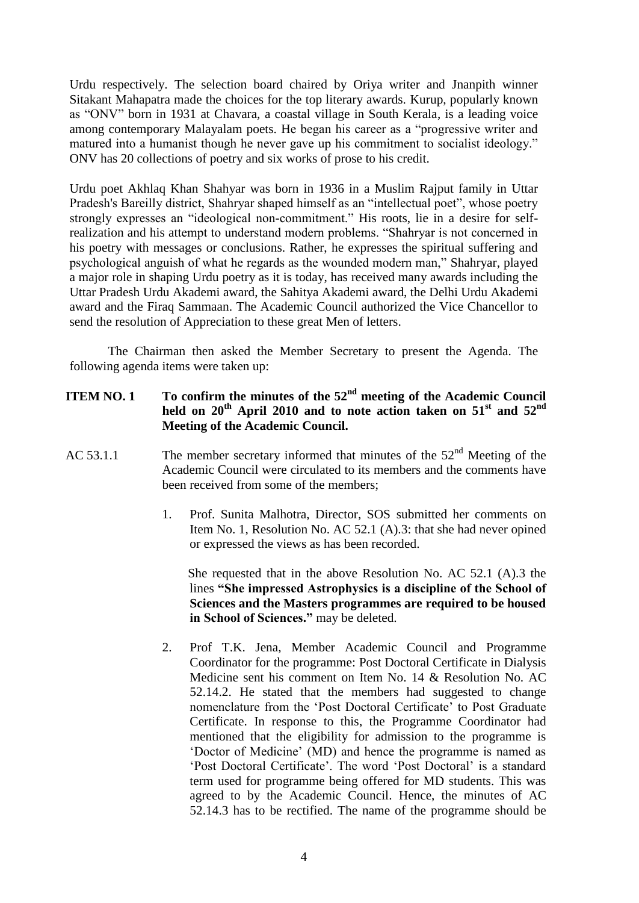Urdu respectively. The selection board chaired by Oriya writer and Jnanpith winner Sitakant Mahapatra made the choices for the top literary awards. Kurup, popularly known as "ONV" born in 1931 at Chavara, a coastal village in South Kerala, is a leading voice among contemporary Malayalam poets. He began his career as a "progressive writer and matured into a humanist though he never gave up his commitment to socialist ideology." ONV has 20 collections of poetry and six works of prose to his credit.

Urdu poet Akhlaq Khan Shahyar was born in 1936 in a Muslim Rajput family in Uttar Pradesh's Bareilly district, Shahryar shaped himself as an "intellectual poet", whose poetry strongly expresses an "ideological non-commitment." His roots, lie in a desire for self-realization and his attempt to understand modern problems. "Shahryar is not concerned in his poetry with messages or conclusions. Rather, he expresses the spiritual suffering and psychological anguish of what he regards as the wounded modern man," Shahryar, played a major role in shaping Urdu poetry as it is today, has received many awards including the Uttar Pradesh Urdu Akademi award, the Sahitya Akademi award, the Delhi Urdu Akademi award and the Firaq Sammaan. The Academic Council authorized the Vice Chancellor to send the resolution of Appreciation to these great Men of letters.

The Chairman then asked the Member Secretary to present the Agenda. The following agenda items were taken up:

**ITEM NO. 1 To confirm the minutes of the 52nd meeting of the Academic Council held on 20th April 2010 and to note action taken on 51st and 52nd Meeting of the Academic Council.**

AC 53.1.1 The member secretary informed that minutes of the 52nd Meeting of the Academic Council were circulated to its members and the comments have been received from some of the members;

1. Prof. Sunita Malhotra, Director, SOS submitted her comments on Item No. 1, Resolution No. AC 52.1 (A).3: that she had never opined or expressed the views as has been recorded.

   She requested that in the above Resolution No. AC 52.1 (A).3 the lines **"She impressed Astrophysics is a discipline of the School of Sciences and the Masters programmes are required to be housed in School of Sciences."** may be deleted.

2. Prof T.K. Jena, Member Academic Council and Programme Coordinator for the programme: Post Doctoral Certificate in Dialysis Medicine sent his comment on Item No. 14 & Resolution No. AC 52.14.2. He stated that the members had suggested to change nomenclature from the 'Post Doctoral Certificate' to Post Graduate Certificate. In response to this, the Programme Coordinator had mentioned that the eligibility for admission to the programme is 'Doctor of Medicine' (MD) and hence the programme is named as 'Post Doctoral Certificate'. The word 'Post Doctoral' is a standard term used for programme being offered for MD students. This was agreed to by the Academic Council. Hence, the minutes of AC 52.14.3 has to be rectified. The name of the programme should be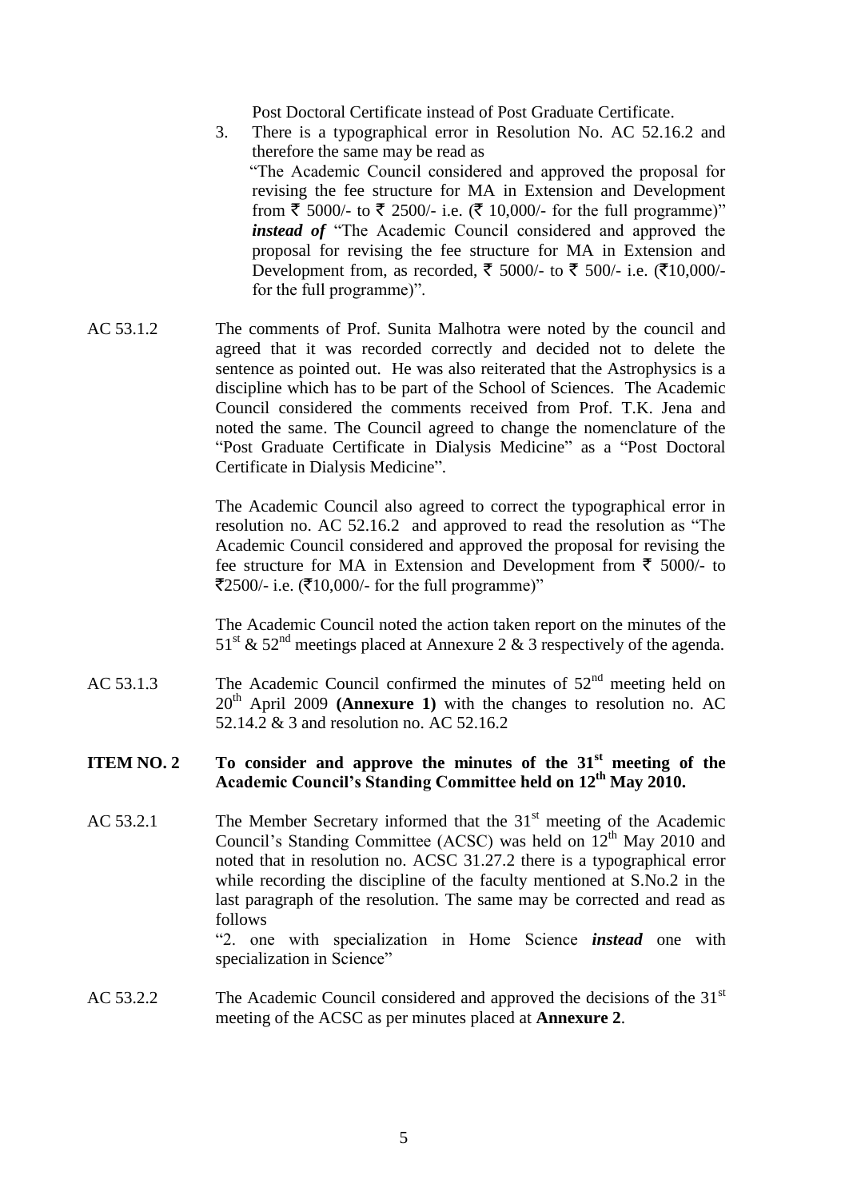Post Doctoral Certificate instead of Post Graduate Certificate.

3. There is a typographical error in Resolution No. AC 52.16.2 and therefore the same may be read as
"The Academic Council considered and approved the proposal for revising the fee structure for MA in Extension and Development from ₹ 5000/- to ₹ 2500/- i.e. (₹ 10,000/- for the full programme)" ***instead of*** "The Academic Council considered and approved the proposal for revising the fee structure for MA in Extension and Development from, as recorded, ₹ 5000/- to ₹ 500/- i.e. (₹10,000/- for the full programme)".

AC 53.1.2 The comments of Prof. Sunita Malhotra were noted by the council and agreed that it was recorded correctly and decided not to delete the sentence as pointed out. He was also reiterated that the Astrophysics is a discipline which has to be part of the School of Sciences. The Academic Council considered the comments received from Prof. T.K. Jena and noted the same. The Council agreed to change the nomenclature of the "Post Graduate Certificate in Dialysis Medicine" as a "Post Doctoral Certificate in Dialysis Medicine".

The Academic Council also agreed to correct the typographical error in resolution no. AC 52.16.2 and approved to read the resolution as "The Academic Council considered and approved the proposal for revising the fee structure for MA in Extension and Development from ₹ 5000/- to ₹2500/- i.e. (₹10,000/- for the full programme)"

The Academic Council noted the action taken report on the minutes of the 51st & 52nd meetings placed at Annexure 2 & 3 respectively of the agenda.

AC 53.1.3 The Academic Council confirmed the minutes of 52nd meeting held on 20th April 2009 **(Annexure 1)** with the changes to resolution no. AC 52.14.2 & 3 and resolution no. AC 52.16.2

**ITEM NO. 2 To consider and approve the minutes of the 31st meeting of the Academic Council's Standing Committee held on 12th May 2010.**

AC 53.2.1 The Member Secretary informed that the 31st meeting of the Academic Council's Standing Committee (ACSC) was held on 12th May 2010 and noted that in resolution no. ACSC 31.27.2 there is a typographical error while recording the discipline of the faculty mentioned at S.No.2 in the last paragraph of the resolution. The same may be corrected and read as follows
"2. one with specialization in Home Science ***instead*** one with specialization in Science"

AC 53.2.2 The Academic Council considered and approved the decisions of the 31st meeting of the ACSC as per minutes placed at **Annexure 2**.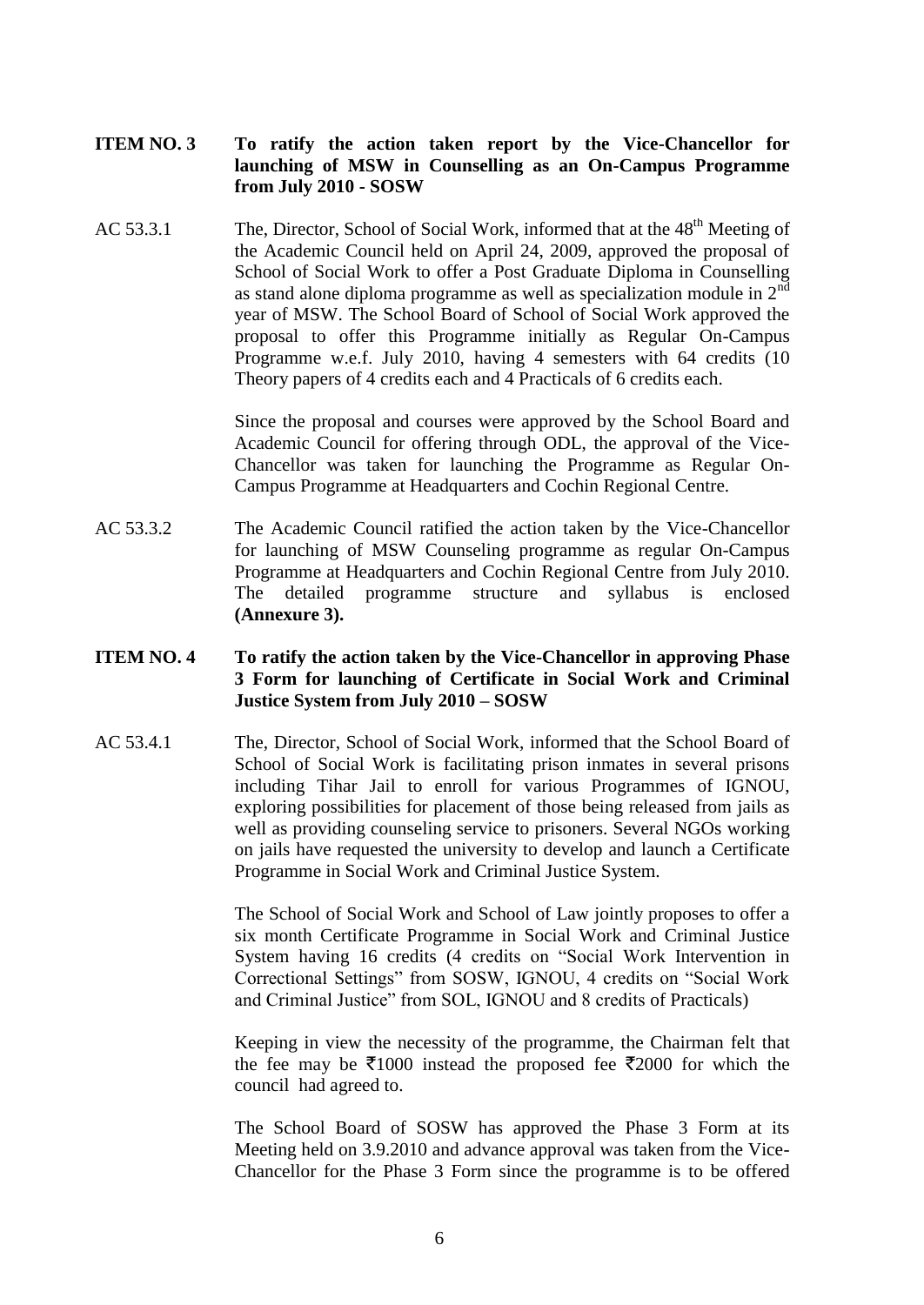**ITEM NO. 3 To ratify the action taken report by the Vice-Chancellor for launching of MSW in Counselling as an On-Campus Programme from July 2010 - SOSW**

AC 53.3.1 The, Director, School of Social Work, informed that at the 48th Meeting of the Academic Council held on April 24, 2009, approved the proposal of School of Social Work to offer a Post Graduate Diploma in Counselling as stand alone diploma programme as well as specialization module in 2nd year of MSW. The School Board of School of Social Work approved the proposal to offer this Programme initially as Regular On-Campus Programme w.e.f. July 2010, having 4 semesters with 64 credits (10 Theory papers of 4 credits each and 4 Practicals of 6 credits each.

Since the proposal and courses were approved by the School Board and Academic Council for offering through ODL, the approval of the Vice-Chancellor was taken for launching the Programme as Regular On-Campus Programme at Headquarters and Cochin Regional Centre.

AC 53.3.2 The Academic Council ratified the action taken by the Vice-Chancellor for launching of MSW Counseling programme as regular On-Campus Programme at Headquarters and Cochin Regional Centre from July 2010. The detailed programme structure and syllabus is enclosed **(Annexure 3).**

**ITEM NO. 4 To ratify the action taken by the Vice-Chancellor in approving Phase 3 Form for launching of Certificate in Social Work and Criminal Justice System from July 2010 – SOSW**

AC 53.4.1 The, Director, School of Social Work, informed that the School Board of School of Social Work is facilitating prison inmates in several prisons including Tihar Jail to enroll for various Programmes of IGNOU, exploring possibilities for placement of those being released from jails as well as providing counseling service to prisoners. Several NGOs working on jails have requested the university to develop and launch a Certificate Programme in Social Work and Criminal Justice System.

The School of Social Work and School of Law jointly proposes to offer a six month Certificate Programme in Social Work and Criminal Justice System having 16 credits (4 credits on "Social Work Intervention in Correctional Settings" from SOSW, IGNOU, 4 credits on "Social Work and Criminal Justice" from SOL, IGNOU and 8 credits of Practicals)

Keeping in view the necessity of the programme, the Chairman felt that the fee may be ₹1000 instead the proposed fee ₹2000 for which the council had agreed to.

The School Board of SOSW has approved the Phase 3 Form at its Meeting held on 3.9.2010 and advance approval was taken from the Vice-Chancellor for the Phase 3 Form since the programme is to be offered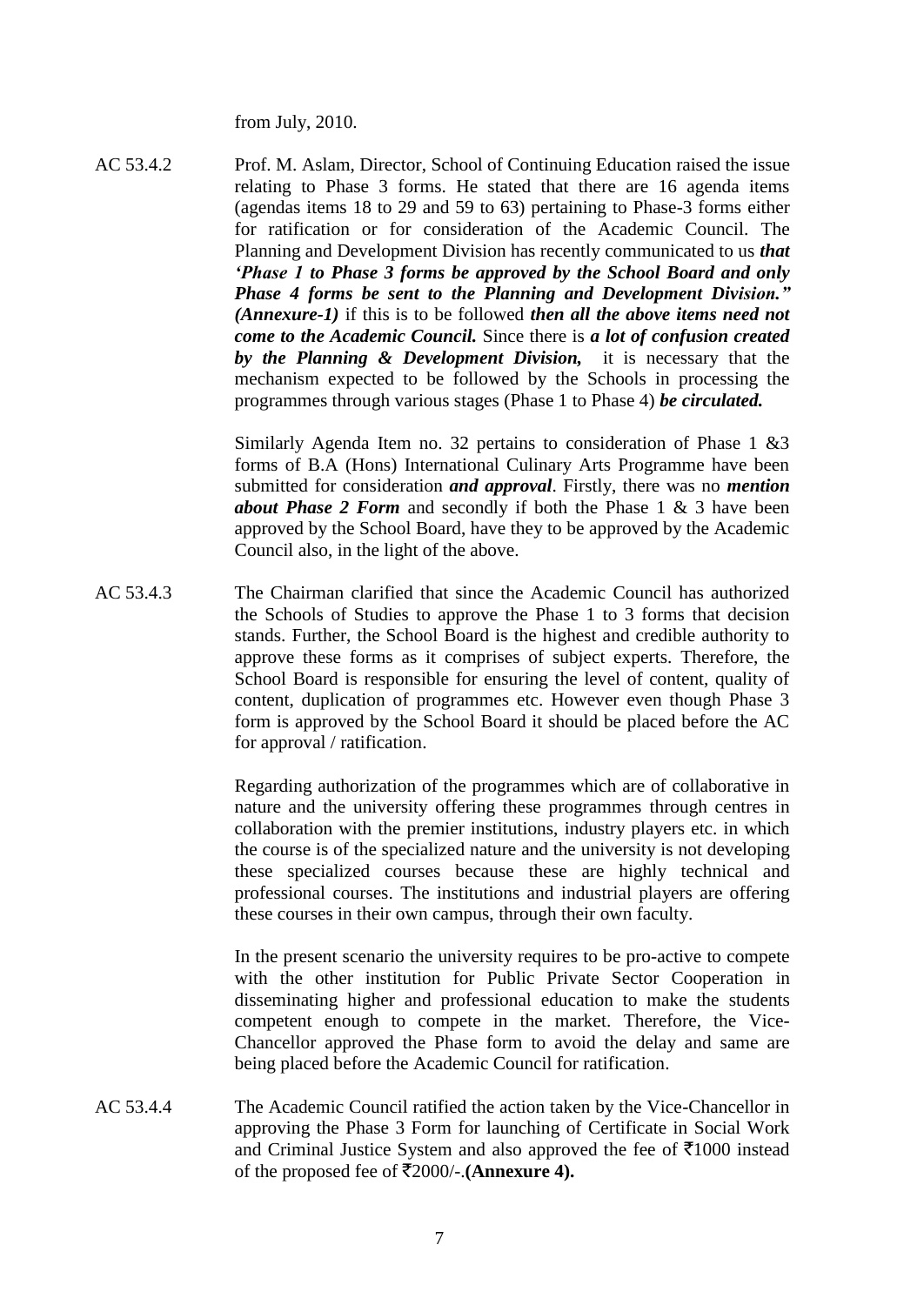from July, 2010.

AC 53.4.2 Prof. M. Aslam, Director, School of Continuing Education raised the issue relating to Phase 3 forms. He stated that there are 16 agenda items (agendas items 18 to 29 and 59 to 63) pertaining to Phase-3 forms either for ratification or for consideration of the Academic Council. The Planning and Development Division has recently communicated to us ***that 'Phase 1 to Phase 3 forms be approved by the School Board and only Phase 4 forms be sent to the Planning and Development Division." (Annexure-1)*** if this is to be followed ***then all the above items need not come to the Academic Council.*** Since there is ***a lot of confusion created by the Planning & Development Division,*** it is necessary that the mechanism expected to be followed by the Schools in processing the programmes through various stages (Phase 1 to Phase 4) ***be circulated.***

Similarly Agenda Item no. 32 pertains to consideration of Phase 1 &3 forms of B.A (Hons) International Culinary Arts Programme have been submitted for consideration ***and approval***. Firstly, there was no ***mention about Phase 2 Form*** and secondly if both the Phase 1 & 3 have been approved by the School Board, have they to be approved by the Academic Council also, in the light of the above.

AC 53.4.3 The Chairman clarified that since the Academic Council has authorized the Schools of Studies to approve the Phase 1 to 3 forms that decision stands. Further, the School Board is the highest and credible authority to approve these forms as it comprises of subject experts. Therefore, the School Board is responsible for ensuring the level of content, quality of content, duplication of programmes etc. However even though Phase 3 form is approved by the School Board it should be placed before the AC for approval / ratification.

Regarding authorization of the programmes which are of collaborative in nature and the university offering these programmes through centres in collaboration with the premier institutions, industry players etc. in which the course is of the specialized nature and the university is not developing these specialized courses because these are highly technical and professional courses. The institutions and industrial players are offering these courses in their own campus, through their own faculty.

In the present scenario the university requires to be pro-active to compete with the other institution for Public Private Sector Cooperation in disseminating higher and professional education to make the students competent enough to compete in the market. Therefore, the Vice-Chancellor approved the Phase form to avoid the delay and same are being placed before the Academic Council for ratification.

AC 53.4.4 The Academic Council ratified the action taken by the Vice-Chancellor in approving the Phase 3 Form for launching of Certificate in Social Work and Criminal Justice System and also approved the fee of ₹1000 instead of the proposed fee of ₹2000/-.**(Annexure 4).**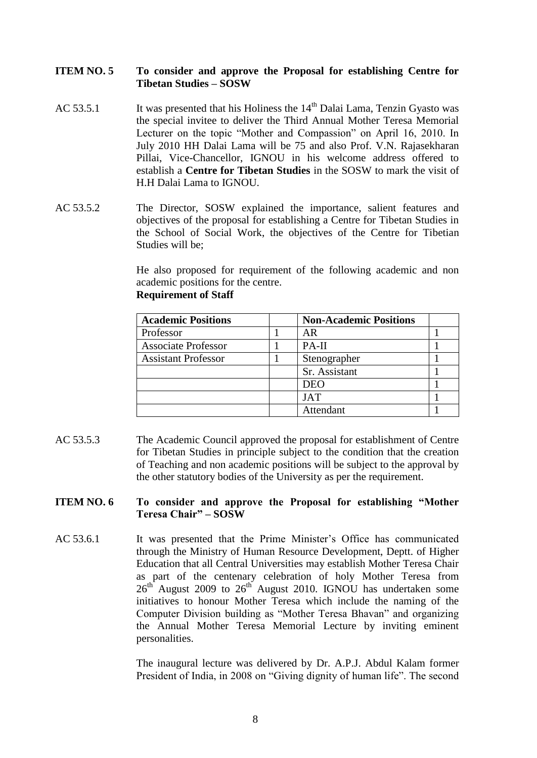**ITEM NO. 5 To consider and approve the Proposal for establishing Centre for Tibetan Studies – SOSW**

AC 53.5.1 It was presented that his Holiness the 14th Dalai Lama, Tenzin Gyasto was the special invitee to deliver the Third Annual Mother Teresa Memorial Lecturer on the topic "Mother and Compassion" on April 16, 2010. In July 2010 HH Dalai Lama will be 75 and also Prof. V.N. Rajasekharan Pillai, Vice-Chancellor, IGNOU in his welcome address offered to establish a **Centre for Tibetan Studies** in the SOSW to mark the visit of H.H Dalai Lama to IGNOU.

AC 53.5.2 The Director, SOSW explained the importance, salient features and objectives of the proposal for establishing a Centre for Tibetan Studies in the School of Social Work, the objectives of the Centre for Tibetian Studies will be;

He also proposed for requirement of the following academic and non academic positions for the centre.

**Requirement of Staff**

| **Academic Positions** | | **Non-Academic Positions** | |
|---|---|---|---|
| Professor | 1 | AR | 1 |
| Associate Professor | 1 | PA-II | 1 |
| Assistant Professor | 1 | Stenographer | 1 |
| | | Sr. Assistant | 1 |
| | | DEO | 1 |
| | | JAT | 1 |
| | | Attendant | 1 |

AC 53.5.3 The Academic Council approved the proposal for establishment of Centre for Tibetan Studies in principle subject to the condition that the creation of Teaching and non academic positions will be subject to the approval by the other statutory bodies of the University as per the requirement.

**ITEM NO. 6 To consider and approve the Proposal for establishing "Mother Teresa Chair" – SOSW**

AC 53.6.1 It was presented that the Prime Minister's Office has communicated through the Ministry of Human Resource Development, Deptt. of Higher Education that all Central Universities may establish Mother Teresa Chair as part of the centenary celebration of holy Mother Teresa from 26th August 2009 to 26th August 2010. IGNOU has undertaken some initiatives to honour Mother Teresa which include the naming of the Computer Division building as "Mother Teresa Bhavan" and organizing the Annual Mother Teresa Memorial Lecture by inviting eminent personalities.

The inaugural lecture was delivered by Dr. A.P.J. Abdul Kalam former President of India, in 2008 on "Giving dignity of human life". The second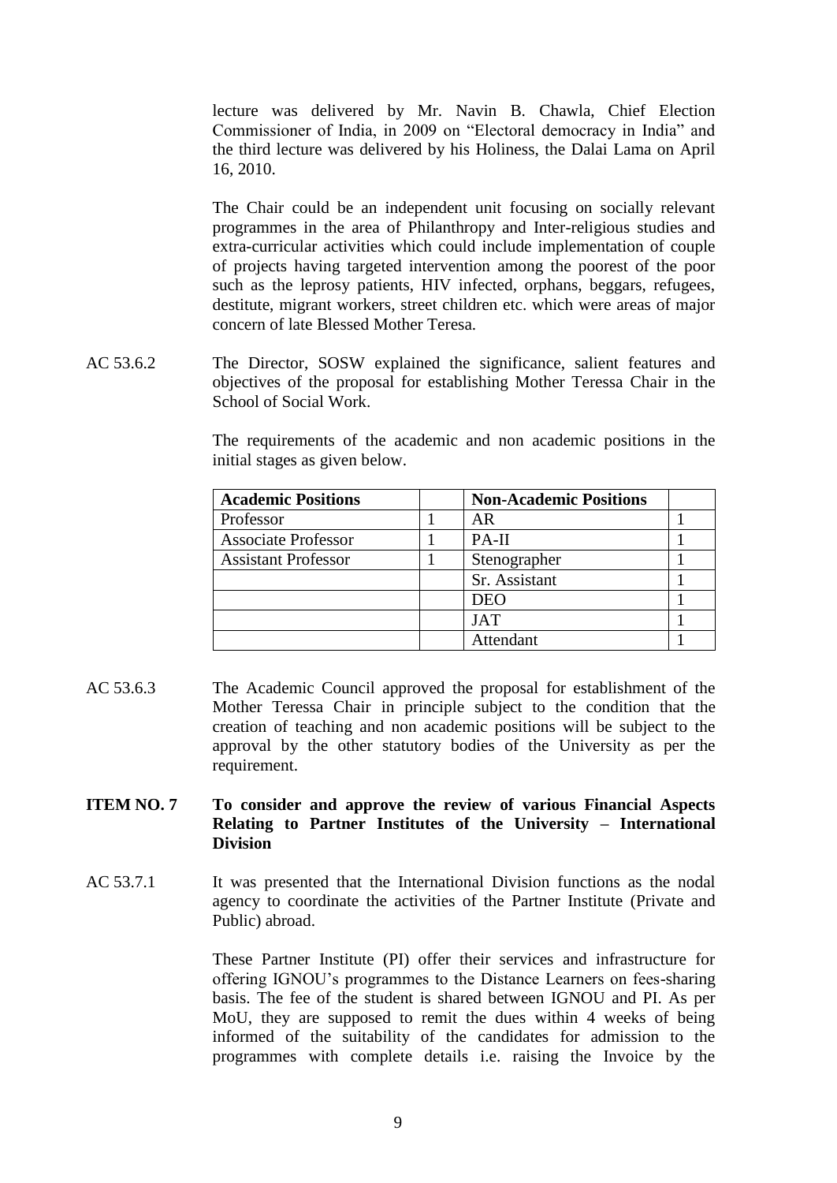lecture was delivered by Mr. Navin B. Chawla, Chief Election Commissioner of India, in 2009 on "Electoral democracy in India" and the third lecture was delivered by his Holiness, the Dalai Lama on April 16, 2010.

The Chair could be an independent unit focusing on socially relevant programmes in the area of Philanthropy and Inter-religious studies and extra-curricular activities which could include implementation of couple of projects having targeted intervention among the poorest of the poor such as the leprosy patients, HIV infected, orphans, beggars, refugees, destitute, migrant workers, street children etc. which were areas of major concern of late Blessed Mother Teresa.

AC 53.6.2 The Director, SOSW explained the significance, salient features and objectives of the proposal for establishing Mother Teressa Chair in the School of Social Work.

The requirements of the academic and non academic positions in the initial stages as given below.

| **Academic Positions** | | **Non-Academic Positions** | |
|---|---|---|---|
| Professor | 1 | AR | 1 |
| Associate Professor | 1 | PA-II | 1 |
| Assistant Professor | 1 | Stenographer | 1 |
| | | Sr. Assistant | 1 |
| | | DEO | 1 |
| | | JAT | 1 |
| | | Attendant | 1 |

AC 53.6.3 The Academic Council approved the proposal for establishment of the Mother Teressa Chair in principle subject to the condition that the creation of teaching and non academic positions will be subject to the approval by the other statutory bodies of the University as per the requirement.

**ITEM NO. 7 To consider and approve the review of various Financial Aspects Relating to Partner Institutes of the University – International Division**

AC 53.7.1 It was presented that the International Division functions as the nodal agency to coordinate the activities of the Partner Institute (Private and Public) abroad.

These Partner Institute (PI) offer their services and infrastructure for offering IGNOU's programmes to the Distance Learners on fees-sharing basis. The fee of the student is shared between IGNOU and PI. As per MoU, they are supposed to remit the dues within 4 weeks of being informed of the suitability of the candidates for admission to the programmes with complete details i.e. raising the Invoice by the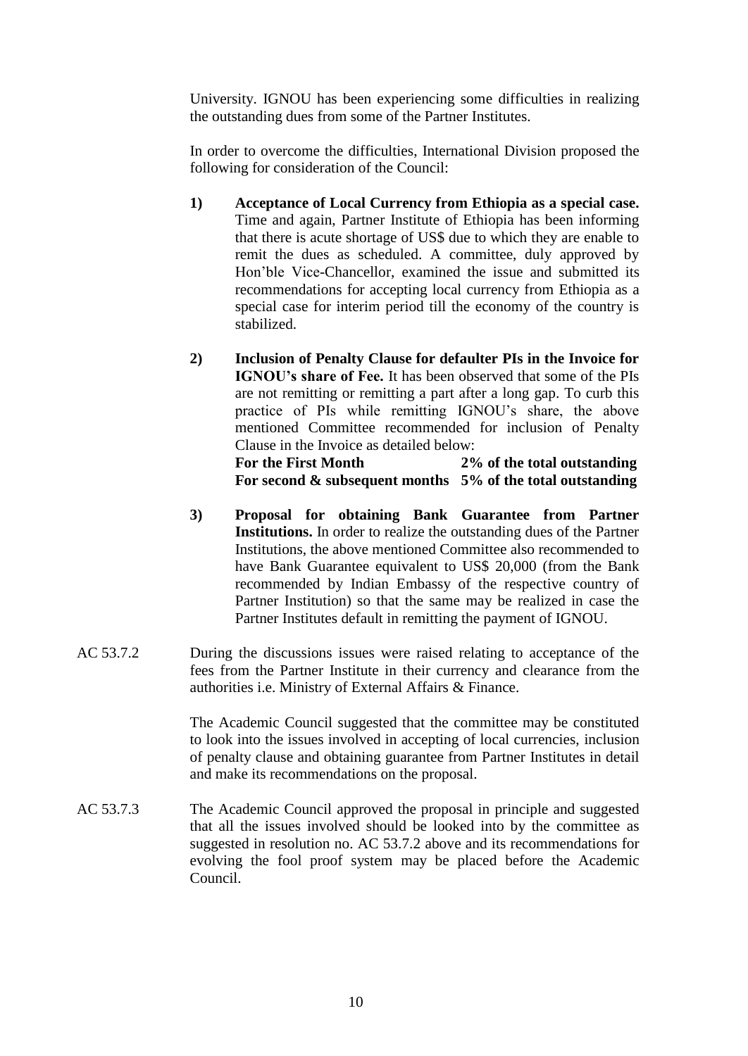University. IGNOU has been experiencing some difficulties in realizing the outstanding dues from some of the Partner Institutes.

In order to overcome the difficulties, International Division proposed the following for consideration of the Council:

1) **Acceptance of Local Currency from Ethiopia as a special case.** Time and again, Partner Institute of Ethiopia has been informing that there is acute shortage of US$ due to which they are enable to remit the dues as scheduled. A committee, duly approved by Hon'ble Vice-Chancellor, examined the issue and submitted its recommendations for accepting local currency from Ethiopia as a special case for interim period till the economy of the country is stabilized.

2) **Inclusion of Penalty Clause for defaulter PIs in the Invoice for IGNOU's share of Fee.** It has been observed that some of the PIs are not remitting or remitting a part after a long gap. To curb this practice of PIs while remitting IGNOU's share, the above mentioned Committee recommended for inclusion of Penalty Clause in the Invoice as detailed below:
   **For the First Month** — **2% of the total outstanding**
   **For second & subsequent months** — **5% of the total outstanding**

3) **Proposal for obtaining Bank Guarantee from Partner Institutions.** In order to realize the outstanding dues of the Partner Institutions, the above mentioned Committee also recommended to have Bank Guarantee equivalent to US$ 20,000 (from the Bank recommended by Indian Embassy of the respective country of Partner Institution) so that the same may be realized in case the Partner Institutes default in remitting the payment of IGNOU.

AC 53.7.2 During the discussions issues were raised relating to acceptance of the fees from the Partner Institute in their currency and clearance from the authorities i.e. Ministry of External Affairs & Finance.

The Academic Council suggested that the committee may be constituted to look into the issues involved in accepting of local currencies, inclusion of penalty clause and obtaining guarantee from Partner Institutes in detail and make its recommendations on the proposal.

AC 53.7.3 The Academic Council approved the proposal in principle and suggested that all the issues involved should be looked into by the committee as suggested in resolution no. AC 53.7.2 above and its recommendations for evolving the fool proof system may be placed before the Academic Council.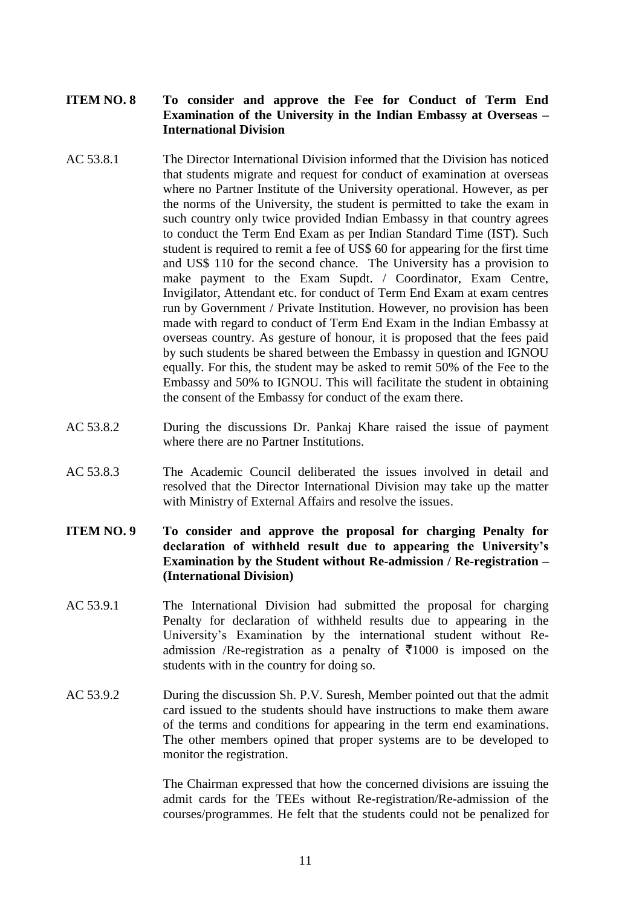**ITEM NO. 8 To consider and approve the Fee for Conduct of Term End Examination of the University in the Indian Embassy at Overseas – International Division**

AC 53.8.1 The Director International Division informed that the Division has noticed that students migrate and request for conduct of examination at overseas where no Partner Institute of the University operational. However, as per the norms of the University, the student is permitted to take the exam in such country only twice provided Indian Embassy in that country agrees to conduct the Term End Exam as per Indian Standard Time (IST). Such student is required to remit a fee of US$ 60 for appearing for the first time and US$ 110 for the second chance. The University has a provision to make payment to the Exam Supdt. / Coordinator, Exam Centre, Invigilator, Attendant etc. for conduct of Term End Exam at exam centres run by Government / Private Institution. However, no provision has been made with regard to conduct of Term End Exam in the Indian Embassy at overseas country. As gesture of honour, it is proposed that the fees paid by such students be shared between the Embassy in question and IGNOU equally. For this, the student may be asked to remit 50% of the Fee to the Embassy and 50% to IGNOU. This will facilitate the student in obtaining the consent of the Embassy for conduct of the exam there.

AC 53.8.2 During the discussions Dr. Pankaj Khare raised the issue of payment where there are no Partner Institutions.

AC 53.8.3 The Academic Council deliberated the issues involved in detail and resolved that the Director International Division may take up the matter with Ministry of External Affairs and resolve the issues.

**ITEM NO. 9 To consider and approve the proposal for charging Penalty for declaration of withheld result due to appearing the University's Examination by the Student without Re-admission / Re-registration – (International Division)**

AC 53.9.1 The International Division had submitted the proposal for charging Penalty for declaration of withheld results due to appearing in the University's Examination by the international student without Re-admission /Re-registration as a penalty of ₹1000 is imposed on the students with in the country for doing so.

AC 53.9.2 During the discussion Sh. P.V. Suresh, Member pointed out that the admit card issued to the students should have instructions to make them aware of the terms and conditions for appearing in the term end examinations. The other members opined that proper systems are to be developed to monitor the registration.

The Chairman expressed that how the concerned divisions are issuing the admit cards for the TEEs without Re-registration/Re-admission of the courses/programmes. He felt that the students could not be penalized for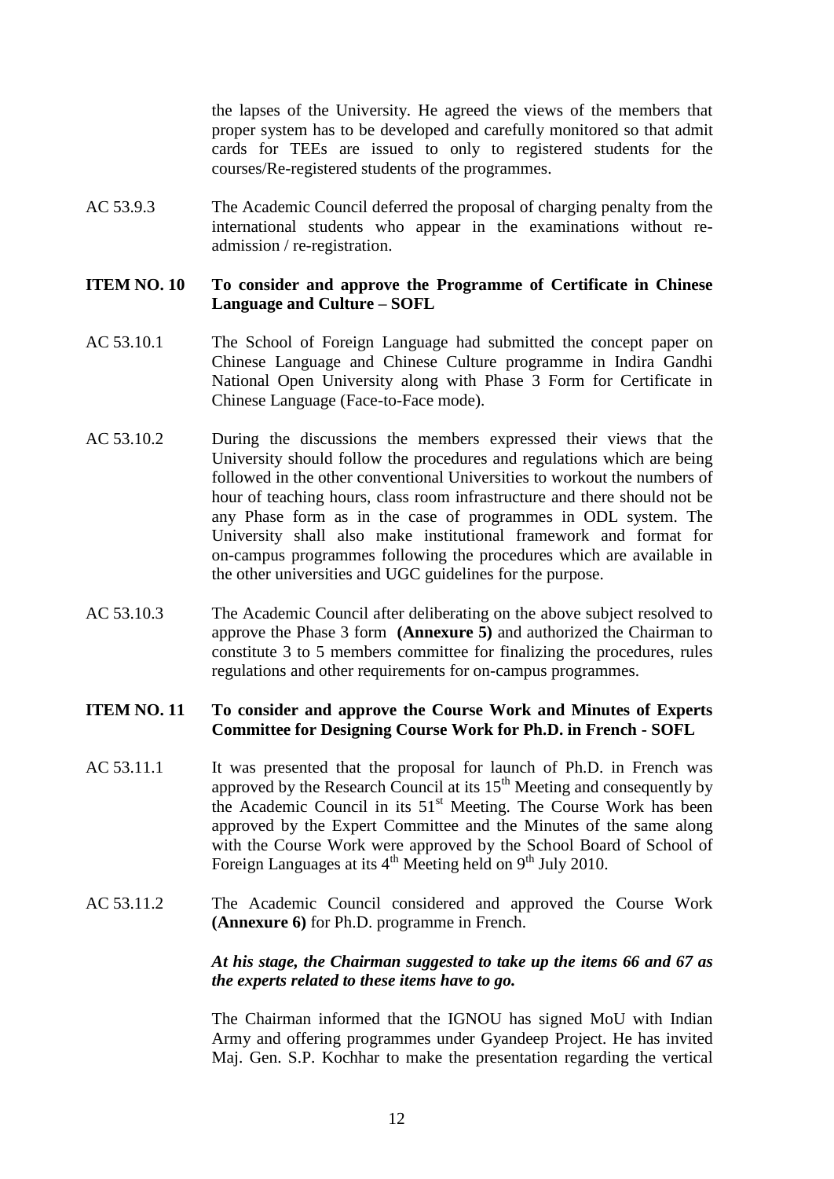the lapses of the University. He agreed the views of the members that proper system has to be developed and carefully monitored so that admit cards for TEEs are issued to only to registered students for the courses/Re-registered students of the programmes.

AC 53.9.3 The Academic Council deferred the proposal of charging penalty from the international students who appear in the examinations without re-admission / re-registration.

**ITEM NO. 10 To consider and approve the Programme of Certificate in Chinese Language and Culture – SOFL**

AC 53.10.1 The School of Foreign Language had submitted the concept paper on Chinese Language and Chinese Culture programme in Indira Gandhi National Open University along with Phase 3 Form for Certificate in Chinese Language (Face-to-Face mode).

AC 53.10.2 During the discussions the members expressed their views that the University should follow the procedures and regulations which are being followed in the other conventional Universities to workout the numbers of hour of teaching hours, class room infrastructure and there should not be any Phase form as in the case of programmes in ODL system. The University shall also make institutional framework and format for on-campus programmes following the procedures which are available in the other universities and UGC guidelines for the purpose.

AC 53.10.3 The Academic Council after deliberating on the above subject resolved to approve the Phase 3 form **(Annexure 5)** and authorized the Chairman to constitute 3 to 5 members committee for finalizing the procedures, rules regulations and other requirements for on-campus programmes.

**ITEM NO. 11 To consider and approve the Course Work and Minutes of Experts Committee for Designing Course Work for Ph.D. in French - SOFL**

AC 53.11.1 It was presented that the proposal for launch of Ph.D. in French was approved by the Research Council at its 15th Meeting and consequently by the Academic Council in its 51st Meeting. The Course Work has been approved by the Expert Committee and the Minutes of the same along with the Course Work were approved by the School Board of School of Foreign Languages at its 4th Meeting held on 9th July 2010.

AC 53.11.2 The Academic Council considered and approved the Course Work **(Annexure 6)** for Ph.D. programme in French.

***At his stage, the Chairman suggested to take up the items 66 and 67 as the experts related to these items have to go.***

The Chairman informed that the IGNOU has signed MoU with Indian Army and offering programmes under Gyandeep Project. He has invited Maj. Gen. S.P. Kochhar to make the presentation regarding the vertical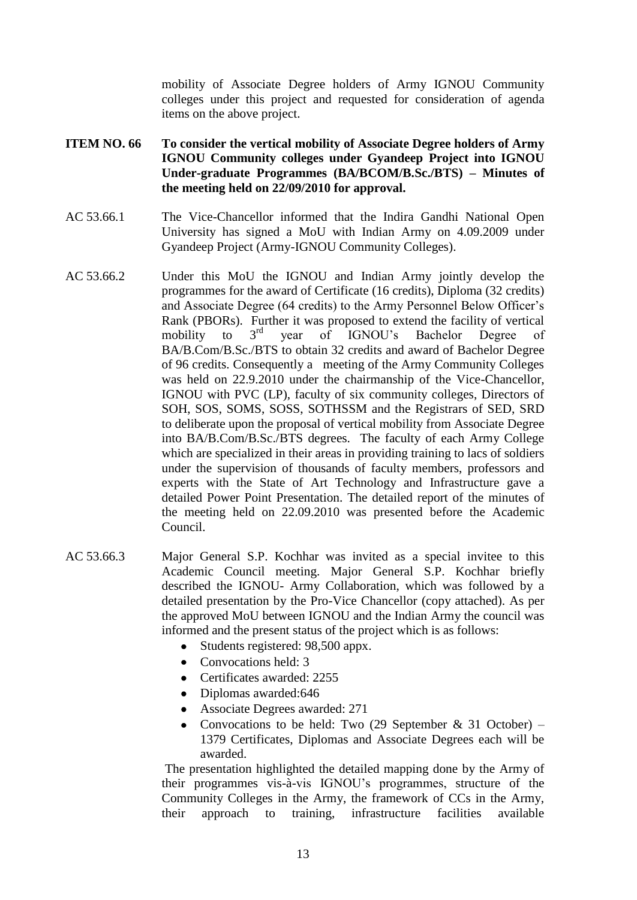mobility of Associate Degree holders of Army IGNOU Community colleges under this project and requested for consideration of agenda items on the above project.

**ITEM NO. 66 To consider the vertical mobility of Associate Degree holders of Army IGNOU Community colleges under Gyandeep Project into IGNOU Under-graduate Programmes (BA/BCOM/B.Sc./BTS) – Minutes of the meeting held on 22/09/2010 for approval.**

AC 53.66.1 The Vice-Chancellor informed that the Indira Gandhi National Open University has signed a MoU with Indian Army on 4.09.2009 under Gyandeep Project (Army-IGNOU Community Colleges).

AC 53.66.2 Under this MoU the IGNOU and Indian Army jointly develop the programmes for the award of Certificate (16 credits), Diploma (32 credits) and Associate Degree (64 credits) to the Army Personnel Below Officer's Rank (PBORs). Further it was proposed to extend the facility of vertical mobility to 3rd year of IGNOU's Bachelor Degree of BA/B.Com/B.Sc./BTS to obtain 32 credits and award of Bachelor Degree of 96 credits. Consequently a meeting of the Army Community Colleges was held on 22.9.2010 under the chairmanship of the Vice-Chancellor, IGNOU with PVC (LP), faculty of six community colleges, Directors of SOH, SOS, SOMS, SOSS, SOTHSSM and the Registrars of SED, SRD to deliberate upon the proposal of vertical mobility from Associate Degree into BA/B.Com/B.Sc./BTS degrees. The faculty of each Army College which are specialized in their areas in providing training to lacs of soldiers under the supervision of thousands of faculty members, professors and experts with the State of Art Technology and Infrastructure gave a detailed Power Point Presentation. The detailed report of the minutes of the meeting held on 22.09.2010 was presented before the Academic Council.

AC 53.66.3 Major General S.P. Kochhar was invited as a special invitee to this Academic Council meeting. Major General S.P. Kochhar briefly described the IGNOU- Army Collaboration, which was followed by a detailed presentation by the Pro-Vice Chancellor (copy attached). As per the approved MoU between IGNOU and the Indian Army the council was informed and the present status of the project which is as follows:

- Students registered: 98,500 appx.
- Convocations held: 3
- Certificates awarded: 2255
- Diplomas awarded:646
- Associate Degrees awarded: 271
- Convocations to be held: Two (29 September & 31 October) – 1379 Certificates, Diplomas and Associate Degrees each will be awarded.

The presentation highlighted the detailed mapping done by the Army of their programmes vis-à-vis IGNOU's programmes, structure of the Community Colleges in the Army, the framework of CCs in the Army, their approach to training, infrastructure facilities available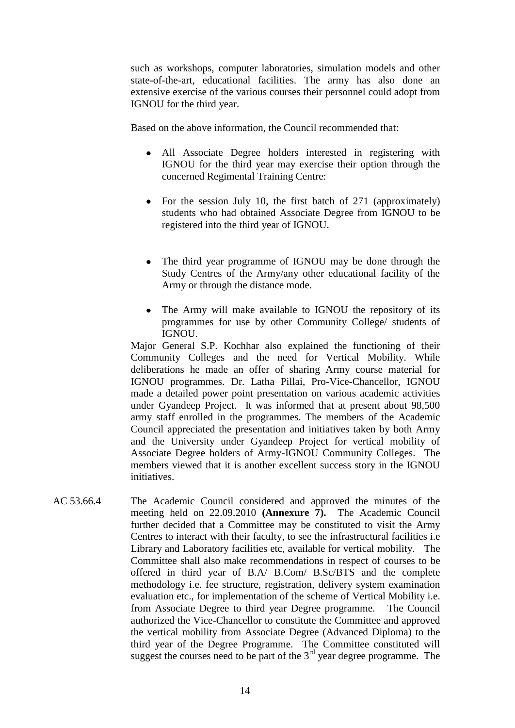such as workshops, computer laboratories, simulation models and other state-of-the-art, educational facilities. The army has also done an extensive exercise of the various courses their personnel could adopt from IGNOU for the third year.

Based on the above information, the Council recommended that:

- All Associate Degree holders interested in registering with IGNOU for the third year may exercise their option through the concerned Regimental Training Centre:

- For the session July 10, the first batch of 271 (approximately) students who had obtained Associate Degree from IGNOU to be registered into the third year of IGNOU.

- The third year programme of IGNOU may be done through the Study Centres of the Army/any other educational facility of the Army or through the distance mode.

- The Army will make available to IGNOU the repository of its programmes for use by other Community College/ students of IGNOU.

Major General S.P. Kochhar also explained the functioning of their Community Colleges and the need for Vertical Mobility. While deliberations he made an offer of sharing Army course material for IGNOU programmes. Dr. Latha Pillai, Pro-Vice-Chancellor, IGNOU made a detailed power point presentation on various academic activities under Gyandeep Project. It was informed that at present about 98,500 army staff enrolled in the programmes. The members of the Academic Council appreciated the presentation and initiatives taken by both Army and the University under Gyandeep Project for vertical mobility of Associate Degree holders of Army-IGNOU Community Colleges. The members viewed that it is another excellent success story in the IGNOU initiatives.

AC 53.66.4 The Academic Council considered and approved the minutes of the meeting held on 22.09.2010 **(Annexure 7).** The Academic Council further decided that a Committee may be constituted to visit the Army Centres to interact with their faculty, to see the infrastructural facilities i.e Library and Laboratory facilities etc, available for vertical mobility. The Committee shall also make recommendations in respect of courses to be offered in third year of B.A/ B.Com/ B.Sc/BTS and the complete methodology i.e. fee structure, registration, delivery system examination evaluation etc., for implementation of the scheme of Vertical Mobility i.e. from Associate Degree to third year Degree programme. The Council authorized the Vice-Chancellor to constitute the Committee and approved the vertical mobility from Associate Degree (Advanced Diploma) to the third year of the Degree Programme. The Committee constituted will suggest the courses need to be part of the 3rd year degree programme. The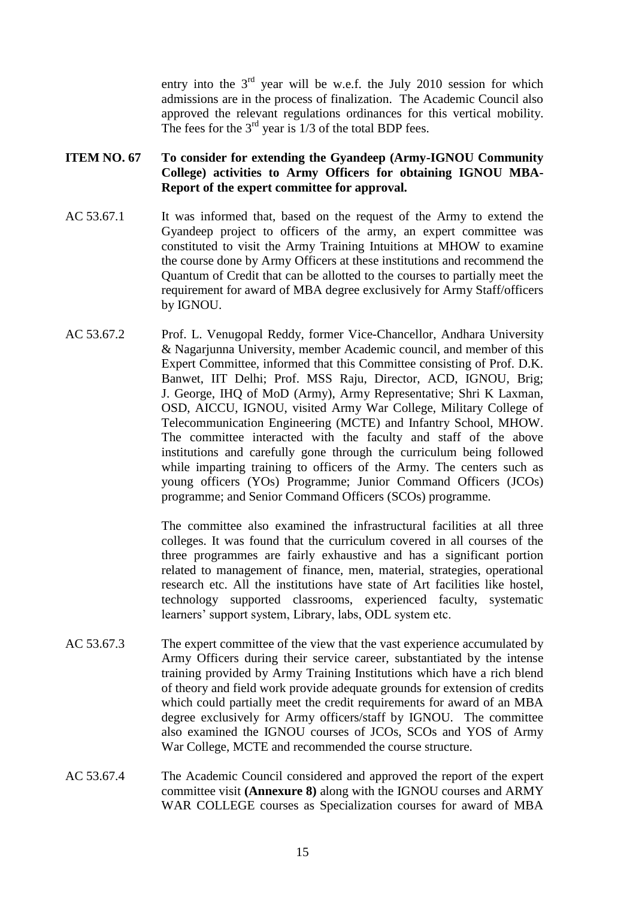entry into the $3^{rd}$ year will be w.e.f. the July 2010 session for which admissions are in the process of finalization. The Academic Council also approved the relevant regulations ordinances for this vertical mobility. The fees for the $3^{rd}$ year is 1/3 of the total BDP fees.

**ITEM NO. 67 To consider for extending the Gyandeep (Army-IGNOU Community College) activities to Army Officers for obtaining IGNOU MBA- Report of the expert committee for approval.**

AC 53.67.1 It was informed that, based on the request of the Army to extend the Gyandeep project to officers of the army, an expert committee was constituted to visit the Army Training Intuitions at MHOW to examine the course done by Army Officers at these institutions and recommend the Quantum of Credit that can be allotted to the courses to partially meet the requirement for award of MBA degree exclusively for Army Staff/officers by IGNOU.

AC 53.67.2 Prof. L. Venugopal Reddy, former Vice-Chancellor, Andhara University & Nagarjunna University, member Academic council, and member of this Expert Committee, informed that this Committee consisting of Prof. D.K. Banwet, IIT Delhi; Prof. MSS Raju, Director, ACD, IGNOU, Brig; J. George, IHQ of MoD (Army), Army Representative; Shri K Laxman, OSD, AICCU, IGNOU, visited Army War College, Military College of Telecommunication Engineering (MCTE) and Infantry School, MHOW. The committee interacted with the faculty and staff of the above institutions and carefully gone through the curriculum being followed while imparting training to officers of the Army. The centers such as young officers (YOs) Programme; Junior Command Officers (JCOs) programme; and Senior Command Officers (SCOs) programme.

The committee also examined the infrastructural facilities at all three colleges. It was found that the curriculum covered in all courses of the three programmes are fairly exhaustive and has a significant portion related to management of finance, men, material, strategies, operational research etc. All the institutions have state of Art facilities like hostel, technology supported classrooms, experienced faculty, systematic learners' support system, Library, labs, ODL system etc.

AC 53.67.3 The expert committee of the view that the vast experience accumulated by Army Officers during their service career, substantiated by the intense training provided by Army Training Institutions which have a rich blend of theory and field work provide adequate grounds for extension of credits which could partially meet the credit requirements for award of an MBA degree exclusively for Army officers/staff by IGNOU. The committee also examined the IGNOU courses of JCOs, SCOs and YOS of Army War College, MCTE and recommended the course structure.

AC 53.67.4 The Academic Council considered and approved the report of the expert committee visit **(Annexure 8)** along with the IGNOU courses and ARMY WAR COLLEGE courses as Specialization courses for award of MBA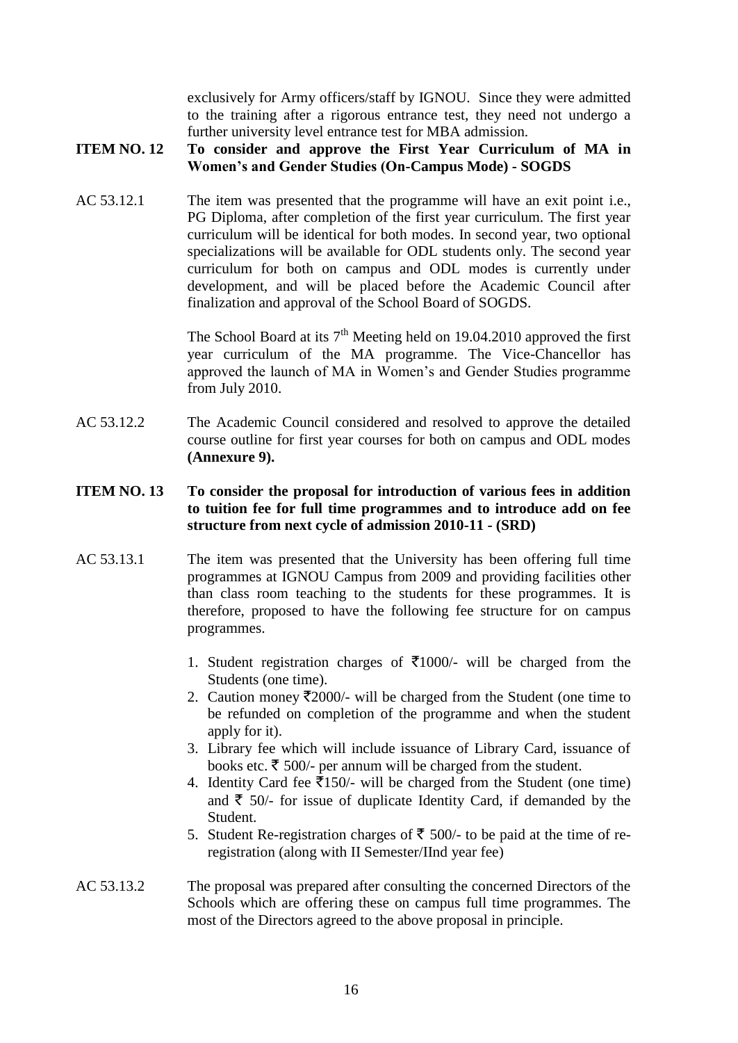exclusively for Army officers/staff by IGNOU. Since they were admitted to the training after a rigorous entrance test, they need not undergo a further university level entrance test for MBA admission.

**ITEM NO. 12 To consider and approve the First Year Curriculum of MA in Women's and Gender Studies (On-Campus Mode) - SOGDS**

AC 53.12.1 The item was presented that the programme will have an exit point i.e., PG Diploma, after completion of the first year curriculum. The first year curriculum will be identical for both modes. In second year, two optional specializations will be available for ODL students only. The second year curriculum for both on campus and ODL modes is currently under development, and will be placed before the Academic Council after finalization and approval of the School Board of SOGDS.

The School Board at its 7th Meeting held on 19.04.2010 approved the first year curriculum of the MA programme. The Vice-Chancellor has approved the launch of MA in Women's and Gender Studies programme from July 2010.

AC 53.12.2 The Academic Council considered and resolved to approve the detailed course outline for first year courses for both on campus and ODL modes **(Annexure 9).**

**ITEM NO. 13 To consider the proposal for introduction of various fees in addition to tuition fee for full time programmes and to introduce add on fee structure from next cycle of admission 2010-11 - (SRD)**

AC 53.13.1 The item was presented that the University has been offering full time programmes at IGNOU Campus from 2009 and providing facilities other than class room teaching to the students for these programmes. It is therefore, proposed to have the following fee structure for on campus programmes.

1. Student registration charges of ₹1000/- will be charged from the Students (one time).
2. Caution money ₹2000/- will be charged from the Student (one time to be refunded on completion of the programme and when the student apply for it).
3. Library fee which will include issuance of Library Card, issuance of books etc. ₹ 500/- per annum will be charged from the student.
4. Identity Card fee ₹150/- will be charged from the Student (one time) and ₹ 50/- for issue of duplicate Identity Card, if demanded by the Student.
5. Student Re-registration charges of ₹ 500/- to be paid at the time of re-registration (along with II Semester/IInd year fee)

AC 53.13.2 The proposal was prepared after consulting the concerned Directors of the Schools which are offering these on campus full time programmes. The most of the Directors agreed to the above proposal in principle.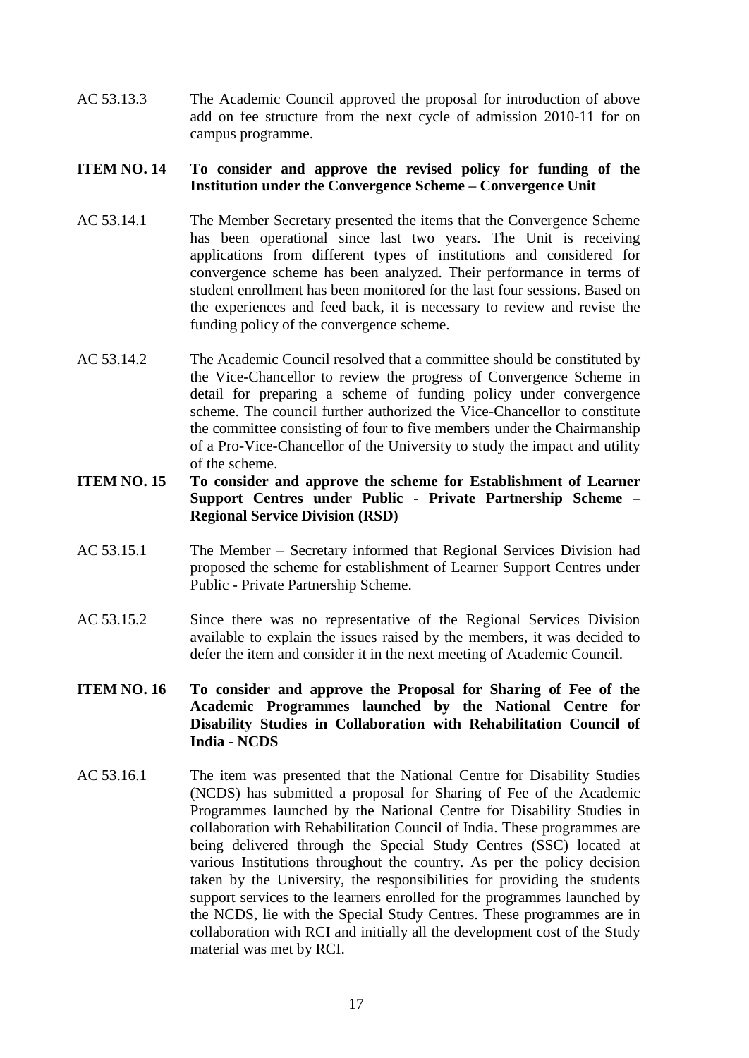AC 53.13.3 The Academic Council approved the proposal for introduction of above add on fee structure from the next cycle of admission 2010-11 for on campus programme.

**ITEM NO. 14 To consider and approve the revised policy for funding of the Institution under the Convergence Scheme – Convergence Unit**

AC 53.14.1 The Member Secretary presented the items that the Convergence Scheme has been operational since last two years. The Unit is receiving applications from different types of institutions and considered for convergence scheme has been analyzed. Their performance in terms of student enrollment has been monitored for the last four sessions. Based on the experiences and feed back, it is necessary to review and revise the funding policy of the convergence scheme.

AC 53.14.2 The Academic Council resolved that a committee should be constituted by the Vice-Chancellor to review the progress of Convergence Scheme in detail for preparing a scheme of funding policy under convergence scheme. The council further authorized the Vice-Chancellor to constitute the committee consisting of four to five members under the Chairmanship of a Pro-Vice-Chancellor of the University to study the impact and utility of the scheme.

**ITEM NO. 15 To consider and approve the scheme for Establishment of Learner Support Centres under Public - Private Partnership Scheme – Regional Service Division (RSD)**

AC 53.15.1 The Member – Secretary informed that Regional Services Division had proposed the scheme for establishment of Learner Support Centres under Public - Private Partnership Scheme.

AC 53.15.2 Since there was no representative of the Regional Services Division available to explain the issues raised by the members, it was decided to defer the item and consider it in the next meeting of Academic Council.

**ITEM NO. 16 To consider and approve the Proposal for Sharing of Fee of the Academic Programmes launched by the National Centre for Disability Studies in Collaboration with Rehabilitation Council of India - NCDS**

AC 53.16.1 The item was presented that the National Centre for Disability Studies (NCDS) has submitted a proposal for Sharing of Fee of the Academic Programmes launched by the National Centre for Disability Studies in collaboration with Rehabilitation Council of India. These programmes are being delivered through the Special Study Centres (SSC) located at various Institutions throughout the country. As per the policy decision taken by the University, the responsibilities for providing the students support services to the learners enrolled for the programmes launched by the NCDS, lie with the Special Study Centres. These programmes are in collaboration with RCI and initially all the development cost of the Study material was met by RCI.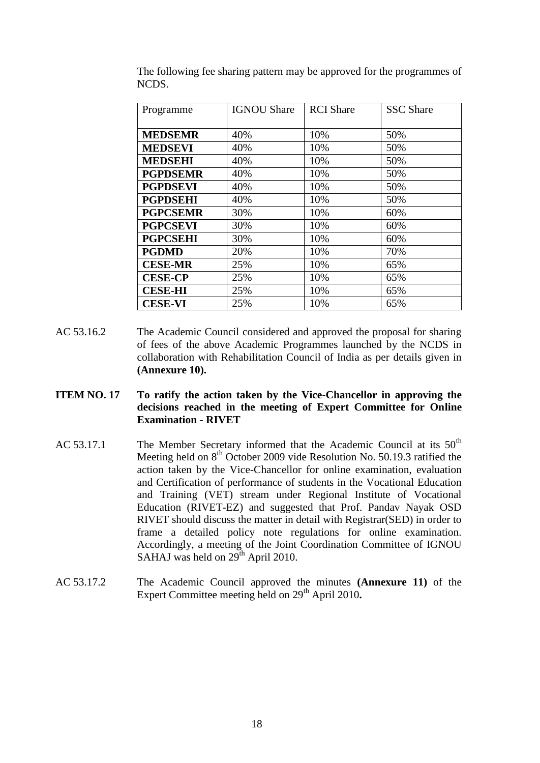The following fee sharing pattern may be approved for the programmes of NCDS.

| Programme | IGNOU Share | RCI Share | SSC Share |
|---|---|---|---|
| **MEDSEMR** | 40% | 10% | 50% |
| **MEDSEVI** | 40% | 10% | 50% |
| **MEDSEHI** | 40% | 10% | 50% |
| **PGPDSEMR** | 40% | 10% | 50% |
| **PGPDSEVI** | 40% | 10% | 50% |
| **PGPDSEHI** | 40% | 10% | 50% |
| **PGPCSEMR** | 30% | 10% | 60% |
| **PGPCSEVI** | 30% | 10% | 60% |
| **PGPCSEHI** | 30% | 10% | 60% |
| **PGDMD** | 20% | 10% | 70% |
| **CESE-MR** | 25% | 10% | 65% |
| **CESE-CP** | 25% | 10% | 65% |
| **CESE-HI** | 25% | 10% | 65% |
| **CESE-VI** | 25% | 10% | 65% |

AC 53.16.2 The Academic Council considered and approved the proposal for sharing of fees of the above Academic Programmes launched by the NCDS in collaboration with Rehabilitation Council of India as per details given in **(Annexure 10).**

**ITEM NO. 17 To ratify the action taken by the Vice-Chancellor in approving the decisions reached in the meeting of Expert Committee for Online Examination - RIVET**

AC 53.17.1 The Member Secretary informed that the Academic Council at its 50th Meeting held on 8th October 2009 vide Resolution No. 50.19.3 ratified the action taken by the Vice-Chancellor for online examination, evaluation and Certification of performance of students in the Vocational Education and Training (VET) stream under Regional Institute of Vocational Education (RIVET-EZ) and suggested that Prof. Pandav Nayak OSD RIVET should discuss the matter in detail with Registrar(SED) in order to frame a detailed policy note regulations for online examination. Accordingly, a meeting of the Joint Coordination Committee of IGNOU SAHAJ was held on 29th April 2010.

AC 53.17.2 The Academic Council approved the minutes **(Annexure 11)** of the Expert Committee meeting held on 29th April 2010**.**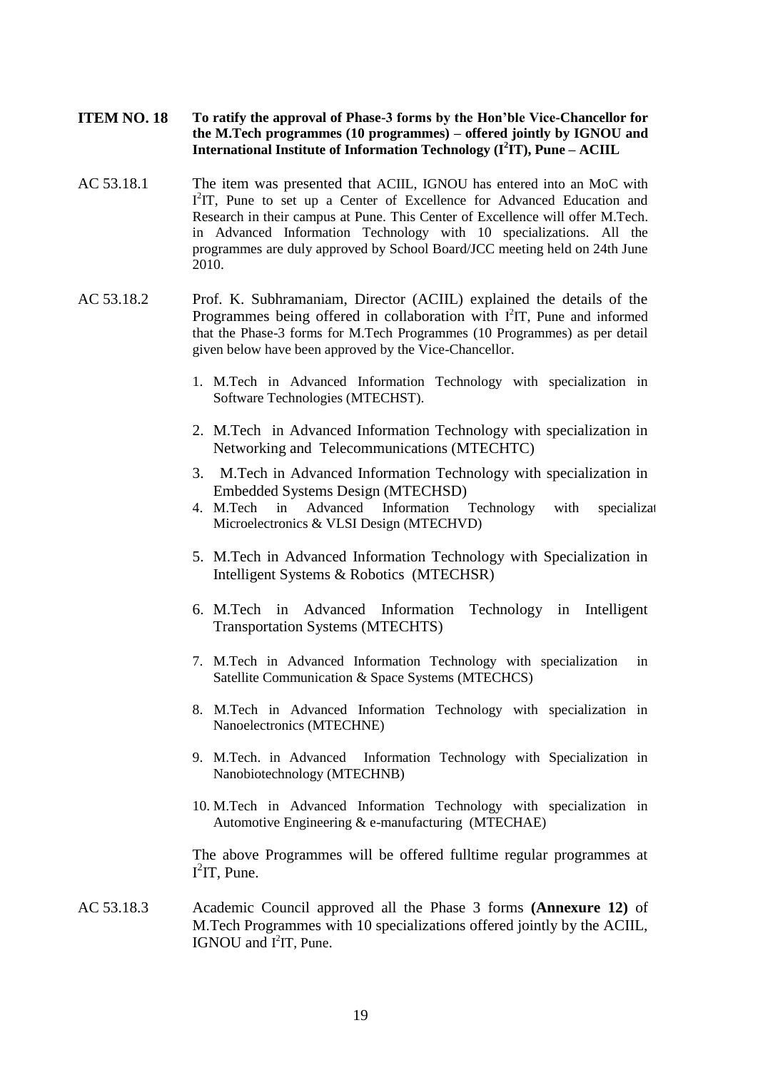**ITEM NO. 18** **To ratify the approval of Phase-3 forms by the Hon'ble Vice-Chancellor for the M.Tech programmes (10 programmes) – offered jointly by IGNOU and International Institute of Information Technology ($I^2$IT), Pune – ACIIL**

AC 53.18.1 The item was presented that ACIIL, IGNOU has entered into an MoC with $I^2$IT, Pune to set up a Center of Excellence for Advanced Education and Research in their campus at Pune. This Center of Excellence will offer M.Tech. in Advanced Information Technology with 10 specializations. All the programmes are duly approved by School Board/JCC meeting held on 24th June 2010.

AC 53.18.2 Prof. K. Subhramaniam, Director (ACIIL) explained the details of the Programmes being offered in collaboration with $I^2$IT, Pune and informed that the Phase-3 forms for M.Tech Programmes (10 Programmes) as per detail given below have been approved by the Vice-Chancellor.

1. M.Tech in Advanced Information Technology with specialization in Software Technologies (MTECHST).
2. M.Tech in Advanced Information Technology with specialization in Networking and Telecommunications (MTECHTC)
3. M.Tech in Advanced Information Technology with specialization in Embedded Systems Design (MTECHSD)
4. M.Tech in Advanced Information Technology with specializat Microelectronics & VLSI Design (MTECHVD)
5. M.Tech in Advanced Information Technology with Specialization in Intelligent Systems & Robotics (MTECHSR)
6. M.Tech in Advanced Information Technology in Intelligent Transportation Systems (MTECHTS)
7. M.Tech in Advanced Information Technology with specialization in Satellite Communication & Space Systems (MTECHCS)
8. M.Tech in Advanced Information Technology with specialization in Nanoelectronics (MTECHNE)
9. M.Tech. in Advanced Information Technology with Specialization in Nanobiotechnology (MTECHNB)
10. M.Tech in Advanced Information Technology with specialization in Automotive Engineering & e-manufacturing (MTECHAE)

The above Programmes will be offered fulltime regular programmes at $I^2$IT, Pune.

AC 53.18.3 Academic Council approved all the Phase 3 forms **(Annexure 12)** of M.Tech Programmes with 10 specializations offered jointly by the ACIIL, IGNOU and $I^2$IT, Pune.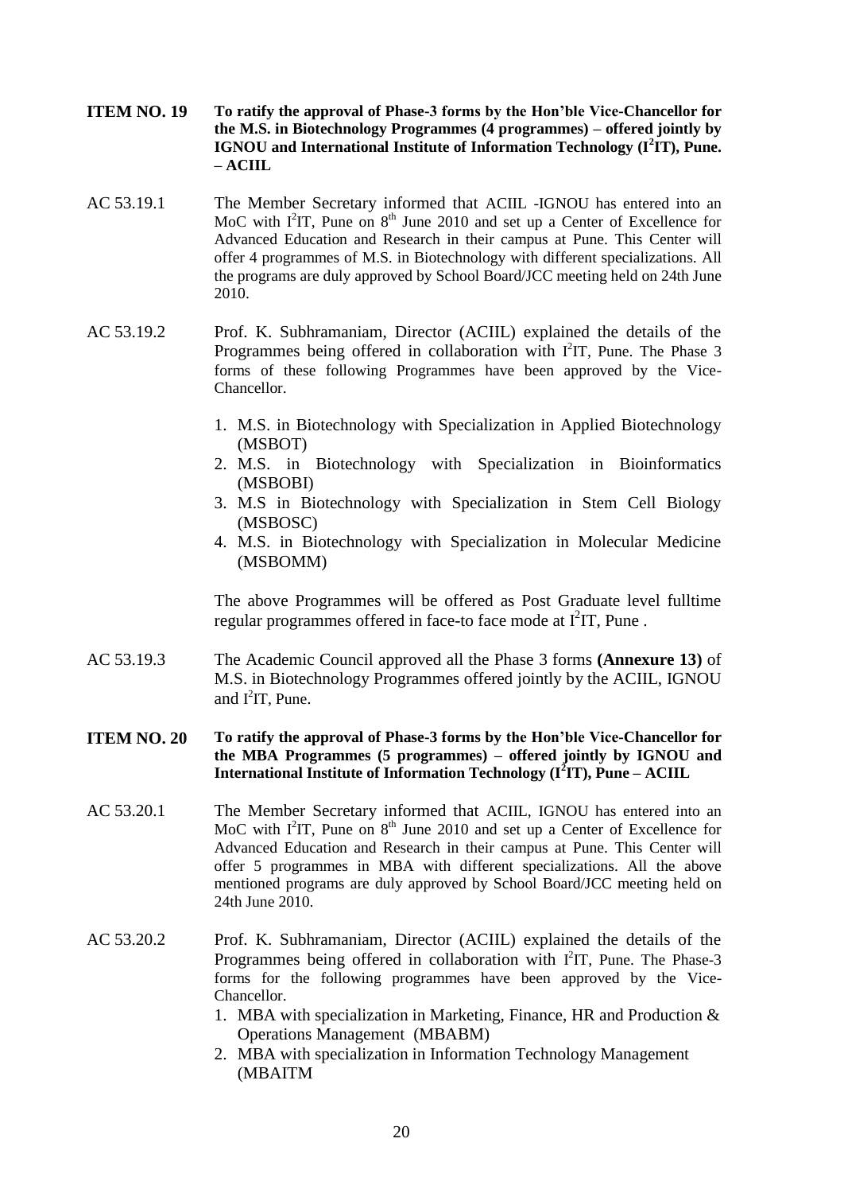**ITEM NO. 19 To ratify the approval of Phase-3 forms by the Hon'ble Vice-Chancellor for the M.S. in Biotechnology Programmes (4 programmes) – offered jointly by IGNOU and International Institute of Information Technology ($I^2IT$), Pune. – ACIIL**

AC 53.19.1 The Member Secretary informed that ACIIL -IGNOU has entered into an MoC with $I^2IT$, Pune on 8th June 2010 and set up a Center of Excellence for Advanced Education and Research in their campus at Pune. This Center will offer 4 programmes of M.S. in Biotechnology with different specializations. All the programs are duly approved by School Board/JCC meeting held on 24th June 2010.

AC 53.19.2 Prof. K. Subhramaniam, Director (ACIIL) explained the details of the Programmes being offered in collaboration with $I^2IT$, Pune. The Phase 3 forms of these following Programmes have been approved by the Vice-Chancellor.

1. M.S. in Biotechnology with Specialization in Applied Biotechnology (MSBOT)
2. M.S. in Biotechnology with Specialization in Bioinformatics (MSBOBI)
3. M.S in Biotechnology with Specialization in Stem Cell Biology (MSBOSC)
4. M.S. in Biotechnology with Specialization in Molecular Medicine (MSBOMM)

The above Programmes will be offered as Post Graduate level fulltime regular programmes offered in face-to face mode at $I^2IT$, Pune .

AC 53.19.3 The Academic Council approved all the Phase 3 forms **(Annexure 13)** of M.S. in Biotechnology Programmes offered jointly by the ACIIL, IGNOU and $I^2IT$, Pune.

**ITEM NO. 20 To ratify the approval of Phase-3 forms by the Hon'ble Vice-Chancellor for the MBA Programmes (5 programmes) – offered jointly by IGNOU and International Institute of Information Technology ($I^2IT$), Pune – ACIIL**

AC 53.20.1 The Member Secretary informed that ACIIL, IGNOU has entered into an MoC with $I^2IT$, Pune on 8th June 2010 and set up a Center of Excellence for Advanced Education and Research in their campus at Pune. This Center will offer 5 programmes in MBA with different specializations. All the above mentioned programs are duly approved by School Board/JCC meeting held on 24th June 2010.

AC 53.20.2 Prof. K. Subhramaniam, Director (ACIIL) explained the details of the Programmes being offered in collaboration with $I^2IT$, Pune. The Phase-3 forms for the following programmes have been approved by the Vice-Chancellor.

1. MBA with specialization in Marketing, Finance, HR and Production & Operations Management (MBABM)
2. MBA with specialization in Information Technology Management (MBAITM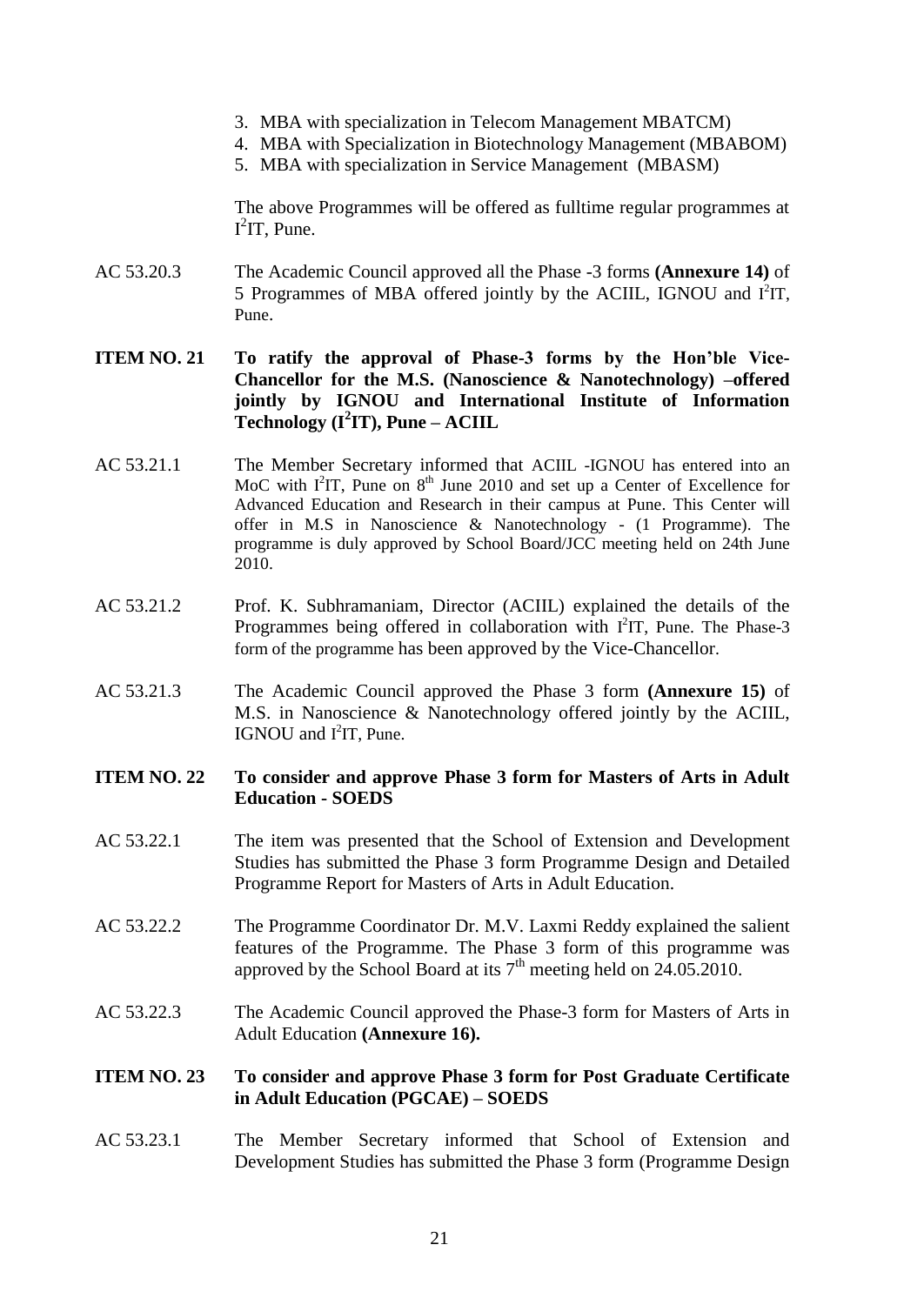3. MBA with specialization in Telecom Management MBATCM)
4. MBA with Specialization in Biotechnology Management (MBABOM)
5. MBA with specialization in Service Management (MBASM)

The above Programmes will be offered as fulltime regular programmes at $I^2IT$, Pune.

AC 53.20.3 The Academic Council approved all the Phase -3 forms **(Annexure 14)** of 5 Programmes of MBA offered jointly by the ACIIL, IGNOU and $I^2IT$, Pune.

**ITEM NO. 21 To ratify the approval of Phase-3 forms by the Hon'ble Vice-Chancellor for the M.S. (Nanoscience & Nanotechnology) –offered jointly by IGNOU and International Institute of Information Technology ($I^2IT$), Pune – ACIIL**

AC 53.21.1 The Member Secretary informed that ACIIL -IGNOU has entered into an MoC with $I^2IT$, Pune on 8th June 2010 and set up a Center of Excellence for Advanced Education and Research in their campus at Pune. This Center will offer in M.S in Nanoscience & Nanotechnology - (1 Programme). The programme is duly approved by School Board/JCC meeting held on 24th June 2010.

AC 53.21.2 Prof. K. Subhramaniam, Director (ACIIL) explained the details of the Programmes being offered in collaboration with $I^2IT$, Pune. The Phase-3 form of the programme has been approved by the Vice-Chancellor.

AC 53.21.3 The Academic Council approved the Phase 3 form **(Annexure 15)** of M.S. in Nanoscience & Nanotechnology offered jointly by the ACIIL, IGNOU and $I^2IT$, Pune.

**ITEM NO. 22 To consider and approve Phase 3 form for Masters of Arts in Adult Education - SOEDS**

AC 53.22.1 The item was presented that the School of Extension and Development Studies has submitted the Phase 3 form Programme Design and Detailed Programme Report for Masters of Arts in Adult Education.

AC 53.22.2 The Programme Coordinator Dr. M.V. Laxmi Reddy explained the salient features of the Programme. The Phase 3 form of this programme was approved by the School Board at its 7th meeting held on 24.05.2010.

AC 53.22.3 The Academic Council approved the Phase-3 form for Masters of Arts in Adult Education **(Annexure 16).**

**ITEM NO. 23 To consider and approve Phase 3 form for Post Graduate Certificate in Adult Education (PGCAE) – SOEDS**

AC 53.23.1 The Member Secretary informed that School of Extension and Development Studies has submitted the Phase 3 form (Programme Design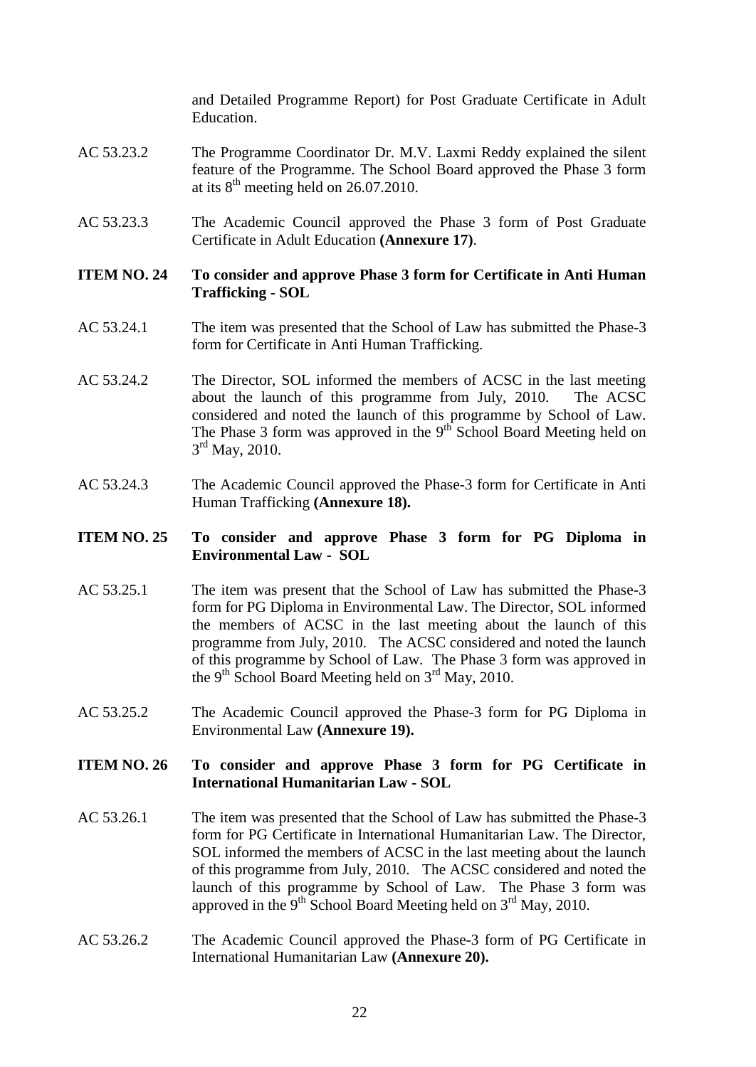and Detailed Programme Report) for Post Graduate Certificate in Adult Education.

AC 53.23.2 The Programme Coordinator Dr. M.V. Laxmi Reddy explained the silent feature of the Programme. The School Board approved the Phase 3 form at its 8th meeting held on 26.07.2010.

AC 53.23.3 The Academic Council approved the Phase 3 form of Post Graduate Certificate in Adult Education **(Annexure 17)**.

**ITEM NO. 24 To consider and approve Phase 3 form for Certificate in Anti Human Trafficking - SOL**

AC 53.24.1 The item was presented that the School of Law has submitted the Phase-3 form for Certificate in Anti Human Trafficking.

AC 53.24.2 The Director, SOL informed the members of ACSC in the last meeting about the launch of this programme from July, 2010. The ACSC considered and noted the launch of this programme by School of Law. The Phase 3 form was approved in the 9th School Board Meeting held on 3rd May, 2010.

AC 53.24.3 The Academic Council approved the Phase-3 form for Certificate in Anti Human Trafficking **(Annexure 18).**

**ITEM NO. 25 To consider and approve Phase 3 form for PG Diploma in Environmental Law - SOL**

AC 53.25.1 The item was present that the School of Law has submitted the Phase-3 form for PG Diploma in Environmental Law. The Director, SOL informed the members of ACSC in the last meeting about the launch of this programme from July, 2010. The ACSC considered and noted the launch of this programme by School of Law. The Phase 3 form was approved in the 9th School Board Meeting held on 3rd May, 2010.

AC 53.25.2 The Academic Council approved the Phase-3 form for PG Diploma in Environmental Law **(Annexure 19).**

**ITEM NO. 26 To consider and approve Phase 3 form for PG Certificate in International Humanitarian Law - SOL**

AC 53.26.1 The item was presented that the School of Law has submitted the Phase-3 form for PG Certificate in International Humanitarian Law. The Director, SOL informed the members of ACSC in the last meeting about the launch of this programme from July, 2010. The ACSC considered and noted the launch of this programme by School of Law. The Phase 3 form was approved in the 9th School Board Meeting held on 3rd May, 2010.

AC 53.26.2 The Academic Council approved the Phase-3 form of PG Certificate in International Humanitarian Law **(Annexure 20).**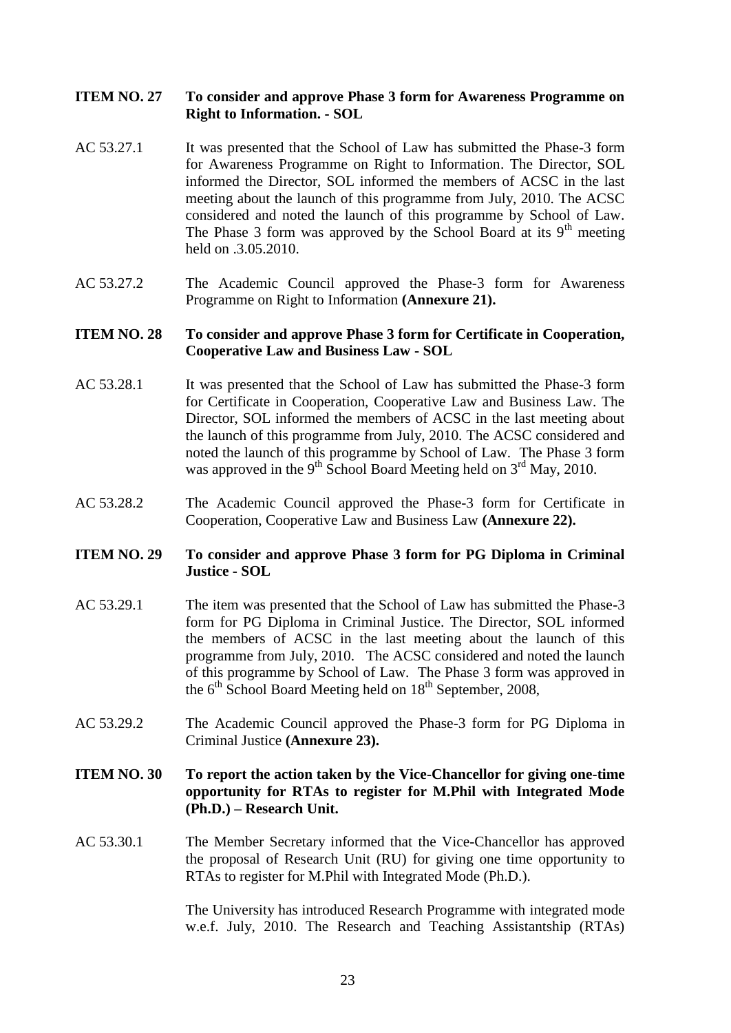**ITEM NO. 27 To consider and approve Phase 3 form for Awareness Programme on Right to Information. - SOL**

AC 53.27.1 It was presented that the School of Law has submitted the Phase-3 form for Awareness Programme on Right to Information. The Director, SOL informed the Director, SOL informed the members of ACSC in the last meeting about the launch of this programme from July, 2010. The ACSC considered and noted the launch of this programme by School of Law. The Phase 3 form was approved by the School Board at its 9th meeting held on .3.05.2010.

AC 53.27.2 The Academic Council approved the Phase-3 form for Awareness Programme on Right to Information **(Annexure 21).**

**ITEM NO. 28 To consider and approve Phase 3 form for Certificate in Cooperation, Cooperative Law and Business Law - SOL**

AC 53.28.1 It was presented that the School of Law has submitted the Phase-3 form for Certificate in Cooperation, Cooperative Law and Business Law. The Director, SOL informed the members of ACSC in the last meeting about the launch of this programme from July, 2010. The ACSC considered and noted the launch of this programme by School of Law. The Phase 3 form was approved in the 9th School Board Meeting held on 3rd May, 2010.

AC 53.28.2 The Academic Council approved the Phase-3 form for Certificate in Cooperation, Cooperative Law and Business Law **(Annexure 22).**

**ITEM NO. 29 To consider and approve Phase 3 form for PG Diploma in Criminal Justice - SOL**

AC 53.29.1 The item was presented that the School of Law has submitted the Phase-3 form for PG Diploma in Criminal Justice. The Director, SOL informed the members of ACSC in the last meeting about the launch of this programme from July, 2010. The ACSC considered and noted the launch of this programme by School of Law. The Phase 3 form was approved in the 6th School Board Meeting held on 18th September, 2008,

AC 53.29.2 The Academic Council approved the Phase-3 form for PG Diploma in Criminal Justice **(Annexure 23).**

**ITEM NO. 30 To report the action taken by the Vice-Chancellor for giving one-time opportunity for RTAs to register for M.Phil with Integrated Mode (Ph.D.) – Research Unit.**

AC 53.30.1 The Member Secretary informed that the Vice-Chancellor has approved the proposal of Research Unit (RU) for giving one time opportunity to RTAs to register for M.Phil with Integrated Mode (Ph.D.).

The University has introduced Research Programme with integrated mode w.e.f. July, 2010. The Research and Teaching Assistantship (RTAs)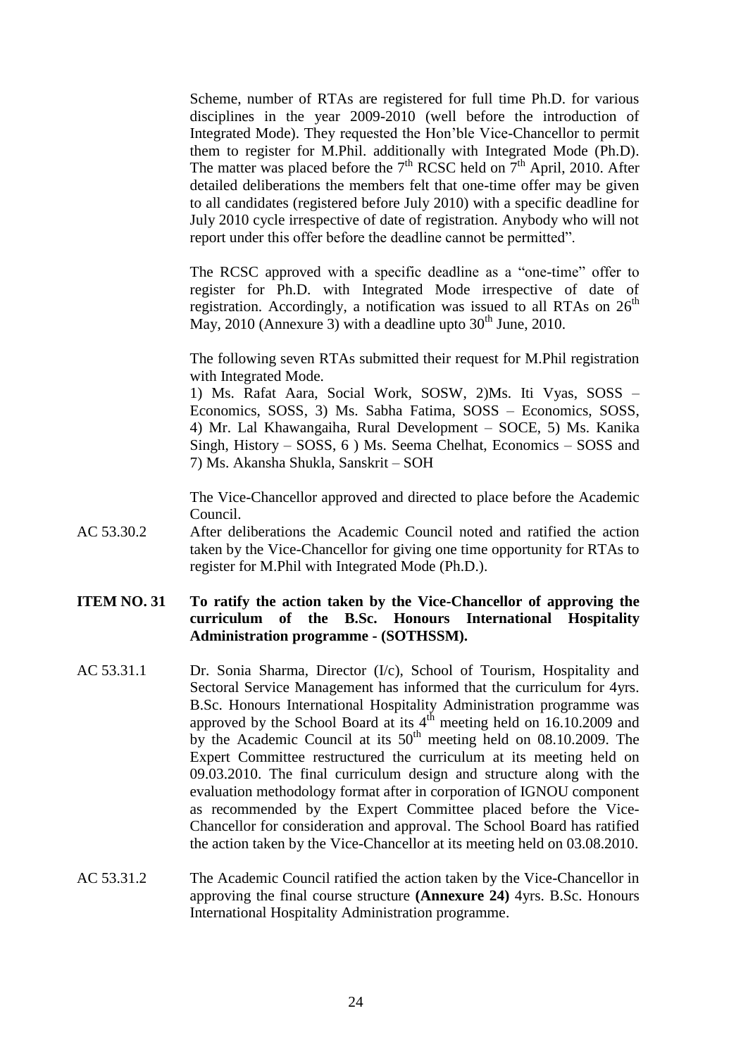Scheme, number of RTAs are registered for full time Ph.D. for various disciplines in the year 2009-2010 (well before the introduction of Integrated Mode). They requested the Hon'ble Vice-Chancellor to permit them to register for M.Phil. additionally with Integrated Mode (Ph.D). The matter was placed before the 7th RCSC held on 7th April, 2010. After detailed deliberations the members felt that one-time offer may be given to all candidates (registered before July 2010) with a specific deadline for July 2010 cycle irrespective of date of registration. Anybody who will not report under this offer before the deadline cannot be permitted".

The RCSC approved with a specific deadline as a "one-time" offer to register for Ph.D. with Integrated Mode irrespective of date of registration. Accordingly, a notification was issued to all RTAs on 26th May, 2010 (Annexure 3) with a deadline upto 30th June, 2010.

The following seven RTAs submitted their request for M.Phil registration with Integrated Mode.

1) Ms. Rafat Aara, Social Work, SOSW, 2)Ms. Iti Vyas, SOSS – Economics, SOSS, 3) Ms. Sabha Fatima, SOSS – Economics, SOSS, 4) Mr. Lal Khawangaiha, Rural Development – SOCE, 5) Ms. Kanika Singh, History – SOSS, 6 ) Ms. Seema Chelhat, Economics – SOSS and 7) Ms. Akansha Shukla, Sanskrit – SOH

The Vice-Chancellor approved and directed to place before the Academic Council.

AC 53.30.2 After deliberations the Academic Council noted and ratified the action taken by the Vice-Chancellor for giving one time opportunity for RTAs to register for M.Phil with Integrated Mode (Ph.D.).

**ITEM NO. 31 To ratify the action taken by the Vice-Chancellor of approving the curriculum of the B.Sc. Honours International Hospitality Administration programme - (SOTHSSM).**

AC 53.31.1 Dr. Sonia Sharma, Director (I/c), School of Tourism, Hospitality and Sectoral Service Management has informed that the curriculum for 4yrs. B.Sc. Honours International Hospitality Administration programme was approved by the School Board at its 4th meeting held on 16.10.2009 and by the Academic Council at its 50th meeting held on 08.10.2009. The Expert Committee restructured the curriculum at its meeting held on 09.03.2010. The final curriculum design and structure along with the evaluation methodology format after in corporation of IGNOU component as recommended by the Expert Committee placed before the Vice-Chancellor for consideration and approval. The School Board has ratified the action taken by the Vice-Chancellor at its meeting held on 03.08.2010.

AC 53.31.2 The Academic Council ratified the action taken by the Vice-Chancellor in approving the final course structure **(Annexure 24)** 4yrs. B.Sc. Honours International Hospitality Administration programme.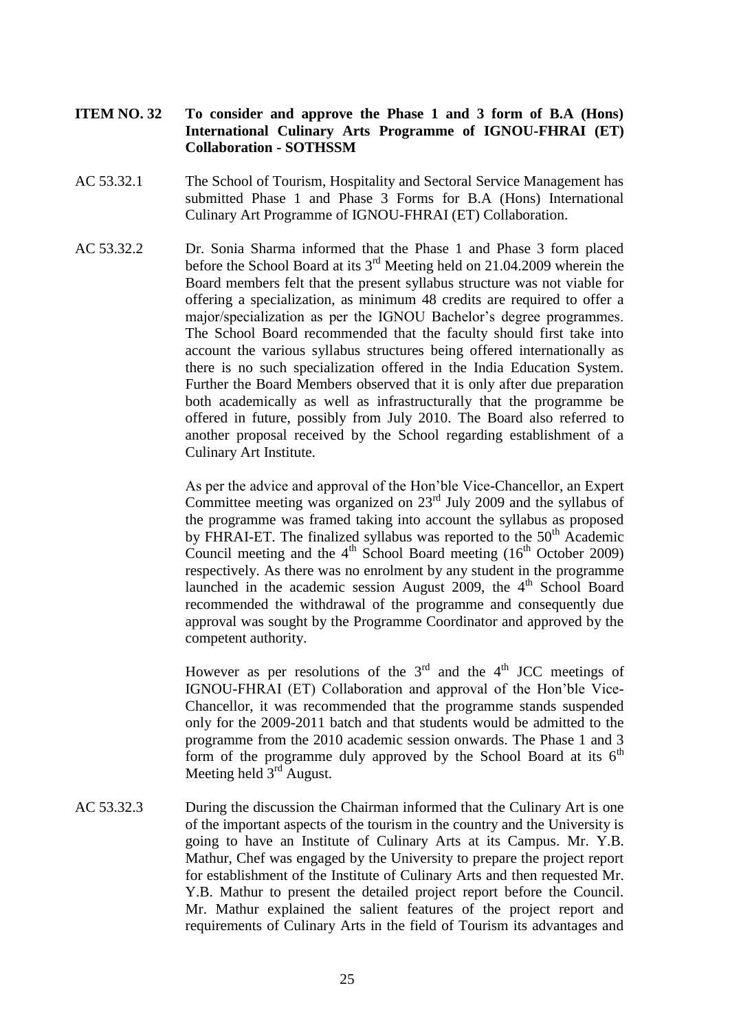**ITEM NO. 32 To consider and approve the Phase 1 and 3 form of B.A (Hons) International Culinary Arts Programme of IGNOU-FHRAI (ET) Collaboration - SOTHSSM**

AC 53.32.1 The School of Tourism, Hospitality and Sectoral Service Management has submitted Phase 1 and Phase 3 Forms for B.A (Hons) International Culinary Art Programme of IGNOU-FHRAI (ET) Collaboration.

AC 53.32.2 Dr. Sonia Sharma informed that the Phase 1 and Phase 3 form placed before the School Board at its 3rd Meeting held on 21.04.2009 wherein the Board members felt that the present syllabus structure was not viable for offering a specialization, as minimum 48 credits are required to offer a major/specialization as per the IGNOU Bachelor's degree programmes. The School Board recommended that the faculty should first take into account the various syllabus structures being offered internationally as there is no such specialization offered in the India Education System. Further the Board Members observed that it is only after due preparation both academically as well as infrastructurally that the programme be offered in future, possibly from July 2010. The Board also referred to another proposal received by the School regarding establishment of a Culinary Art Institute.

As per the advice and approval of the Hon'ble Vice-Chancellor, an Expert Committee meeting was organized on 23rd July 2009 and the syllabus of the programme was framed taking into account the syllabus as proposed by FHRAI-ET. The finalized syllabus was reported to the 50th Academic Council meeting and the 4th School Board meeting (16th October 2009) respectively. As there was no enrolment by any student in the programme launched in the academic session August 2009, the 4th School Board recommended the withdrawal of the programme and consequently due approval was sought by the Programme Coordinator and approved by the competent authority.

However as per resolutions of the 3rd and the 4th JCC meetings of IGNOU-FHRAI (ET) Collaboration and approval of the Hon'ble Vice-Chancellor, it was recommended that the programme stands suspended only for the 2009-2011 batch and that students would be admitted to the programme from the 2010 academic session onwards. The Phase 1 and 3 form of the programme duly approved by the School Board at its 6th Meeting held 3rd August.

AC 53.32.3 During the discussion the Chairman informed that the Culinary Art is one of the important aspects of the tourism in the country and the University is going to have an Institute of Culinary Arts at its Campus. Mr. Y.B. Mathur, Chef was engaged by the University to prepare the project report for establishment of the Institute of Culinary Arts and then requested Mr. Y.B. Mathur to present the detailed project report before the Council. Mr. Mathur explained the salient features of the project report and requirements of Culinary Arts in the field of Tourism its advantages and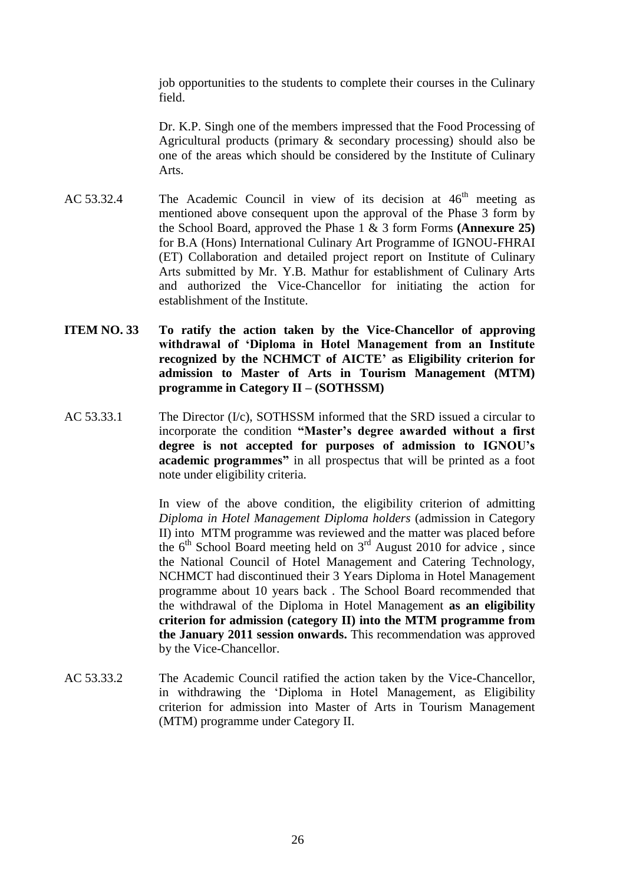job opportunities to the students to complete their courses in the Culinary field.

Dr. K.P. Singh one of the members impressed that the Food Processing of Agricultural products (primary & secondary processing) should also be one of the areas which should be considered by the Institute of Culinary Arts.

AC 53.32.4 The Academic Council in view of its decision at 46th meeting as mentioned above consequent upon the approval of the Phase 3 form by the School Board, approved the Phase 1 & 3 form Forms **(Annexure 25)** for B.A (Hons) International Culinary Art Programme of IGNOU-FHRAI (ET) Collaboration and detailed project report on Institute of Culinary Arts submitted by Mr. Y.B. Mathur for establishment of Culinary Arts and authorized the Vice-Chancellor for initiating the action for establishment of the Institute.

**ITEM NO. 33 To ratify the action taken by the Vice-Chancellor of approving withdrawal of 'Diploma in Hotel Management from an Institute recognized by the NCHMCT of AICTE' as Eligibility criterion for admission to Master of Arts in Tourism Management (MTM) programme in Category II – (SOTHSSM)**

AC 53.33.1 The Director (I/c), SOTHSSM informed that the SRD issued a circular to incorporate the condition **"Master's degree awarded without a first degree is not accepted for purposes of admission to IGNOU's academic programmes"** in all prospectus that will be printed as a foot note under eligibility criteria.

In view of the above condition, the eligibility criterion of admitting *Diploma in Hotel Management Diploma holders* (admission in Category II) into MTM programme was reviewed and the matter was placed before the 6th School Board meeting held on 3rd August 2010 for advice , since the National Council of Hotel Management and Catering Technology, NCHMCT had discontinued their 3 Years Diploma in Hotel Management programme about 10 years back . The School Board recommended that the withdrawal of the Diploma in Hotel Management **as an eligibility criterion for admission (category II) into the MTM programme from the January 2011 session onwards.** This recommendation was approved by the Vice-Chancellor.

AC 53.33.2 The Academic Council ratified the action taken by the Vice-Chancellor, in withdrawing the 'Diploma in Hotel Management, as Eligibility criterion for admission into Master of Arts in Tourism Management (MTM) programme under Category II.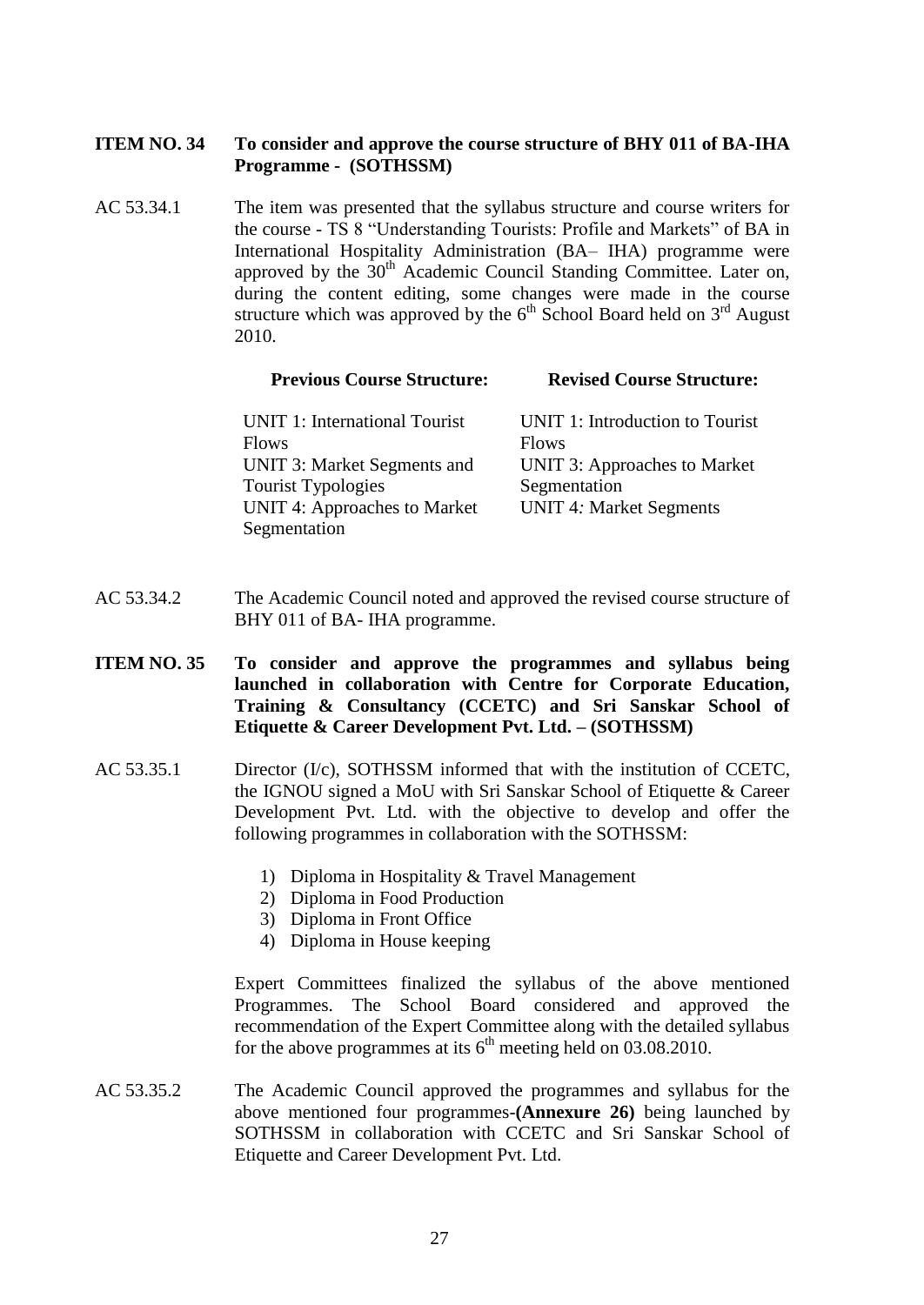**ITEM NO. 34 To consider and approve the course structure of BHY 011 of BA-IHA Programme - (SOTHSSM)**

AC 53.34.1 The item was presented that the syllabus structure and course writers for the course - TS 8 "Understanding Tourists: Profile and Markets" of BA in International Hospitality Administration (BA– IHA) programme were approved by the 30th Academic Council Standing Committee. Later on, during the content editing, some changes were made in the course structure which was approved by the 6th School Board held on 3rd August 2010.

| Previous Course Structure: | Revised Course Structure: |
|---|---|
| UNIT 1: International Tourist Flows | UNIT 1: Introduction to Tourist Flows |
| UNIT 3: Market Segments and Tourist Typologies | UNIT 3: Approaches to Market Segmentation |
| UNIT 4: Approaches to Market Segmentation | UNIT 4*:* Market Segments |

AC 53.34.2 The Academic Council noted and approved the revised course structure of BHY 011 of BA- IHA programme.

**ITEM NO. 35 To consider and approve the programmes and syllabus being launched in collaboration with Centre for Corporate Education, Training & Consultancy (CCETC) and Sri Sanskar School of Etiquette & Career Development Pvt. Ltd. – (SOTHSSM)**

AC 53.35.1 Director (I/c), SOTHSSM informed that with the institution of CCETC, the IGNOU signed a MoU with Sri Sanskar School of Etiquette & Career Development Pvt. Ltd. with the objective to develop and offer the following programmes in collaboration with the SOTHSSM:

1) Diploma in Hospitality & Travel Management
2) Diploma in Food Production
3) Diploma in Front Office
4) Diploma in House keeping

Expert Committees finalized the syllabus of the above mentioned Programmes. The School Board considered and approved the recommendation of the Expert Committee along with the detailed syllabus for the above programmes at its 6th meeting held on 03.08.2010.

AC 53.35.2 The Academic Council approved the programmes and syllabus for the above mentioned four programmes-**(Annexure 26)** being launched by SOTHSSM in collaboration with CCETC and Sri Sanskar School of Etiquette and Career Development Pvt. Ltd.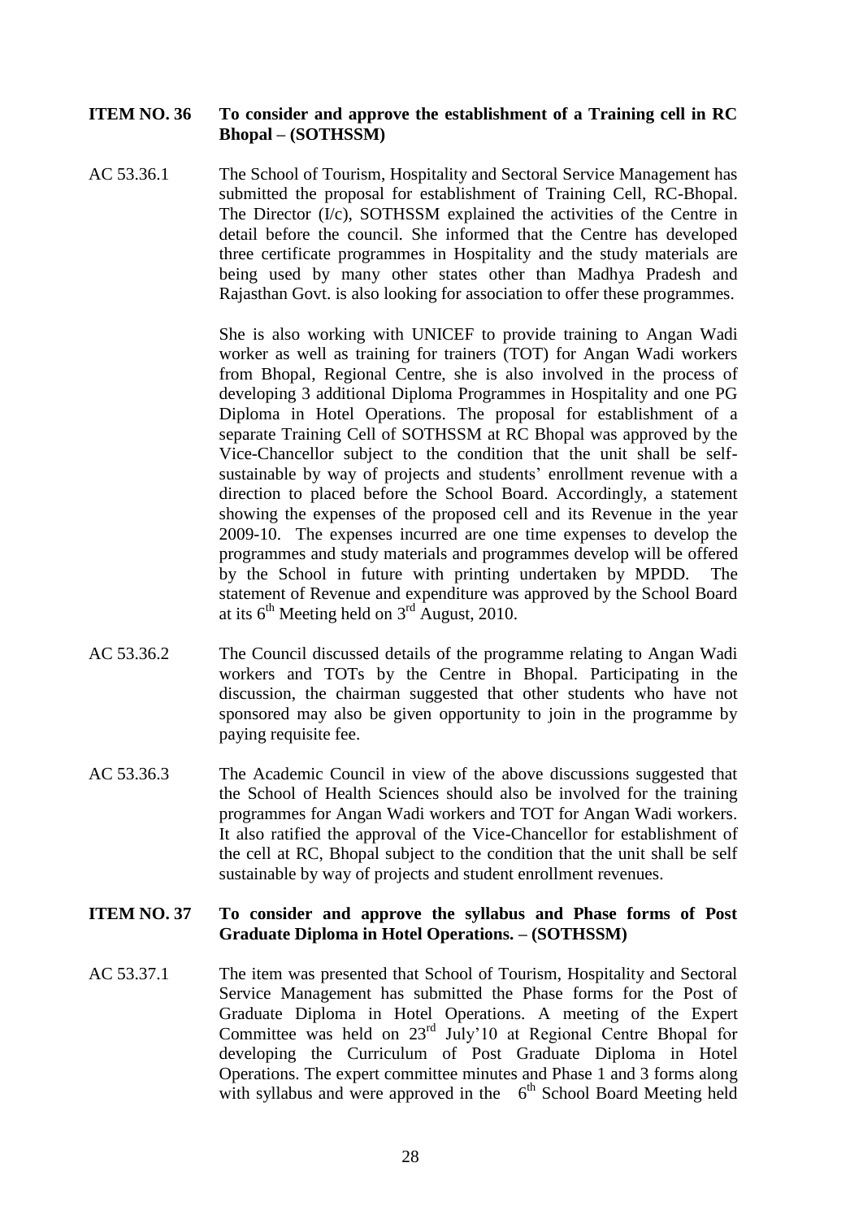**ITEM NO. 36 To consider and approve the establishment of a Training cell in RC Bhopal – (SOTHSSM)**

AC 53.36.1 The School of Tourism, Hospitality and Sectoral Service Management has submitted the proposal for establishment of Training Cell, RC-Bhopal. The Director (I/c), SOTHSSM explained the activities of the Centre in detail before the council. She informed that the Centre has developed three certificate programmes in Hospitality and the study materials are being used by many other states other than Madhya Pradesh and Rajasthan Govt. is also looking for association to offer these programmes.

She is also working with UNICEF to provide training to Angan Wadi worker as well as training for trainers (TOT) for Angan Wadi workers from Bhopal, Regional Centre, she is also involved in the process of developing 3 additional Diploma Programmes in Hospitality and one PG Diploma in Hotel Operations. The proposal for establishment of a separate Training Cell of SOTHSSM at RC Bhopal was approved by the Vice-Chancellor subject to the condition that the unit shall be self-sustainable by way of projects and students' enrollment revenue with a direction to placed before the School Board. Accordingly, a statement showing the expenses of the proposed cell and its Revenue in the year 2009-10. The expenses incurred are one time expenses to develop the programmes and study materials and programmes develop will be offered by the School in future with printing undertaken by MPDD. The statement of Revenue and expenditure was approved by the School Board at its 6th Meeting held on 3rd August, 2010.

AC 53.36.2 The Council discussed details of the programme relating to Angan Wadi workers and TOTs by the Centre in Bhopal. Participating in the discussion, the chairman suggested that other students who have not sponsored may also be given opportunity to join in the programme by paying requisite fee.

AC 53.36.3 The Academic Council in view of the above discussions suggested that the School of Health Sciences should also be involved for the training programmes for Angan Wadi workers and TOT for Angan Wadi workers. It also ratified the approval of the Vice-Chancellor for establishment of the cell at RC, Bhopal subject to the condition that the unit shall be self sustainable by way of projects and student enrollment revenues.

**ITEM NO. 37 To consider and approve the syllabus and Phase forms of Post Graduate Diploma in Hotel Operations. – (SOTHSSM)**

AC 53.37.1 The item was presented that School of Tourism, Hospitality and Sectoral Service Management has submitted the Phase forms for the Post of Graduate Diploma in Hotel Operations. A meeting of the Expert Committee was held on 23rd July'10 at Regional Centre Bhopal for developing the Curriculum of Post Graduate Diploma in Hotel Operations. The expert committee minutes and Phase 1 and 3 forms along with syllabus and were approved in the 6th School Board Meeting held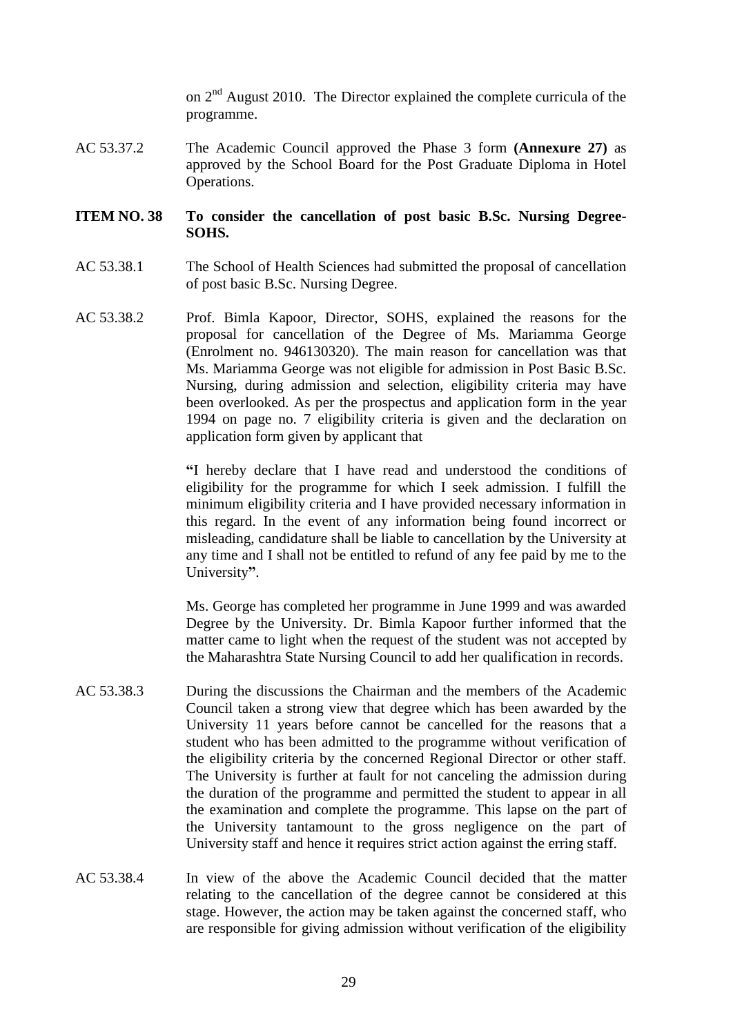on 2nd August 2010. The Director explained the complete curricula of the programme.

AC 53.37.2 The Academic Council approved the Phase 3 form **(Annexure 27)** as approved by the School Board for the Post Graduate Diploma in Hotel Operations.

**ITEM NO. 38 To consider the cancellation of post basic B.Sc. Nursing Degree-SOHS.**

AC 53.38.1 The School of Health Sciences had submitted the proposal of cancellation of post basic B.Sc. Nursing Degree.

AC 53.38.2 Prof. Bimla Kapoor, Director, SOHS, explained the reasons for the proposal for cancellation of the Degree of Ms. Mariamma George (Enrolment no. 946130320). The main reason for cancellation was that Ms. Mariamma George was not eligible for admission in Post Basic B.Sc. Nursing, during admission and selection, eligibility criteria may have been overlooked. As per the prospectus and application form in the year 1994 on page no. 7 eligibility criteria is given and the declaration on application form given by applicant that

**"**I hereby declare that I have read and understood the conditions of eligibility for the programme for which I seek admission. I fulfill the minimum eligibility criteria and I have provided necessary information in this regard. In the event of any information being found incorrect or misleading, candidature shall be liable to cancellation by the University at any time and I shall not be entitled to refund of any fee paid by me to the University**"**.

Ms. George has completed her programme in June 1999 and was awarded Degree by the University. Dr. Bimla Kapoor further informed that the matter came to light when the request of the student was not accepted by the Maharashtra State Nursing Council to add her qualification in records.

AC 53.38.3 During the discussions the Chairman and the members of the Academic Council taken a strong view that degree which has been awarded by the University 11 years before cannot be cancelled for the reasons that a student who has been admitted to the programme without verification of the eligibility criteria by the concerned Regional Director or other staff. The University is further at fault for not canceling the admission during the duration of the programme and permitted the student to appear in all the examination and complete the programme. This lapse on the part of the University tantamount to the gross negligence on the part of University staff and hence it requires strict action against the erring staff.

AC 53.38.4 In view of the above the Academic Council decided that the matter relating to the cancellation of the degree cannot be considered at this stage. However, the action may be taken against the concerned staff, who are responsible for giving admission without verification of the eligibility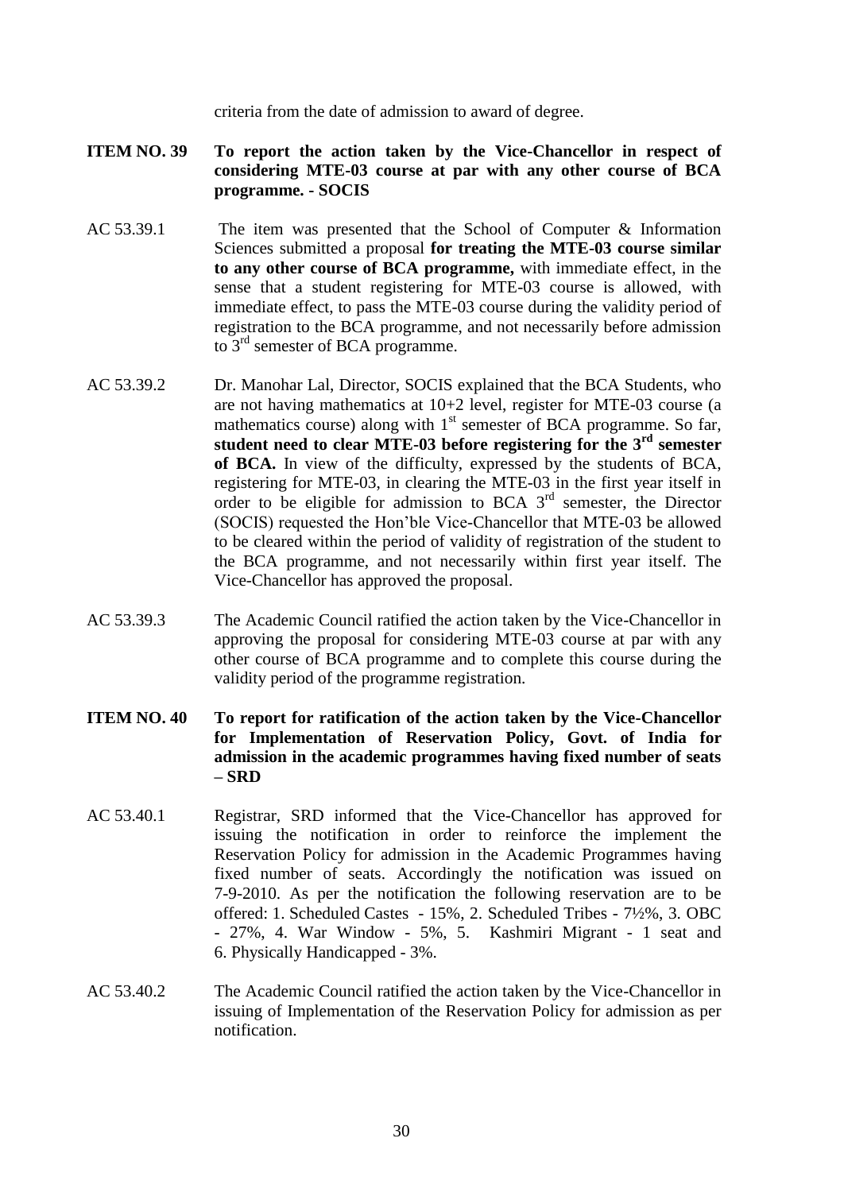criteria from the date of admission to award of degree.

**ITEM NO. 39 To report the action taken by the Vice-Chancellor in respect of considering MTE-03 course at par with any other course of BCA programme. - SOCIS**

AC 53.39.1 The item was presented that the School of Computer & Information Sciences submitted a proposal **for treating the MTE-03 course similar to any other course of BCA programme,** with immediate effect, in the sense that a student registering for MTE-03 course is allowed, with immediate effect, to pass the MTE-03 course during the validity period of registration to the BCA programme, and not necessarily before admission to 3rd semester of BCA programme.

AC 53.39.2 Dr. Manohar Lal, Director, SOCIS explained that the BCA Students, who are not having mathematics at 10+2 level, register for MTE-03 course (a mathematics course) along with 1st semester of BCA programme. So far, **student need to clear MTE-03 before registering for the 3rd semester of BCA.** In view of the difficulty, expressed by the students of BCA, registering for MTE-03, in clearing the MTE-03 in the first year itself in order to be eligible for admission to BCA 3rd semester, the Director (SOCIS) requested the Hon'ble Vice-Chancellor that MTE-03 be allowed to be cleared within the period of validity of registration of the student to the BCA programme, and not necessarily within first year itself. The Vice-Chancellor has approved the proposal.

AC 53.39.3 The Academic Council ratified the action taken by the Vice-Chancellor in approving the proposal for considering MTE-03 course at par with any other course of BCA programme and to complete this course during the validity period of the programme registration.

**ITEM NO. 40 To report for ratification of the action taken by the Vice-Chancellor for Implementation of Reservation Policy, Govt. of India for admission in the academic programmes having fixed number of seats – SRD**

AC 53.40.1 Registrar, SRD informed that the Vice-Chancellor has approved for issuing the notification in order to reinforce the implement the Reservation Policy for admission in the Academic Programmes having fixed number of seats. Accordingly the notification was issued on 7-9-2010. As per the notification the following reservation are to be offered: 1. Scheduled Castes - 15%, 2. Scheduled Tribes - 7½%, 3. OBC - 27%, 4. War Window - 5%, 5. Kashmiri Migrant - 1 seat and 6. Physically Handicapped - 3%.

AC 53.40.2 The Academic Council ratified the action taken by the Vice-Chancellor in issuing of Implementation of the Reservation Policy for admission as per notification.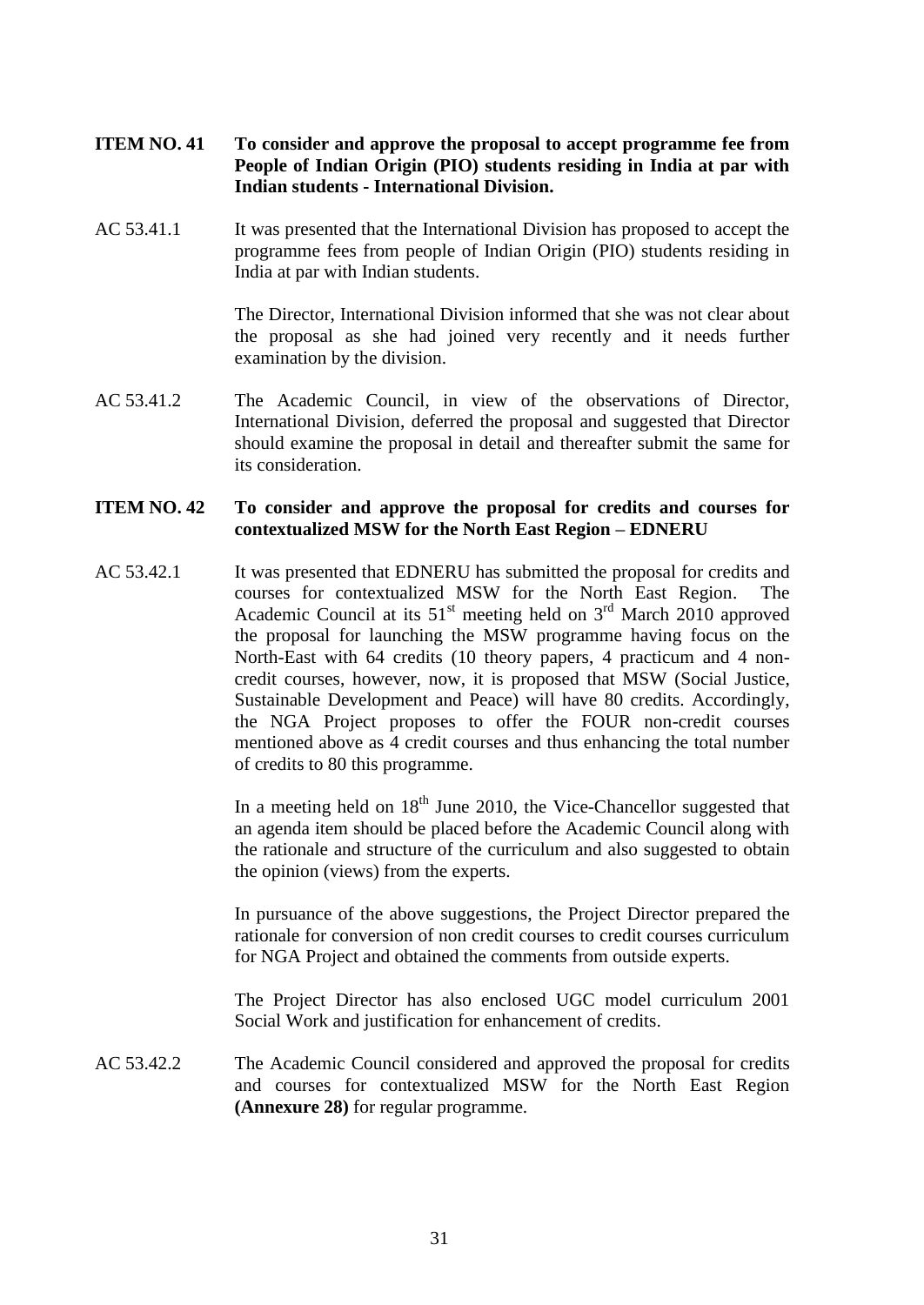**ITEM NO. 41 To consider and approve the proposal to accept programme fee from People of Indian Origin (PIO) students residing in India at par with Indian students - International Division.**

AC 53.41.1 It was presented that the International Division has proposed to accept the programme fees from people of Indian Origin (PIO) students residing in India at par with Indian students.

The Director, International Division informed that she was not clear about the proposal as she had joined very recently and it needs further examination by the division.

AC 53.41.2 The Academic Council, in view of the observations of Director, International Division, deferred the proposal and suggested that Director should examine the proposal in detail and thereafter submit the same for its consideration.

**ITEM NO. 42 To consider and approve the proposal for credits and courses for contextualized MSW for the North East Region – EDNERU**

AC 53.42.1 It was presented that EDNERU has submitted the proposal for credits and courses for contextualized MSW for the North East Region. The Academic Council at its 51st meeting held on 3rd March 2010 approved the proposal for launching the MSW programme having focus on the North-East with 64 credits (10 theory papers, 4 practicum and 4 non-credit courses, however, now, it is proposed that MSW (Social Justice, Sustainable Development and Peace) will have 80 credits. Accordingly, the NGA Project proposes to offer the FOUR non-credit courses mentioned above as 4 credit courses and thus enhancing the total number of credits to 80 this programme.

In a meeting held on 18th June 2010, the Vice-Chancellor suggested that an agenda item should be placed before the Academic Council along with the rationale and structure of the curriculum and also suggested to obtain the opinion (views) from the experts.

In pursuance of the above suggestions, the Project Director prepared the rationale for conversion of non credit courses to credit courses curriculum for NGA Project and obtained the comments from outside experts.

The Project Director has also enclosed UGC model curriculum 2001 Social Work and justification for enhancement of credits.

AC 53.42.2 The Academic Council considered and approved the proposal for credits and courses for contextualized MSW for the North East Region **(Annexure 28)** for regular programme.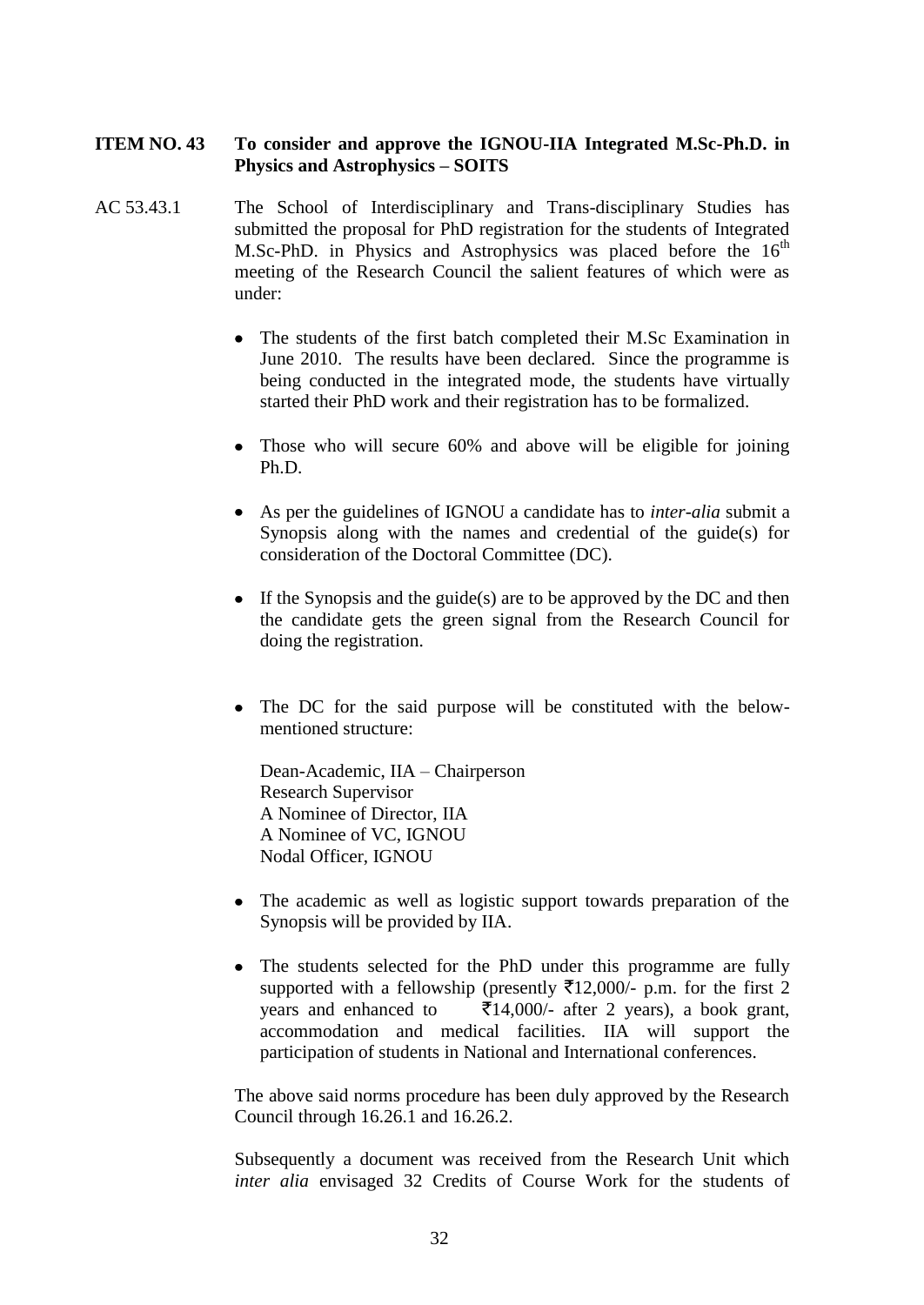**ITEM NO. 43 To consider and approve the IGNOU-IIA Integrated M.Sc-Ph.D. in Physics and Astrophysics – SOITS**

AC 53.43.1 The School of Interdisciplinary and Trans-disciplinary Studies has submitted the proposal for PhD registration for the students of Integrated M.Sc-PhD. in Physics and Astrophysics was placed before the 16th meeting of the Research Council the salient features of which were as under:

- The students of the first batch completed their M.Sc Examination in June 2010. The results have been declared. Since the programme is being conducted in the integrated mode, the students have virtually started their PhD work and their registration has to be formalized.

- Those who will secure 60% and above will be eligible for joining Ph.D.

- As per the guidelines of IGNOU a candidate has to *inter-alia* submit a Synopsis along with the names and credential of the guide(s) for consideration of the Doctoral Committee (DC).

- If the Synopsis and the guide(s) are to be approved by the DC and then the candidate gets the green signal from the Research Council for doing the registration.

- The DC for the said purpose will be constituted with the below-mentioned structure:

  Dean-Academic, IIA – Chairperson
  Research Supervisor
  A Nominee of Director, IIA
  A Nominee of VC, IGNOU
  Nodal Officer, IGNOU

- The academic as well as logistic support towards preparation of the Synopsis will be provided by IIA.

- The students selected for the PhD under this programme are fully supported with a fellowship (presently ₹12,000/- p.m. for the first 2 years and enhanced to ₹14,000/- after 2 years), a book grant, accommodation and medical facilities. IIA will support the participation of students in National and International conferences.

The above said norms procedure has been duly approved by the Research Council through 16.26.1 and 16.26.2.

Subsequently a document was received from the Research Unit which *inter alia* envisaged 32 Credits of Course Work for the students of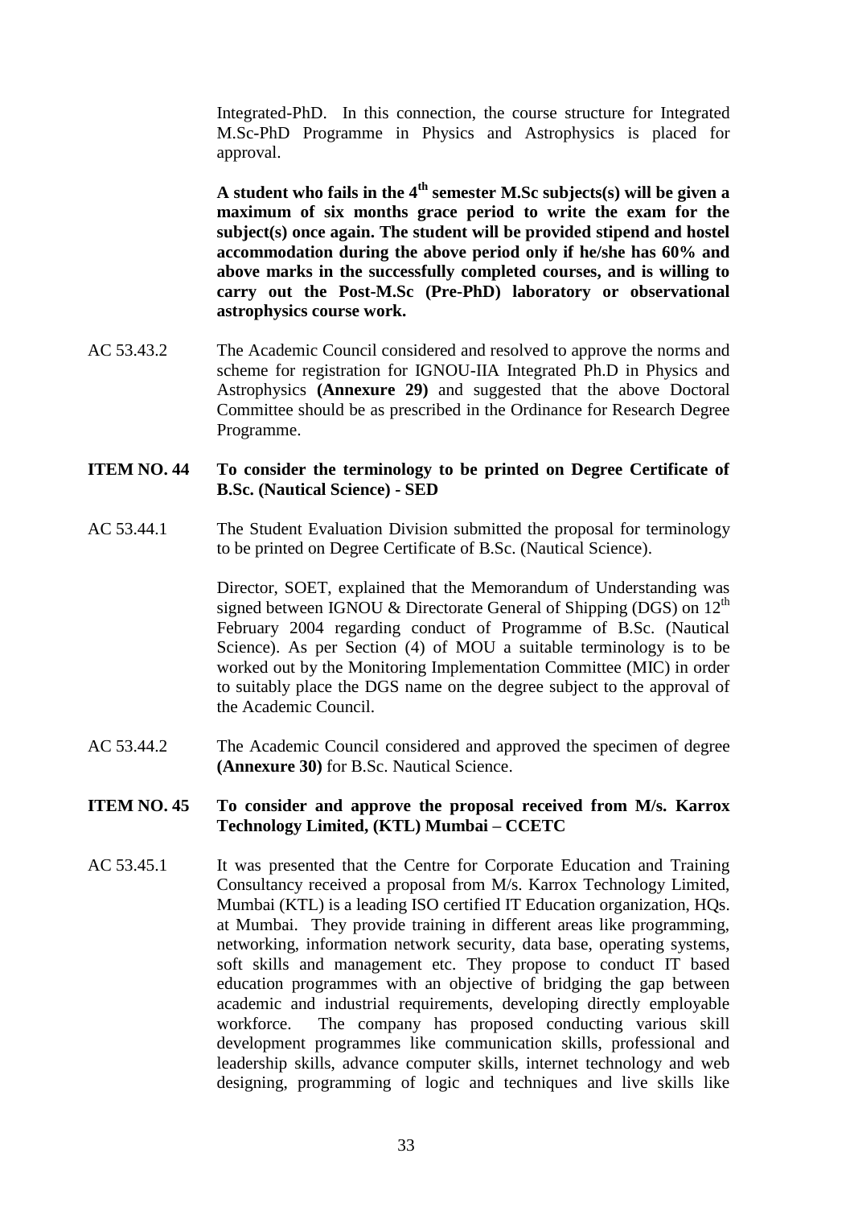Integrated-PhD. In this connection, the course structure for Integrated M.Sc-PhD Programme in Physics and Astrophysics is placed for approval.

**A student who fails in the 4th semester M.Sc subjects(s) will be given a maximum of six months grace period to write the exam for the subject(s) once again. The student will be provided stipend and hostel accommodation during the above period only if he/she has 60% and above marks in the successfully completed courses, and is willing to carry out the Post-M.Sc (Pre-PhD) laboratory or observational astrophysics course work.**

AC 53.43.2 The Academic Council considered and resolved to approve the norms and scheme for registration for IGNOU-IIA Integrated Ph.D in Physics and Astrophysics **(Annexure 29)** and suggested that the above Doctoral Committee should be as prescribed in the Ordinance for Research Degree Programme.

**ITEM NO. 44 To consider the terminology to be printed on Degree Certificate of B.Sc. (Nautical Science) - SED**

AC 53.44.1 The Student Evaluation Division submitted the proposal for terminology to be printed on Degree Certificate of B.Sc. (Nautical Science).

Director, SOET, explained that the Memorandum of Understanding was signed between IGNOU & Directorate General of Shipping (DGS) on 12th February 2004 regarding conduct of Programme of B.Sc. (Nautical Science). As per Section (4) of MOU a suitable terminology is to be worked out by the Monitoring Implementation Committee (MIC) in order to suitably place the DGS name on the degree subject to the approval of the Academic Council.

AC 53.44.2 The Academic Council considered and approved the specimen of degree **(Annexure 30)** for B.Sc. Nautical Science.

**ITEM NO. 45 To consider and approve the proposal received from M/s. Karrox Technology Limited, (KTL) Mumbai – CCETC**

AC 53.45.1 It was presented that the Centre for Corporate Education and Training Consultancy received a proposal from M/s. Karrox Technology Limited, Mumbai (KTL) is a leading ISO certified IT Education organization, HQs. at Mumbai. They provide training in different areas like programming, networking, information network security, data base, operating systems, soft skills and management etc. They propose to conduct IT based education programmes with an objective of bridging the gap between academic and industrial requirements, developing directly employable workforce. The company has proposed conducting various skill development programmes like communication skills, professional and leadership skills, advance computer skills, internet technology and web designing, programming of logic and techniques and live skills like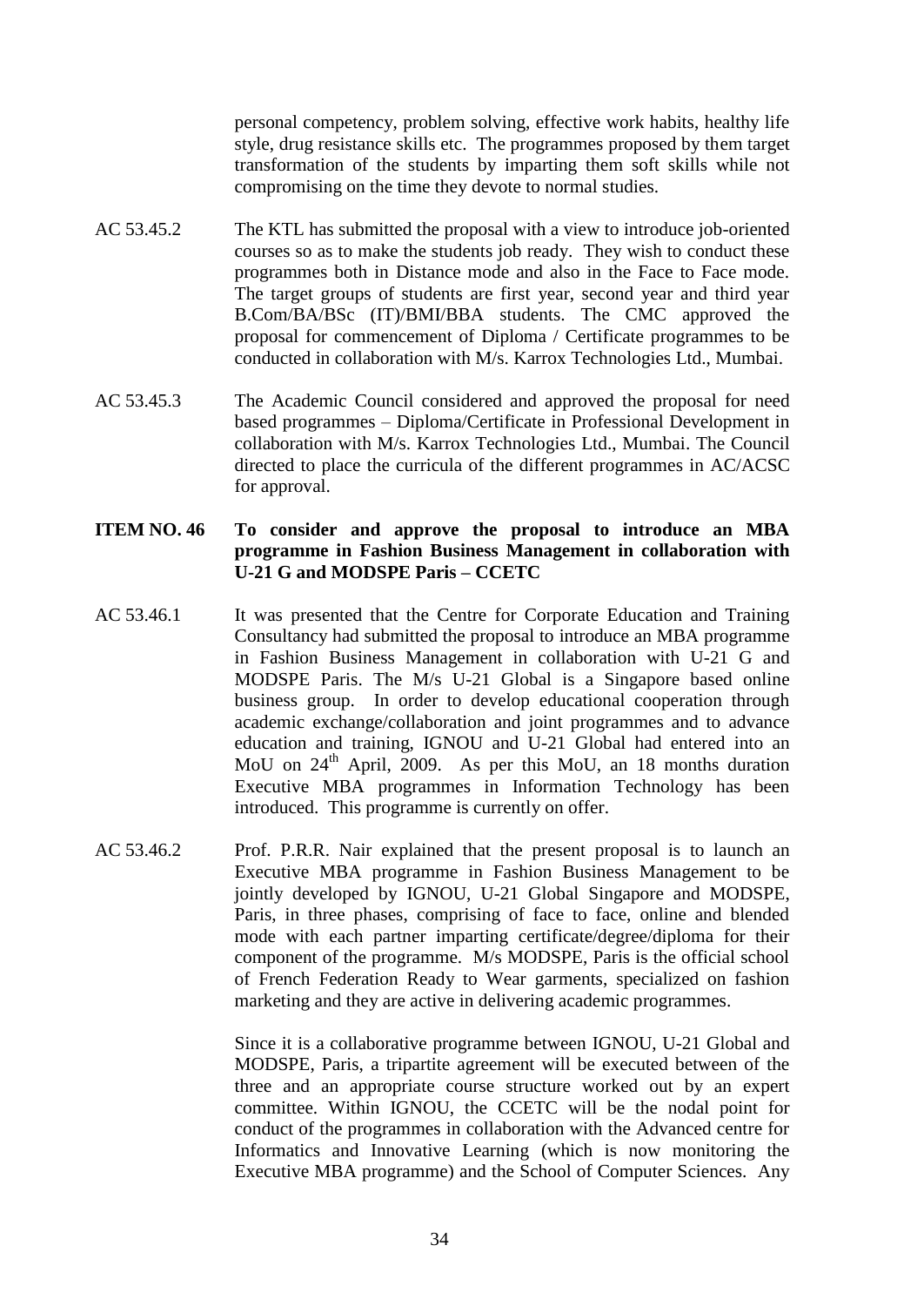personal competency, problem solving, effective work habits, healthy life style, drug resistance skills etc. The programmes proposed by them target transformation of the students by imparting them soft skills while not compromising on the time they devote to normal studies.

AC 53.45.2 The KTL has submitted the proposal with a view to introduce job-oriented courses so as to make the students job ready. They wish to conduct these programmes both in Distance mode and also in the Face to Face mode. The target groups of students are first year, second year and third year B.Com/BA/BSc (IT)/BMI/BBA students. The CMC approved the proposal for commencement of Diploma / Certificate programmes to be conducted in collaboration with M/s. Karrox Technologies Ltd., Mumbai.

AC 53.45.3 The Academic Council considered and approved the proposal for need based programmes – Diploma/Certificate in Professional Development in collaboration with M/s. Karrox Technologies Ltd., Mumbai. The Council directed to place the curricula of the different programmes in AC/ACSC for approval.

**ITEM NO. 46 To consider and approve the proposal to introduce an MBA programme in Fashion Business Management in collaboration with U-21 G and MODSPE Paris – CCETC**

AC 53.46.1 It was presented that the Centre for Corporate Education and Training Consultancy had submitted the proposal to introduce an MBA programme in Fashion Business Management in collaboration with U-21 G and MODSPE Paris. The M/s U-21 Global is a Singapore based online business group. In order to develop educational cooperation through academic exchange/collaboration and joint programmes and to advance education and training, IGNOU and U-21 Global had entered into an MoU on 24th April, 2009. As per this MoU, an 18 months duration Executive MBA programmes in Information Technology has been introduced. This programme is currently on offer.

AC 53.46.2 Prof. P.R.R. Nair explained that the present proposal is to launch an Executive MBA programme in Fashion Business Management to be jointly developed by IGNOU, U-21 Global Singapore and MODSPE, Paris, in three phases, comprising of face to face, online and blended mode with each partner imparting certificate/degree/diploma for their component of the programme. M/s MODSPE, Paris is the official school of French Federation Ready to Wear garments, specialized on fashion marketing and they are active in delivering academic programmes.

Since it is a collaborative programme between IGNOU, U-21 Global and MODSPE, Paris, a tripartite agreement will be executed between of the three and an appropriate course structure worked out by an expert committee. Within IGNOU, the CCETC will be the nodal point for conduct of the programmes in collaboration with the Advanced centre for Informatics and Innovative Learning (which is now monitoring the Executive MBA programme) and the School of Computer Sciences. Any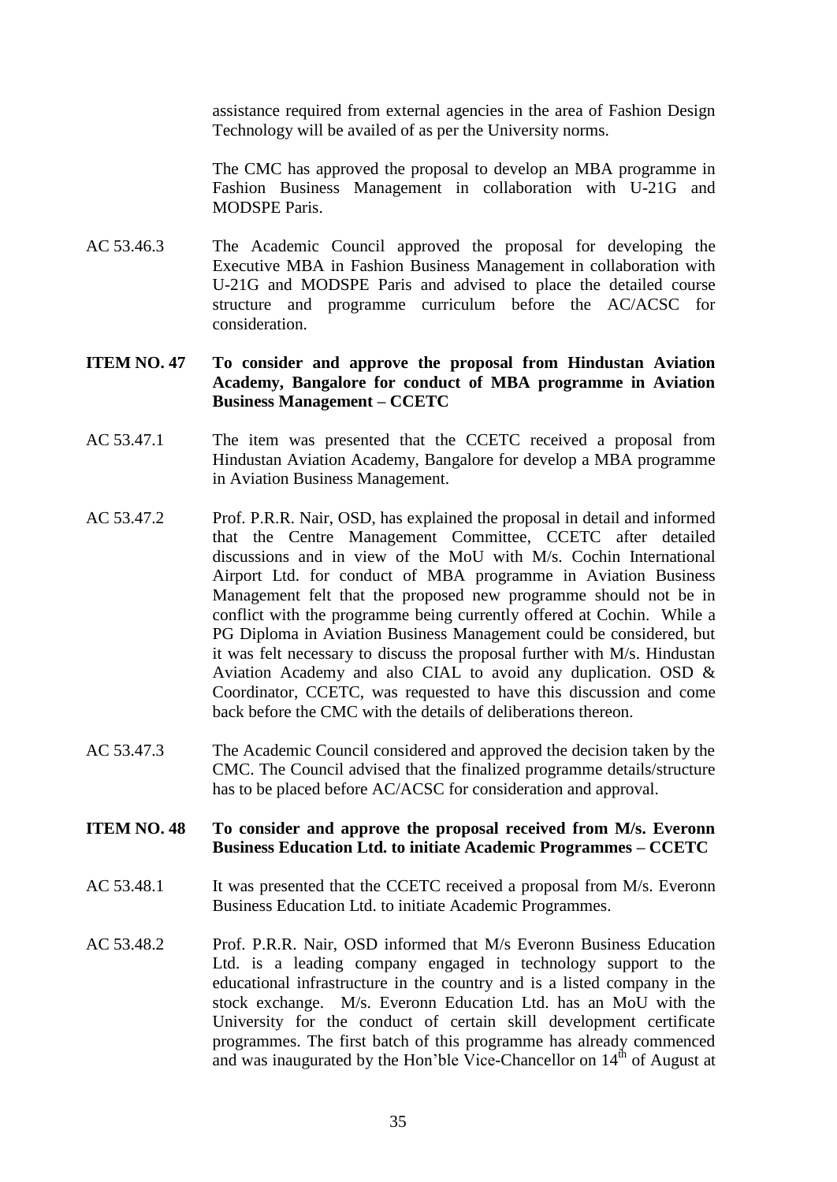assistance required from external agencies in the area of Fashion Design Technology will be availed of as per the University norms.

The CMC has approved the proposal to develop an MBA programme in Fashion Business Management in collaboration with U-21G and MODSPE Paris.

AC 53.46.3 The Academic Council approved the proposal for developing the Executive MBA in Fashion Business Management in collaboration with U-21G and MODSPE Paris and advised to place the detailed course structure and programme curriculum before the AC/ACSC for consideration.

**ITEM NO. 47 To consider and approve the proposal from Hindustan Aviation Academy, Bangalore for conduct of MBA programme in Aviation Business Management – CCETC**

AC 53.47.1 The item was presented that the CCETC received a proposal from Hindustan Aviation Academy, Bangalore for develop a MBA programme in Aviation Business Management.

AC 53.47.2 Prof. P.R.R. Nair, OSD, has explained the proposal in detail and informed that the Centre Management Committee, CCETC after detailed discussions and in view of the MoU with M/s. Cochin International Airport Ltd. for conduct of MBA programme in Aviation Business Management felt that the proposed new programme should not be in conflict with the programme being currently offered at Cochin. While a PG Diploma in Aviation Business Management could be considered, but it was felt necessary to discuss the proposal further with M/s. Hindustan Aviation Academy and also CIAL to avoid any duplication. OSD & Coordinator, CCETC, was requested to have this discussion and come back before the CMC with the details of deliberations thereon.

AC 53.47.3 The Academic Council considered and approved the decision taken by the CMC. The Council advised that the finalized programme details/structure has to be placed before AC/ACSC for consideration and approval.

**ITEM NO. 48 To consider and approve the proposal received from M/s. Everonn Business Education Ltd. to initiate Academic Programmes – CCETC**

AC 53.48.1 It was presented that the CCETC received a proposal from M/s. Everonn Business Education Ltd. to initiate Academic Programmes.

AC 53.48.2 Prof. P.R.R. Nair, OSD informed that M/s Everonn Business Education Ltd. is a leading company engaged in technology support to the educational infrastructure in the country and is a listed company in the stock exchange. M/s. Everonn Education Ltd. has an MoU with the University for the conduct of certain skill development certificate programmes. The first batch of this programme has already commenced and was inaugurated by the Hon'ble Vice-Chancellor on 14th of August at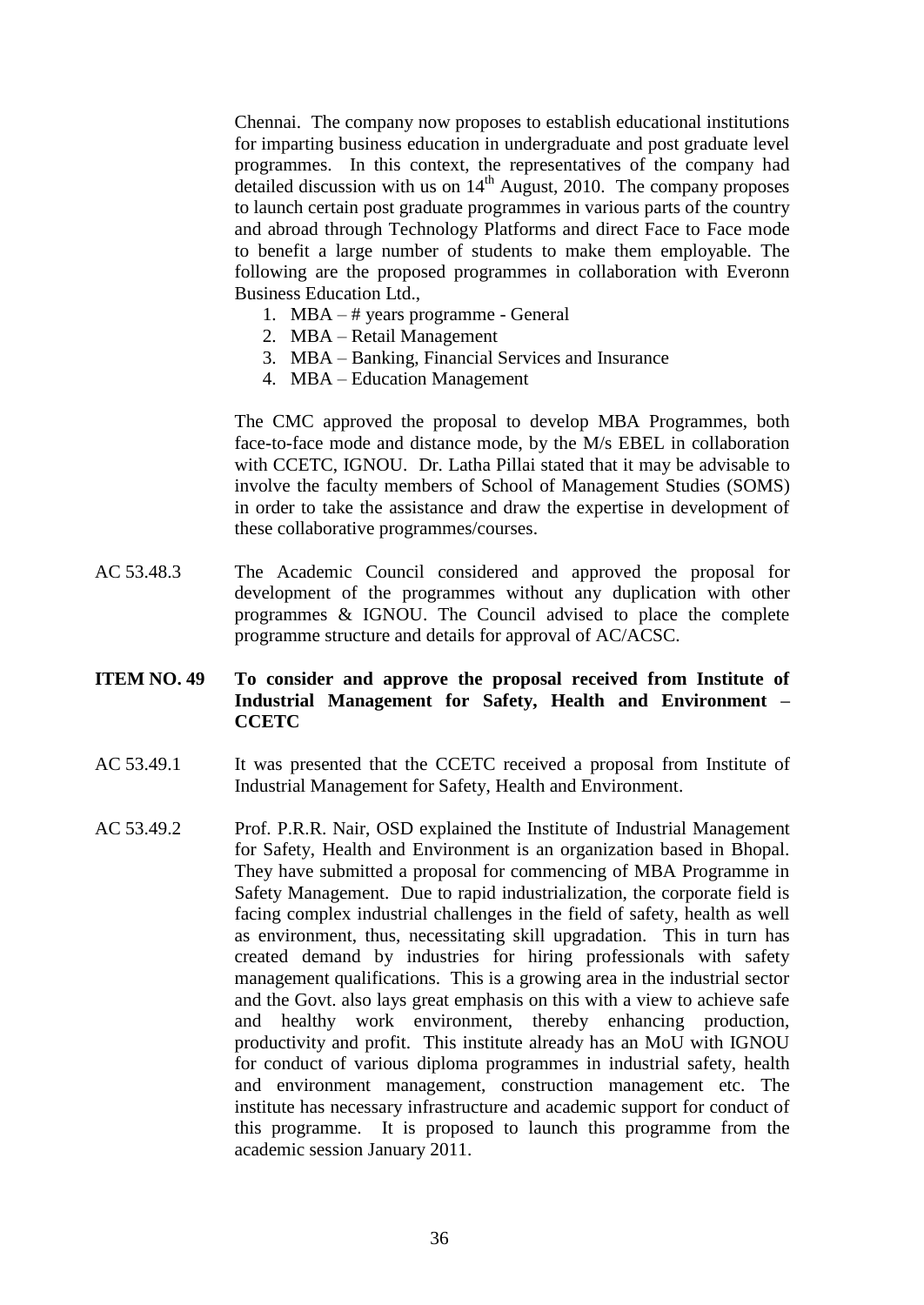Chennai. The company now proposes to establish educational institutions for imparting business education in undergraduate and post graduate level programmes. In this context, the representatives of the company had detailed discussion with us on 14th August, 2010. The company proposes to launch certain post graduate programmes in various parts of the country and abroad through Technology Platforms and direct Face to Face mode to benefit a large number of students to make them employable. The following are the proposed programmes in collaboration with Everonn Business Education Ltd.,

1. MBA – # years programme - General
2. MBA – Retail Management
3. MBA – Banking, Financial Services and Insurance
4. MBA – Education Management

The CMC approved the proposal to develop MBA Programmes, both face-to-face mode and distance mode, by the M/s EBEL in collaboration with CCETC, IGNOU. Dr. Latha Pillai stated that it may be advisable to involve the faculty members of School of Management Studies (SOMS) in order to take the assistance and draw the expertise in development of these collaborative programmes/courses.

AC 53.48.3 The Academic Council considered and approved the proposal for development of the programmes without any duplication with other programmes & IGNOU. The Council advised to place the complete programme structure and details for approval of AC/ACSC.

**ITEM NO. 49 To consider and approve the proposal received from Institute of Industrial Management for Safety, Health and Environment – CCETC**

AC 53.49.1 It was presented that the CCETC received a proposal from Institute of Industrial Management for Safety, Health and Environment.

AC 53.49.2 Prof. P.R.R. Nair, OSD explained the Institute of Industrial Management for Safety, Health and Environment is an organization based in Bhopal. They have submitted a proposal for commencing of MBA Programme in Safety Management. Due to rapid industrialization, the corporate field is facing complex industrial challenges in the field of safety, health as well as environment, thus, necessitating skill upgradation. This in turn has created demand by industries for hiring professionals with safety management qualifications. This is a growing area in the industrial sector and the Govt. also lays great emphasis on this with a view to achieve safe and healthy work environment, thereby enhancing production, productivity and profit. This institute already has an MoU with IGNOU for conduct of various diploma programmes in industrial safety, health and environment management, construction management etc. The institute has necessary infrastructure and academic support for conduct of this programme. It is proposed to launch this programme from the academic session January 2011.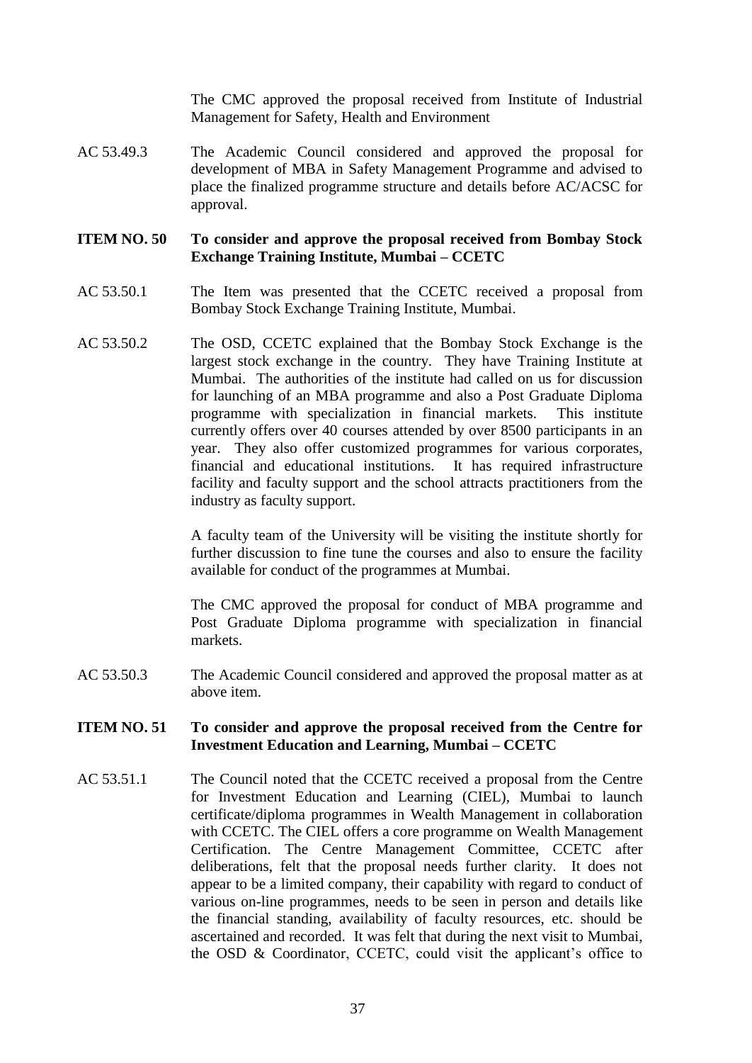The CMC approved the proposal received from Institute of Industrial Management for Safety, Health and Environment

AC 53.49.3 The Academic Council considered and approved the proposal for development of MBA in Safety Management Programme and advised to place the finalized programme structure and details before AC/ACSC for approval.

**ITEM NO. 50 To consider and approve the proposal received from Bombay Stock Exchange Training Institute, Mumbai – CCETC**

AC 53.50.1 The Item was presented that the CCETC received a proposal from Bombay Stock Exchange Training Institute, Mumbai.

AC 53.50.2 The OSD, CCETC explained that the Bombay Stock Exchange is the largest stock exchange in the country. They have Training Institute at Mumbai. The authorities of the institute had called on us for discussion for launching of an MBA programme and also a Post Graduate Diploma programme with specialization in financial markets. This institute currently offers over 40 courses attended by over 8500 participants in an year. They also offer customized programmes for various corporates, financial and educational institutions. It has required infrastructure facility and faculty support and the school attracts practitioners from the industry as faculty support.

A faculty team of the University will be visiting the institute shortly for further discussion to fine tune the courses and also to ensure the facility available for conduct of the programmes at Mumbai.

The CMC approved the proposal for conduct of MBA programme and Post Graduate Diploma programme with specialization in financial markets.

AC 53.50.3 The Academic Council considered and approved the proposal matter as at above item.

**ITEM NO. 51 To consider and approve the proposal received from the Centre for Investment Education and Learning, Mumbai – CCETC**

AC 53.51.1 The Council noted that the CCETC received a proposal from the Centre for Investment Education and Learning (CIEL), Mumbai to launch certificate/diploma programmes in Wealth Management in collaboration with CCETC. The CIEL offers a core programme on Wealth Management Certification. The Centre Management Committee, CCETC after deliberations, felt that the proposal needs further clarity. It does not appear to be a limited company, their capability with regard to conduct of various on-line programmes, needs to be seen in person and details like the financial standing, availability of faculty resources, etc. should be ascertained and recorded. It was felt that during the next visit to Mumbai, the OSD & Coordinator, CCETC, could visit the applicant's office to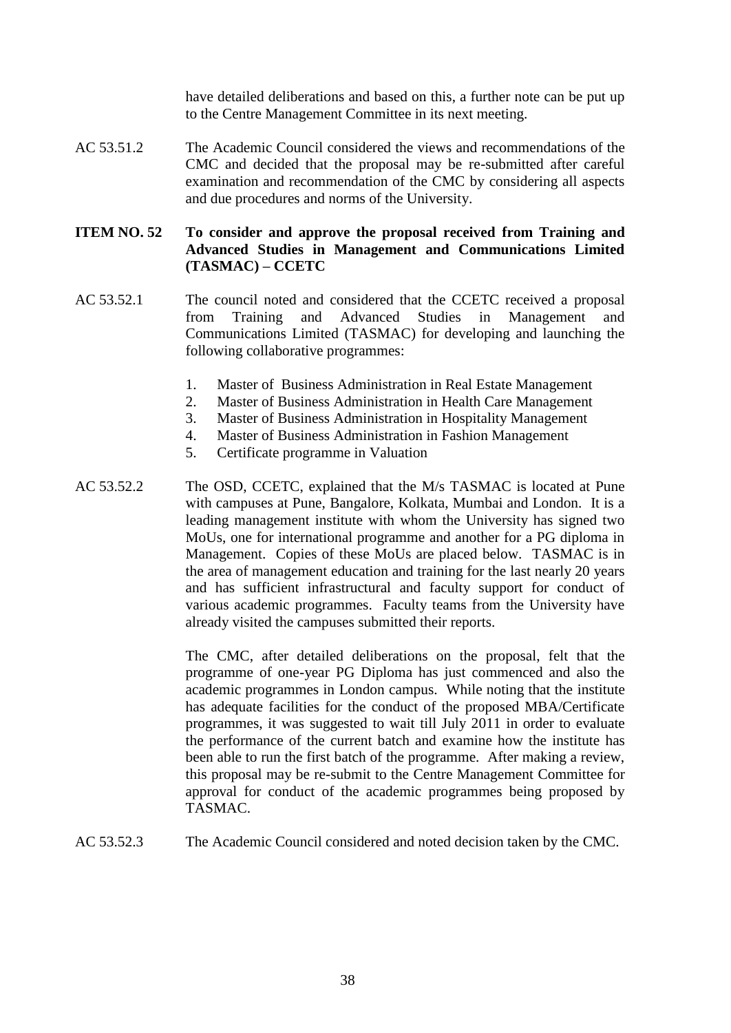have detailed deliberations and based on this, a further note can be put up to the Centre Management Committee in its next meeting.

AC 53.51.2 The Academic Council considered the views and recommendations of the CMC and decided that the proposal may be re-submitted after careful examination and recommendation of the CMC by considering all aspects and due procedures and norms of the University.

**ITEM NO. 52 To consider and approve the proposal received from Training and Advanced Studies in Management and Communications Limited (TASMAC) – CCETC**

AC 53.52.1 The council noted and considered that the CCETC received a proposal from Training and Advanced Studies in Management and Communications Limited (TASMAC) for developing and launching the following collaborative programmes:

1. Master of Business Administration in Real Estate Management
2. Master of Business Administration in Health Care Management
3. Master of Business Administration in Hospitality Management
4. Master of Business Administration in Fashion Management
5. Certificate programme in Valuation

AC 53.52.2 The OSD, CCETC, explained that the M/s TASMAC is located at Pune with campuses at Pune, Bangalore, Kolkata, Mumbai and London. It is a leading management institute with whom the University has signed two MoUs, one for international programme and another for a PG diploma in Management. Copies of these MoUs are placed below. TASMAC is in the area of management education and training for the last nearly 20 years and has sufficient infrastructural and faculty support for conduct of various academic programmes. Faculty teams from the University have already visited the campuses submitted their reports.

The CMC, after detailed deliberations on the proposal, felt that the programme of one-year PG Diploma has just commenced and also the academic programmes in London campus. While noting that the institute has adequate facilities for the conduct of the proposed MBA/Certificate programmes, it was suggested to wait till July 2011 in order to evaluate the performance of the current batch and examine how the institute has been able to run the first batch of the programme. After making a review, this proposal may be re-submit to the Centre Management Committee for approval for conduct of the academic programmes being proposed by TASMAC.

AC 53.52.3 The Academic Council considered and noted decision taken by the CMC.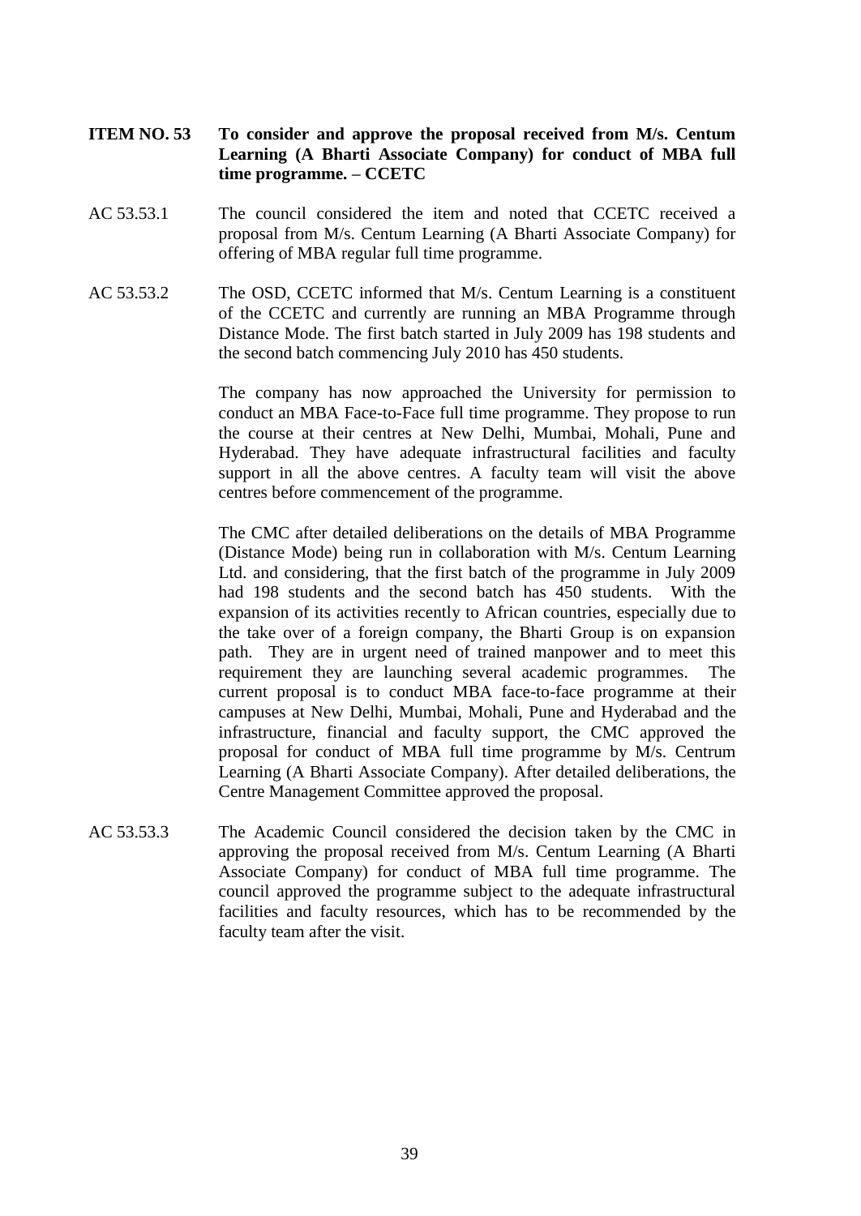**ITEM NO. 53 To consider and approve the proposal received from M/s. Centum Learning (A Bharti Associate Company) for conduct of MBA full time programme. – CCETC**

AC 53.53.1 The council considered the item and noted that CCETC received a proposal from M/s. Centum Learning (A Bharti Associate Company) for offering of MBA regular full time programme.

AC 53.53.2 The OSD, CCETC informed that M/s. Centum Learning is a constituent of the CCETC and currently are running an MBA Programme through Distance Mode. The first batch started in July 2009 has 198 students and the second batch commencing July 2010 has 450 students.

The company has now approached the University for permission to conduct an MBA Face-to-Face full time programme. They propose to run the course at their centres at New Delhi, Mumbai, Mohali, Pune and Hyderabad. They have adequate infrastructural facilities and faculty support in all the above centres. A faculty team will visit the above centres before commencement of the programme.

The CMC after detailed deliberations on the details of MBA Programme (Distance Mode) being run in collaboration with M/s. Centum Learning Ltd. and considering, that the first batch of the programme in July 2009 had 198 students and the second batch has 450 students. With the expansion of its activities recently to African countries, especially due to the take over of a foreign company, the Bharti Group is on expansion path. They are in urgent need of trained manpower and to meet this requirement they are launching several academic programmes. The current proposal is to conduct MBA face-to-face programme at their campuses at New Delhi, Mumbai, Mohali, Pune and Hyderabad and the infrastructure, financial and faculty support, the CMC approved the proposal for conduct of MBA full time programme by M/s. Centrum Learning (A Bharti Associate Company). After detailed deliberations, the Centre Management Committee approved the proposal.

AC 53.53.3 The Academic Council considered the decision taken by the CMC in approving the proposal received from M/s. Centum Learning (A Bharti Associate Company) for conduct of MBA full time programme. The council approved the programme subject to the adequate infrastructural facilities and faculty resources, which has to be recommended by the faculty team after the visit.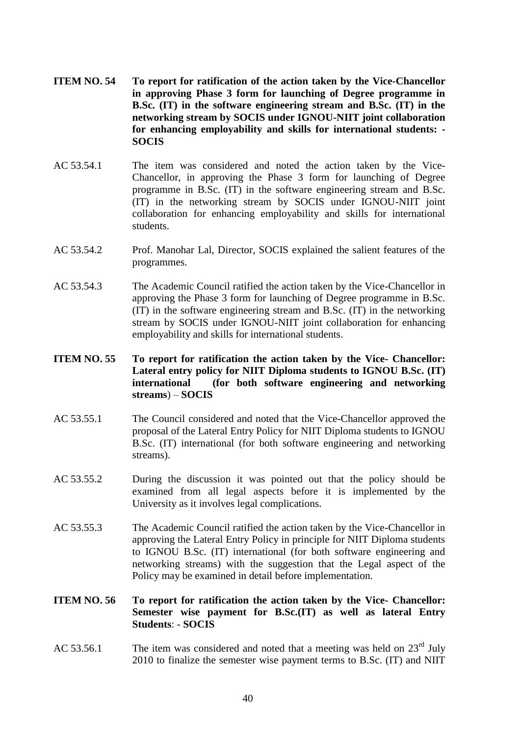**ITEM NO. 54 To report for ratification of the action taken by the Vice-Chancellor in approving Phase 3 form for launching of Degree programme in B.Sc. (IT) in the software engineering stream and B.Sc. (IT) in the networking stream by SOCIS under IGNOU-NIIT joint collaboration for enhancing employability and skills for international students: - SOCIS**

AC 53.54.1 The item was considered and noted the action taken by the Vice-Chancellor, in approving the Phase 3 form for launching of Degree programme in B.Sc. (IT) in the software engineering stream and B.Sc. (IT) in the networking stream by SOCIS under IGNOU-NIIT joint collaboration for enhancing employability and skills for international students.

AC 53.54.2 Prof. Manohar Lal, Director, SOCIS explained the salient features of the programmes.

AC 53.54.3 The Academic Council ratified the action taken by the Vice-Chancellor in approving the Phase 3 form for launching of Degree programme in B.Sc. (IT) in the software engineering stream and B.Sc. (IT) in the networking stream by SOCIS under IGNOU-NIIT joint collaboration for enhancing employability and skills for international students.

**ITEM NO. 55 To report for ratification the action taken by the Vice- Chancellor: Lateral entry policy for NIIT Diploma students to IGNOU B.Sc. (IT) international (for both software engineering and networking streams) – SOCIS**

AC 53.55.1 The Council considered and noted that the Vice-Chancellor approved the proposal of the Lateral Entry Policy for NIIT Diploma students to IGNOU B.Sc. (IT) international (for both software engineering and networking streams).

AC 53.55.2 During the discussion it was pointed out that the policy should be examined from all legal aspects before it is implemented by the University as it involves legal complications.

AC 53.55.3 The Academic Council ratified the action taken by the Vice-Chancellor in approving the Lateral Entry Policy in principle for NIIT Diploma students to IGNOU B.Sc. (IT) international (for both software engineering and networking streams) with the suggestion that the Legal aspect of the Policy may be examined in detail before implementation.

**ITEM NO. 56 To report for ratification the action taken by the Vice- Chancellor: Semester wise payment for B.Sc.(IT) as well as lateral Entry Students: - SOCIS**

AC 53.56.1 The item was considered and noted that a meeting was held on 23rd July 2010 to finalize the semester wise payment terms to B.Sc. (IT) and NIIT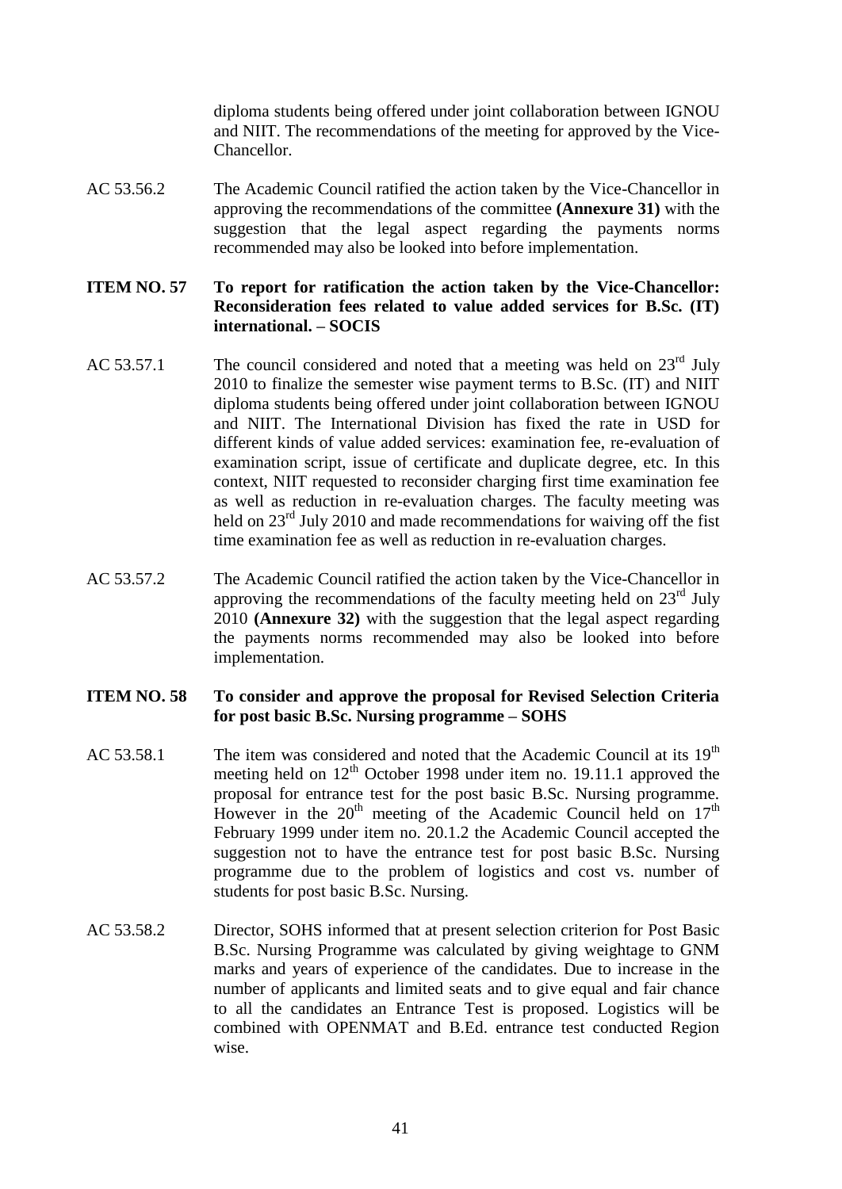diploma students being offered under joint collaboration between IGNOU and NIIT. The recommendations of the meeting for approved by the Vice-Chancellor.

AC 53.56.2 The Academic Council ratified the action taken by the Vice-Chancellor in approving the recommendations of the committee **(Annexure 31)** with the suggestion that the legal aspect regarding the payments norms recommended may also be looked into before implementation.

**ITEM NO. 57 To report for ratification the action taken by the Vice-Chancellor: Reconsideration fees related to value added services for B.Sc. (IT) international. – SOCIS**

AC 53.57.1 The council considered and noted that a meeting was held on 23rd July 2010 to finalize the semester wise payment terms to B.Sc. (IT) and NIIT diploma students being offered under joint collaboration between IGNOU and NIIT. The International Division has fixed the rate in USD for different kinds of value added services: examination fee, re-evaluation of examination script, issue of certificate and duplicate degree, etc. In this context, NIIT requested to reconsider charging first time examination fee as well as reduction in re-evaluation charges. The faculty meeting was held on 23rd July 2010 and made recommendations for waiving off the fist time examination fee as well as reduction in re-evaluation charges.

AC 53.57.2 The Academic Council ratified the action taken by the Vice-Chancellor in approving the recommendations of the faculty meeting held on 23rd July 2010 **(Annexure 32)** with the suggestion that the legal aspect regarding the payments norms recommended may also be looked into before implementation.

**ITEM NO. 58 To consider and approve the proposal for Revised Selection Criteria for post basic B.Sc. Nursing programme – SOHS**

AC 53.58.1 The item was considered and noted that the Academic Council at its 19th meeting held on 12th October 1998 under item no. 19.11.1 approved the proposal for entrance test for the post basic B.Sc. Nursing programme. However in the 20th meeting of the Academic Council held on 17th February 1999 under item no. 20.1.2 the Academic Council accepted the suggestion not to have the entrance test for post basic B.Sc. Nursing programme due to the problem of logistics and cost vs. number of students for post basic B.Sc. Nursing.

AC 53.58.2 Director, SOHS informed that at present selection criterion for Post Basic B.Sc. Nursing Programme was calculated by giving weightage to GNM marks and years of experience of the candidates. Due to increase in the number of applicants and limited seats and to give equal and fair chance to all the candidates an Entrance Test is proposed. Logistics will be combined with OPENMAT and B.Ed. entrance test conducted Region wise.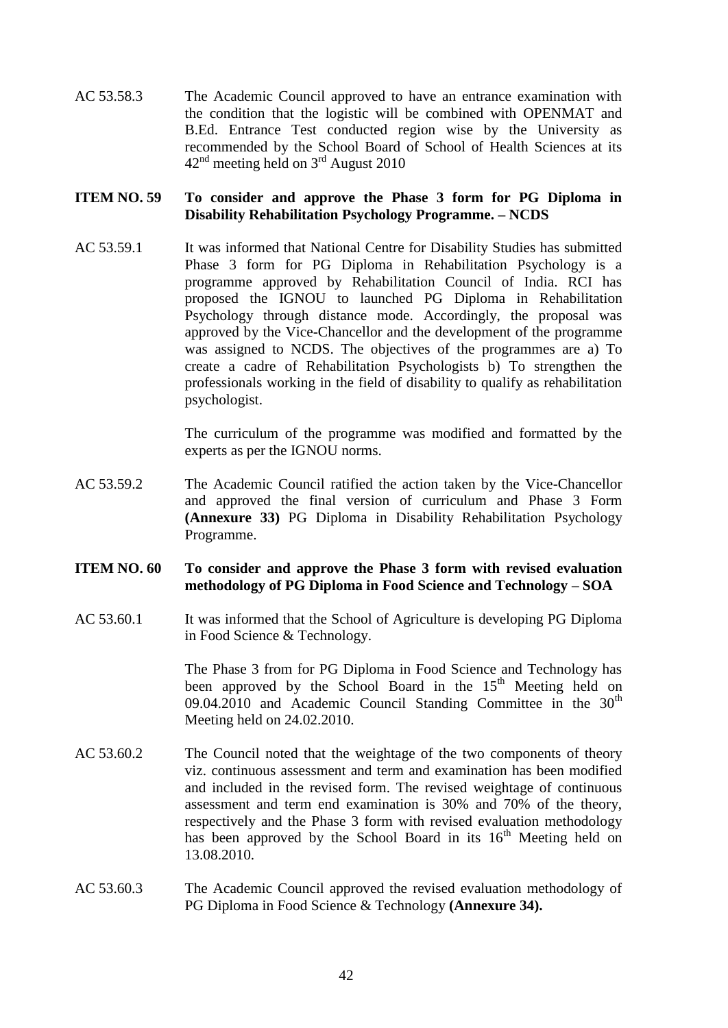AC 53.58.3 The Academic Council approved to have an entrance examination with the condition that the logistic will be combined with OPENMAT and B.Ed. Entrance Test conducted region wise by the University as recommended by the School Board of School of Health Sciences at its 42nd meeting held on 3rd August 2010

**ITEM NO. 59 To consider and approve the Phase 3 form for PG Diploma in Disability Rehabilitation Psychology Programme. – NCDS**

AC 53.59.1 It was informed that National Centre for Disability Studies has submitted Phase 3 form for PG Diploma in Rehabilitation Psychology is a programme approved by Rehabilitation Council of India. RCI has proposed the IGNOU to launched PG Diploma in Rehabilitation Psychology through distance mode. Accordingly, the proposal was approved by the Vice-Chancellor and the development of the programme was assigned to NCDS. The objectives of the programmes are a) To create a cadre of Rehabilitation Psychologists b) To strengthen the professionals working in the field of disability to qualify as rehabilitation psychologist.

The curriculum of the programme was modified and formatted by the experts as per the IGNOU norms.

AC 53.59.2 The Academic Council ratified the action taken by the Vice-Chancellor and approved the final version of curriculum and Phase 3 Form **(Annexure 33)** PG Diploma in Disability Rehabilitation Psychology Programme.

**ITEM NO. 60 To consider and approve the Phase 3 form with revised evaluation methodology of PG Diploma in Food Science and Technology – SOA**

AC 53.60.1 It was informed that the School of Agriculture is developing PG Diploma in Food Science & Technology.

The Phase 3 from for PG Diploma in Food Science and Technology has been approved by the School Board in the 15th Meeting held on 09.04.2010 and Academic Council Standing Committee in the 30th Meeting held on 24.02.2010.

AC 53.60.2 The Council noted that the weightage of the two components of theory viz. continuous assessment and term and examination has been modified and included in the revised form. The revised weightage of continuous assessment and term end examination is 30% and 70% of the theory, respectively and the Phase 3 form with revised evaluation methodology has been approved by the School Board in its 16th Meeting held on 13.08.2010.

AC 53.60.3 The Academic Council approved the revised evaluation methodology of PG Diploma in Food Science & Technology **(Annexure 34).**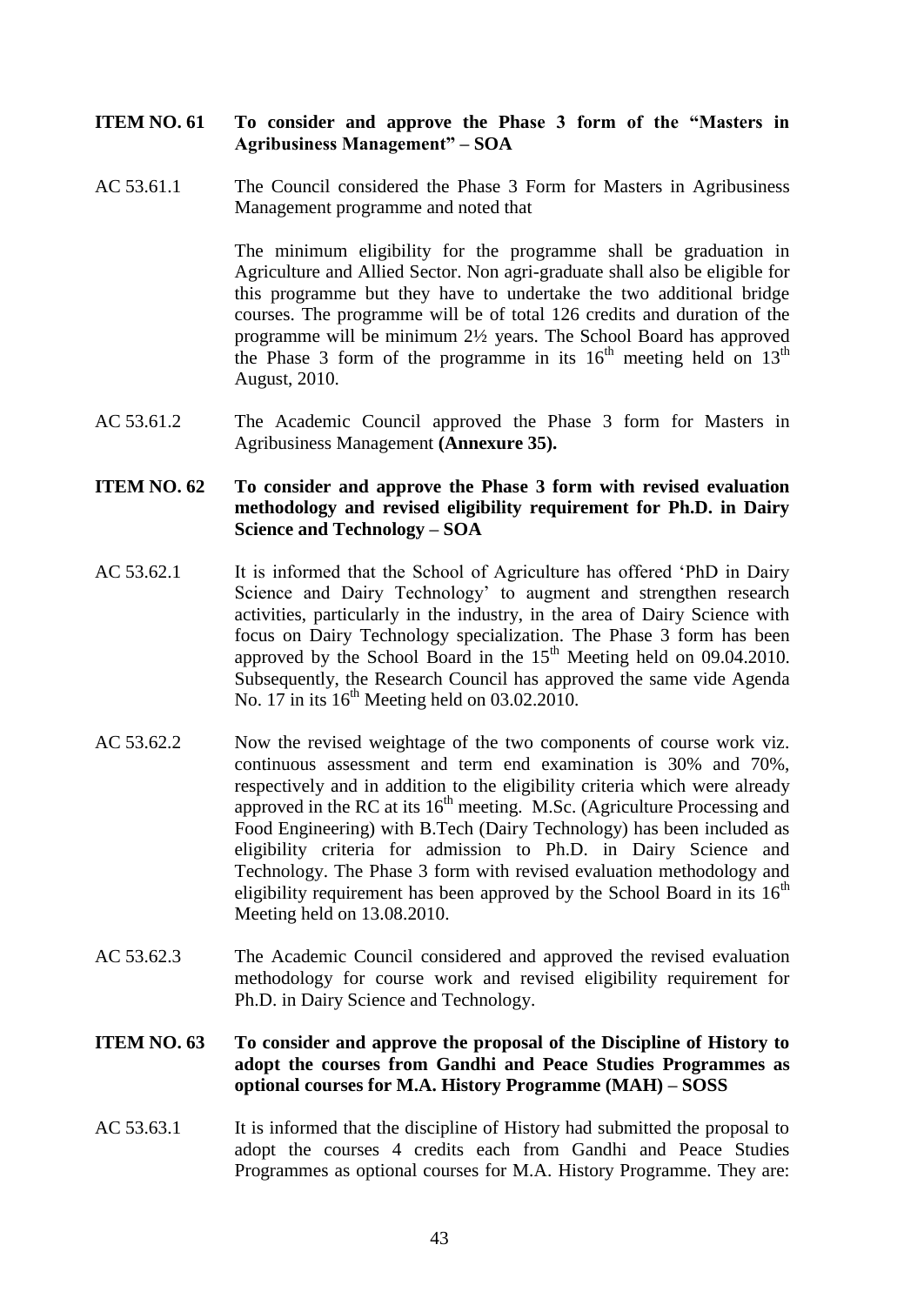**ITEM NO. 61 To consider and approve the Phase 3 form of the "Masters in Agribusiness Management" – SOA**

AC 53.61.1 The Council considered the Phase 3 Form for Masters in Agribusiness Management programme and noted that

The minimum eligibility for the programme shall be graduation in Agriculture and Allied Sector. Non agri-graduate shall also be eligible for this programme but they have to undertake the two additional bridge courses. The programme will be of total 126 credits and duration of the programme will be minimum 2½ years. The School Board has approved the Phase 3 form of the programme in its 16th meeting held on 13th August, 2010.

AC 53.61.2 The Academic Council approved the Phase 3 form for Masters in Agribusiness Management **(Annexure 35).**

**ITEM NO. 62 To consider and approve the Phase 3 form with revised evaluation methodology and revised eligibility requirement for Ph.D. in Dairy Science and Technology – SOA**

AC 53.62.1 It is informed that the School of Agriculture has offered 'PhD in Dairy Science and Dairy Technology' to augment and strengthen research activities, particularly in the industry, in the area of Dairy Science with focus on Dairy Technology specialization. The Phase 3 form has been approved by the School Board in the 15th Meeting held on 09.04.2010. Subsequently, the Research Council has approved the same vide Agenda No. 17 in its 16th Meeting held on 03.02.2010.

AC 53.62.2 Now the revised weightage of the two components of course work viz. continuous assessment and term end examination is 30% and 70%, respectively and in addition to the eligibility criteria which were already approved in the RC at its 16th meeting. M.Sc. (Agriculture Processing and Food Engineering) with B.Tech (Dairy Technology) has been included as eligibility criteria for admission to Ph.D. in Dairy Science and Technology. The Phase 3 form with revised evaluation methodology and eligibility requirement has been approved by the School Board in its 16th Meeting held on 13.08.2010.

AC 53.62.3 The Academic Council considered and approved the revised evaluation methodology for course work and revised eligibility requirement for Ph.D. in Dairy Science and Technology.

**ITEM NO. 63 To consider and approve the proposal of the Discipline of History to adopt the courses from Gandhi and Peace Studies Programmes as optional courses for M.A. History Programme (MAH) – SOSS**

AC 53.63.1 It is informed that the discipline of History had submitted the proposal to adopt the courses 4 credits each from Gandhi and Peace Studies Programmes as optional courses for M.A. History Programme. They are: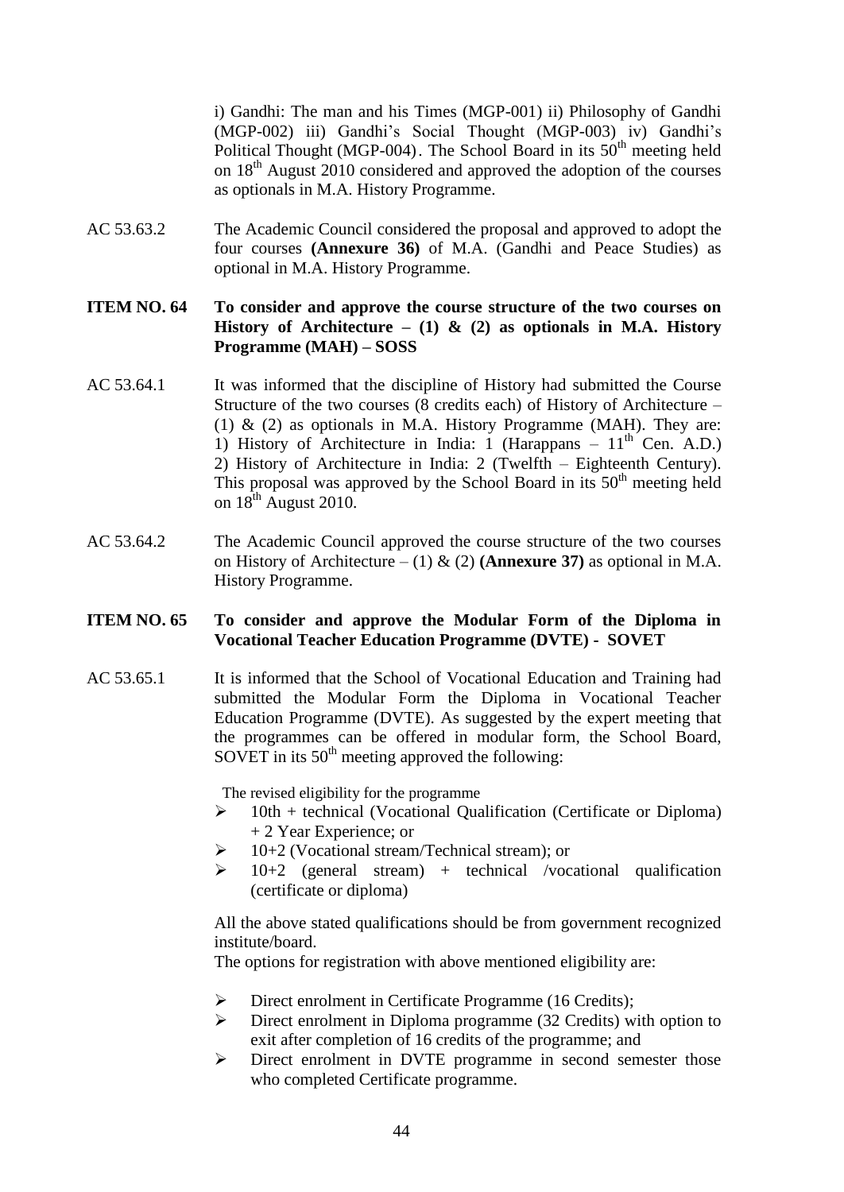i) Gandhi: The man and his Times (MGP-001) ii) Philosophy of Gandhi (MGP-002) iii) Gandhi's Social Thought (MGP-003) iv) Gandhi's Political Thought (MGP-004). The School Board in its 50th meeting held on 18th August 2010 considered and approved the adoption of the courses as optionals in M.A. History Programme.

AC 53.63.2 The Academic Council considered the proposal and approved to adopt the four courses **(Annexure 36)** of M.A. (Gandhi and Peace Studies) as optional in M.A. History Programme.

**ITEM NO. 64 To consider and approve the course structure of the two courses on History of Architecture – (1) & (2) as optionals in M.A. History Programme (MAH) – SOSS**

AC 53.64.1 It was informed that the discipline of History had submitted the Course Structure of the two courses (8 credits each) of History of Architecture – (1) & (2) as optionals in M.A. History Programme (MAH). They are: 1) History of Architecture in India: 1 (Harappans – 11th Cen. A.D.) 2) History of Architecture in India: 2 (Twelfth – Eighteenth Century). This proposal was approved by the School Board in its 50th meeting held on 18th August 2010.

AC 53.64.2 The Academic Council approved the course structure of the two courses on History of Architecture – (1) & (2) **(Annexure 37)** as optional in M.A. History Programme.

**ITEM NO. 65 To consider and approve the Modular Form of the Diploma in Vocational Teacher Education Programme (DVTE) - SOVET**

AC 53.65.1 It is informed that the School of Vocational Education and Training had submitted the Modular Form the Diploma in Vocational Teacher Education Programme (DVTE). As suggested by the expert meeting that the programmes can be offered in modular form, the School Board, SOVET in its 50th meeting approved the following:

The revised eligibility for the programme

- 10th + technical (Vocational Qualification (Certificate or Diploma) + 2 Year Experience; or
- 10+2 (Vocational stream/Technical stream); or
- 10+2 (general stream) + technical /vocational qualification (certificate or diploma)

All the above stated qualifications should be from government recognized institute/board.

The options for registration with above mentioned eligibility are:

- Direct enrolment in Certificate Programme (16 Credits);
- Direct enrolment in Diploma programme (32 Credits) with option to exit after completion of 16 credits of the programme; and
- Direct enrolment in DVTE programme in second semester those who completed Certificate programme.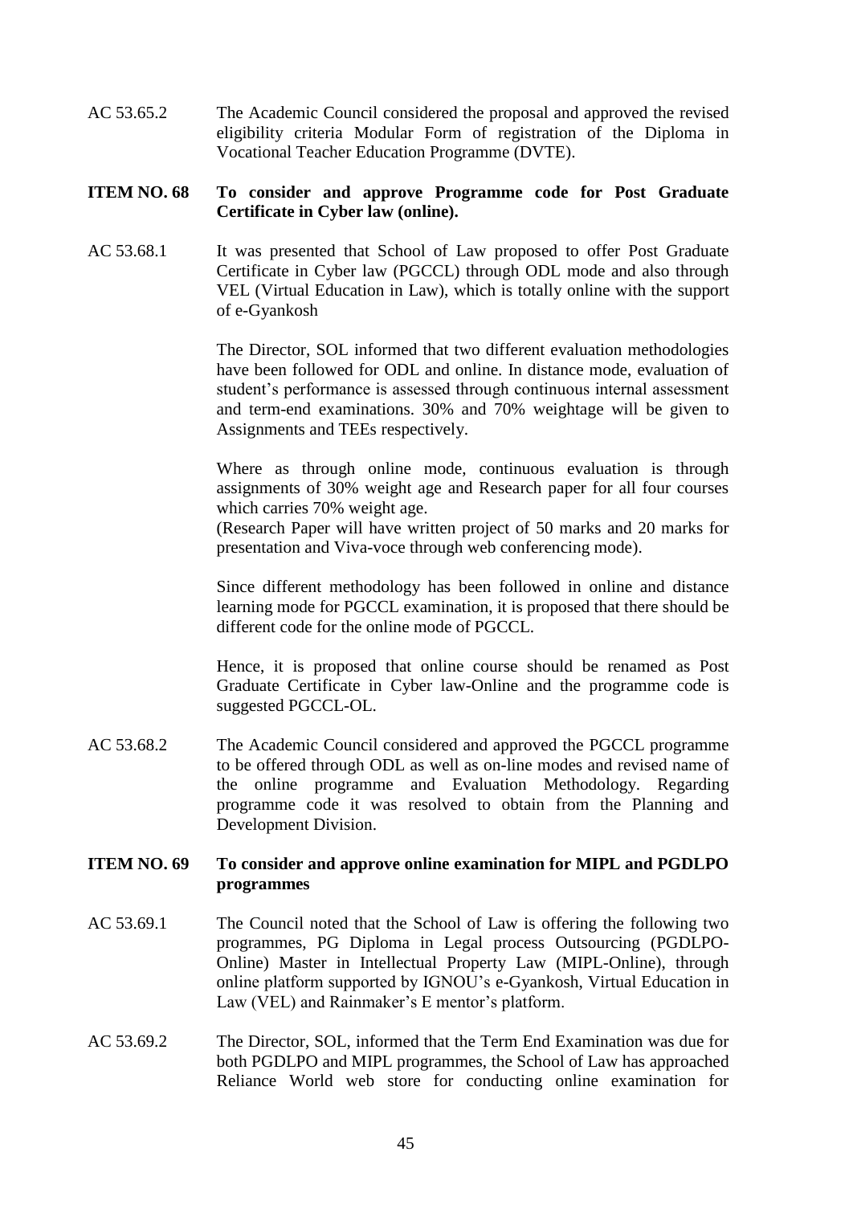AC 53.65.2 The Academic Council considered the proposal and approved the revised eligibility criteria Modular Form of registration of the Diploma in Vocational Teacher Education Programme (DVTE).

**ITEM NO. 68 To consider and approve Programme code for Post Graduate Certificate in Cyber law (online).**

AC 53.68.1 It was presented that School of Law proposed to offer Post Graduate Certificate in Cyber law (PGCCL) through ODL mode and also through VEL (Virtual Education in Law), which is totally online with the support of e-Gyankosh

The Director, SOL informed that two different evaluation methodologies have been followed for ODL and online. In distance mode, evaluation of student's performance is assessed through continuous internal assessment and term-end examinations. 30% and 70% weightage will be given to Assignments and TEEs respectively.

Where as through online mode, continuous evaluation is through assignments of 30% weight age and Research paper for all four courses which carries 70% weight age.
(Research Paper will have written project of 50 marks and 20 marks for presentation and Viva-voce through web conferencing mode).

Since different methodology has been followed in online and distance learning mode for PGCCL examination, it is proposed that there should be different code for the online mode of PGCCL.

Hence, it is proposed that online course should be renamed as Post Graduate Certificate in Cyber law-Online and the programme code is suggested PGCCL-OL.

AC 53.68.2 The Academic Council considered and approved the PGCCL programme to be offered through ODL as well as on-line modes and revised name of the online programme and Evaluation Methodology. Regarding programme code it was resolved to obtain from the Planning and Development Division.

**ITEM NO. 69 To consider and approve online examination for MIPL and PGDLPO programmes**

AC 53.69.1 The Council noted that the School of Law is offering the following two programmes, PG Diploma in Legal process Outsourcing (PGDLPO-Online) Master in Intellectual Property Law (MIPL-Online), through online platform supported by IGNOU's e-Gyankosh, Virtual Education in Law (VEL) and Rainmaker's E mentor's platform.

AC 53.69.2 The Director, SOL, informed that the Term End Examination was due for both PGDLPO and MIPL programmes, the School of Law has approached Reliance World web store for conducting online examination for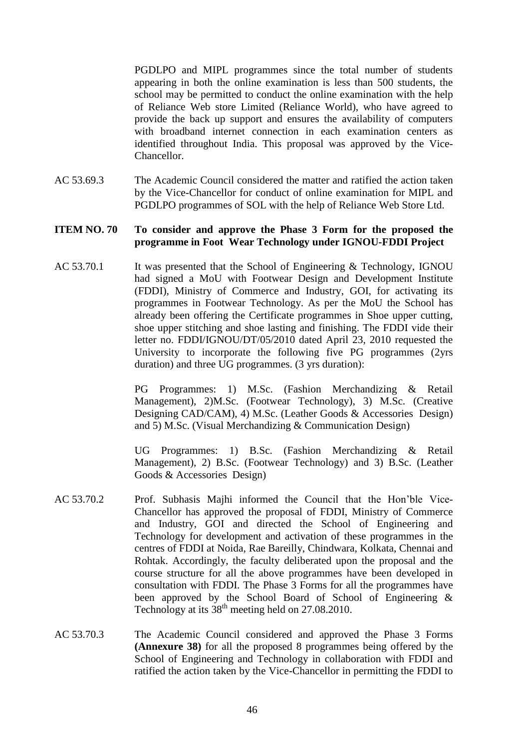PGDLPO and MIPL programmes since the total number of students appearing in both the online examination is less than 500 students, the school may be permitted to conduct the online examination with the help of Reliance Web store Limited (Reliance World), who have agreed to provide the back up support and ensures the availability of computers with broadband internet connection in each examination centers as identified throughout India. This proposal was approved by the Vice-Chancellor.

AC 53.69.3 The Academic Council considered the matter and ratified the action taken by the Vice-Chancellor for conduct of online examination for MIPL and PGDLPO programmes of SOL with the help of Reliance Web Store Ltd.

**ITEM NO. 70 To consider and approve the Phase 3 Form for the proposed the programme in Foot Wear Technology under IGNOU-FDDI Project**

AC 53.70.1 It was presented that the School of Engineering & Technology, IGNOU had signed a MoU with Footwear Design and Development Institute (FDDI), Ministry of Commerce and Industry, GOI, for activating its programmes in Footwear Technology. As per the MoU the School has already been offering the Certificate programmes in Shoe upper cutting, shoe upper stitching and shoe lasting and finishing. The FDDI vide their letter no. FDDI/IGNOU/DT/05/2010 dated April 23, 2010 requested the University to incorporate the following five PG programmes (2yrs duration) and three UG programmes. (3 yrs duration):

PG Programmes: 1) M.Sc. (Fashion Merchandizing & Retail Management), 2)M.Sc. (Footwear Technology), 3) M.Sc. (Creative Designing CAD/CAM), 4) M.Sc. (Leather Goods & Accessories Design) and 5) M.Sc. (Visual Merchandizing & Communication Design)

UG Programmes: 1) B.Sc. (Fashion Merchandizing & Retail Management), 2) B.Sc. (Footwear Technology) and 3) B.Sc. (Leather Goods & Accessories Design)

AC 53.70.2 Prof. Subhasis Majhi informed the Council that the Hon'ble Vice-Chancellor has approved the proposal of FDDI, Ministry of Commerce and Industry, GOI and directed the School of Engineering and Technology for development and activation of these programmes in the centres of FDDI at Noida, Rae Bareilly, Chindwara, Kolkata, Chennai and Rohtak. Accordingly, the faculty deliberated upon the proposal and the course structure for all the above programmes have been developed in consultation with FDDI. The Phase 3 Forms for all the programmes have been approved by the School Board of School of Engineering & Technology at its 38th meeting held on 27.08.2010.

AC 53.70.3 The Academic Council considered and approved the Phase 3 Forms **(Annexure 38)** for all the proposed 8 programmes being offered by the School of Engineering and Technology in collaboration with FDDI and ratified the action taken by the Vice-Chancellor in permitting the FDDI to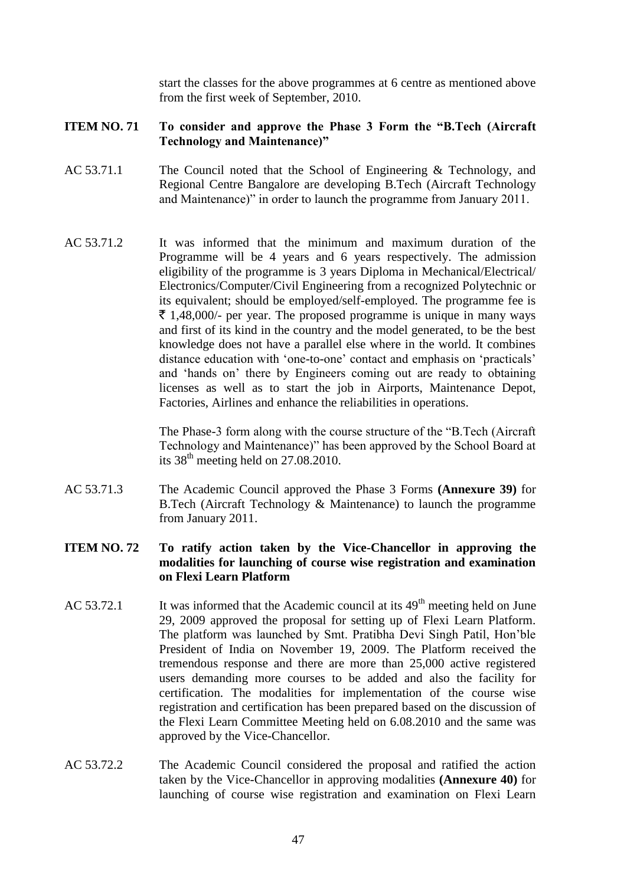start the classes for the above programmes at 6 centre as mentioned above from the first week of September, 2010.

**ITEM NO. 71 To consider and approve the Phase 3 Form the "B.Tech (Aircraft Technology and Maintenance)"**

AC 53.71.1 The Council noted that the School of Engineering & Technology, and Regional Centre Bangalore are developing B.Tech (Aircraft Technology and Maintenance)" in order to launch the programme from January 2011.

AC 53.71.2 It was informed that the minimum and maximum duration of the Programme will be 4 years and 6 years respectively. The admission eligibility of the programme is 3 years Diploma in Mechanical/Electrical/ Electronics/Computer/Civil Engineering from a recognized Polytechnic or its equivalent; should be employed/self-employed. The programme fee is ₹ 1,48,000/- per year. The proposed programme is unique in many ways and first of its kind in the country and the model generated, to be the best knowledge does not have a parallel else where in the world. It combines distance education with 'one-to-one' contact and emphasis on 'practicals' and 'hands on' there by Engineers coming out are ready to obtaining licenses as well as to start the job in Airports, Maintenance Depot, Factories, Airlines and enhance the reliabilities in operations.

The Phase-3 form along with the course structure of the "B.Tech (Aircraft Technology and Maintenance)" has been approved by the School Board at its 38th meeting held on 27.08.2010.

AC 53.71.3 The Academic Council approved the Phase 3 Forms **(Annexure 39)** for B.Tech (Aircraft Technology & Maintenance) to launch the programme from January 2011.

**ITEM NO. 72 To ratify action taken by the Vice-Chancellor in approving the modalities for launching of course wise registration and examination on Flexi Learn Platform**

AC 53.72.1 It was informed that the Academic council at its 49th meeting held on June 29, 2009 approved the proposal for setting up of Flexi Learn Platform. The platform was launched by Smt. Pratibha Devi Singh Patil, Hon'ble President of India on November 19, 2009. The Platform received the tremendous response and there are more than 25,000 active registered users demanding more courses to be added and also the facility for certification. The modalities for implementation of the course wise registration and certification has been prepared based on the discussion of the Flexi Learn Committee Meeting held on 6.08.2010 and the same was approved by the Vice-Chancellor.

AC 53.72.2 The Academic Council considered the proposal and ratified the action taken by the Vice-Chancellor in approving modalities **(Annexure 40)** for launching of course wise registration and examination on Flexi Learn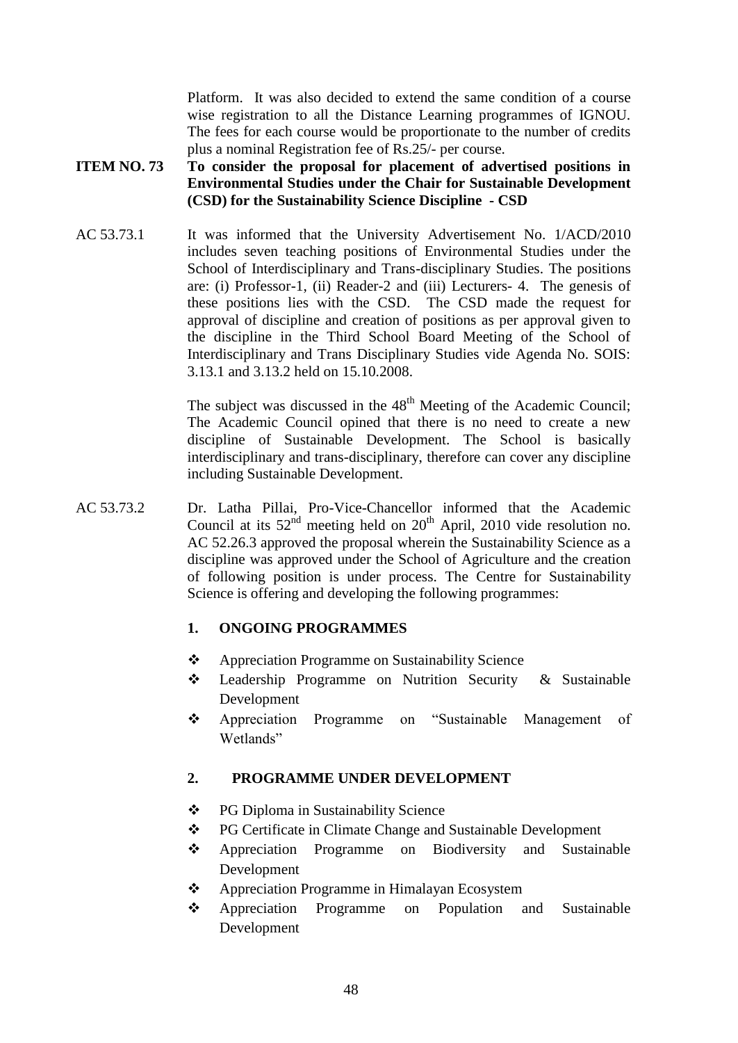Platform. It was also decided to extend the same condition of a course wise registration to all the Distance Learning programmes of IGNOU. The fees for each course would be proportionate to the number of credits plus a nominal Registration fee of Rs.25/- per course.

**ITEM NO. 73 To consider the proposal for placement of advertised positions in Environmental Studies under the Chair for Sustainable Development (CSD) for the Sustainability Science Discipline - CSD**

AC 53.73.1 It was informed that the University Advertisement No. 1/ACD/2010 includes seven teaching positions of Environmental Studies under the School of Interdisciplinary and Trans-disciplinary Studies. The positions are: (i) Professor-1, (ii) Reader-2 and (iii) Lecturers- 4. The genesis of these positions lies with the CSD. The CSD made the request for approval of discipline and creation of positions as per approval given to the discipline in the Third School Board Meeting of the School of Interdisciplinary and Trans Disciplinary Studies vide Agenda No. SOIS: 3.13.1 and 3.13.2 held on 15.10.2008.

The subject was discussed in the 48th Meeting of the Academic Council; The Academic Council opined that there is no need to create a new discipline of Sustainable Development. The School is basically interdisciplinary and trans-disciplinary, therefore can cover any discipline including Sustainable Development.

AC 53.73.2 Dr. Latha Pillai, Pro-Vice-Chancellor informed that the Academic Council at its 52nd meeting held on 20th April, 2010 vide resolution no. AC 52.26.3 approved the proposal wherein the Sustainability Science as a discipline was approved under the School of Agriculture and the creation of following position is under process. The Centre for Sustainability Science is offering and developing the following programmes:

**1. ONGOING PROGRAMMES**

- Appreciation Programme on Sustainability Science
- Leadership Programme on Nutrition Security & Sustainable Development
- Appreciation Programme on "Sustainable Management of Wetlands"

**2. PROGRAMME UNDER DEVELOPMENT**

- PG Diploma in Sustainability Science
- PG Certificate in Climate Change and Sustainable Development
- Appreciation Programme on Biodiversity and Sustainable Development
- Appreciation Programme in Himalayan Ecosystem
- Appreciation Programme on Population and Sustainable Development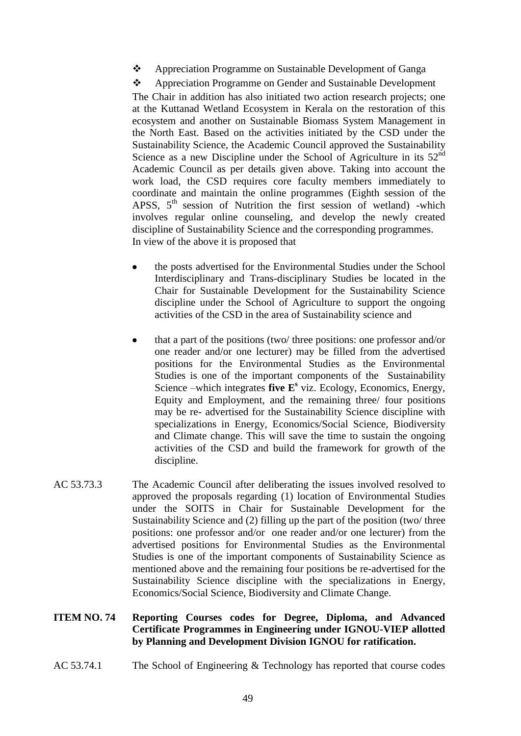- Appreciation Programme on Sustainable Development of Ganga
- Appreciation Programme on Gender and Sustainable Development

The Chair in addition has also initiated two action research projects; one at the Kuttanad Wetland Ecosystem in Kerala on the restoration of this ecosystem and another on Sustainable Biomass System Management in the North East. Based on the activities initiated by the CSD under the Sustainability Science, the Academic Council approved the Sustainability Science as a new Discipline under the School of Agriculture in its 52nd Academic Council as per details given above. Taking into account the work load, the CSD requires core faculty members immediately to coordinate and maintain the online programmes (Eighth session of the APSS, 5th session of Nutrition the first session of wetland) -which involves regular online counseling, and develop the newly created discipline of Sustainability Science and the corresponding programmes.

In view of the above it is proposed that

- the posts advertised for the Environmental Studies under the School Interdisciplinary and Trans-disciplinary Studies be located in the Chair for Sustainable Development for the Sustainability Science discipline under the School of Agriculture to support the ongoing activities of the CSD in the area of Sustainability science and

- that a part of the positions (two/ three positions: one professor and/or one reader and/or one lecturer) may be filled from the advertised positions for the Environmental Studies as the Environmental Studies is one of the important components of the Sustainability Science –which integrates **five Es** viz. Ecology, Economics, Energy, Equity and Employment, and the remaining three/ four positions may be re- advertised for the Sustainability Science discipline with specializations in Energy, Economics/Social Science, Biodiversity and Climate change. This will save the time to sustain the ongoing activities of the CSD and build the framework for growth of the discipline.

AC 53.73.3 The Academic Council after deliberating the issues involved resolved to approved the proposals regarding (1) location of Environmental Studies under the SOITS in Chair for Sustainable Development for the Sustainability Science and (2) filling up the part of the position (two/ three positions: one professor and/or one reader and/or one lecturer) from the advertised positions for Environmental Studies as the Environmental Studies is one of the important components of Sustainability Science as mentioned above and the remaining four positions be re-advertised for the Sustainability Science discipline with the specializations in Energy, Economics/Social Science, Biodiversity and Climate Change.

**ITEM NO. 74 Reporting Courses codes for Degree, Diploma, and Advanced Certificate Programmes in Engineering under IGNOU-VIEP allotted by Planning and Development Division IGNOU for ratification.**

AC 53.74.1 The School of Engineering & Technology has reported that course codes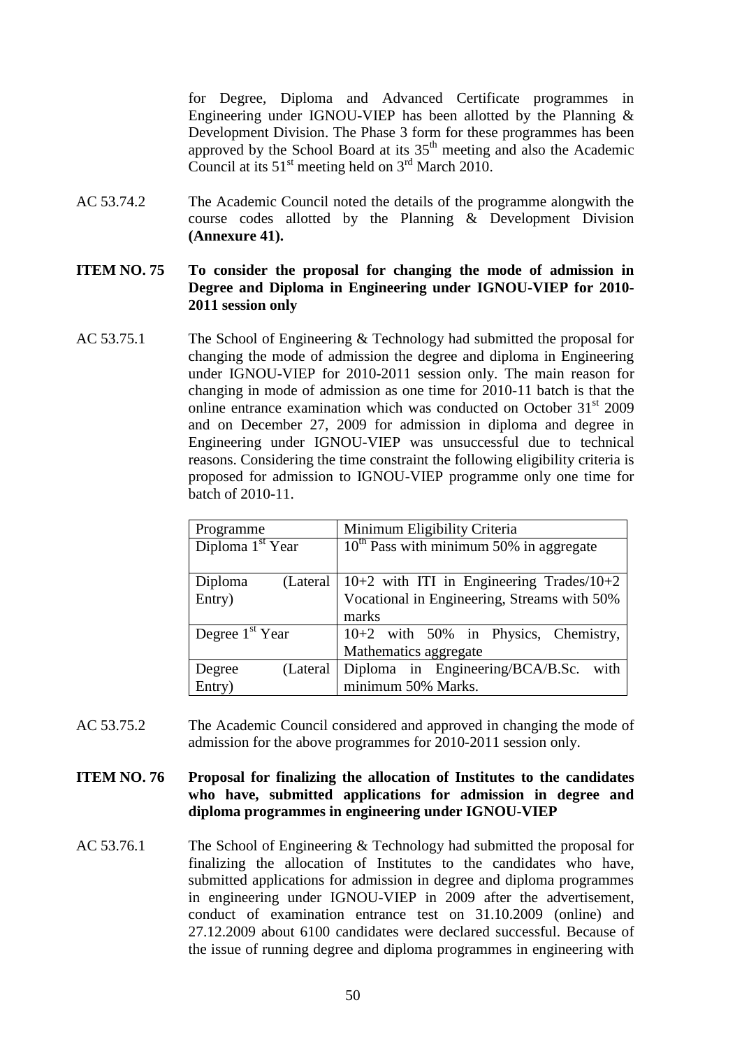for Degree, Diploma and Advanced Certificate programmes in Engineering under IGNOU-VIEP has been allotted by the Planning & Development Division. The Phase 3 form for these programmes has been approved by the School Board at its 35th meeting and also the Academic Council at its 51st meeting held on 3rd March 2010.

AC 53.74.2 The Academic Council noted the details of the programme alongwith the course codes allotted by the Planning & Development Division **(Annexure 41).**

**ITEM NO. 75 To consider the proposal for changing the mode of admission in Degree and Diploma in Engineering under IGNOU-VIEP for 2010-2011 session only**

AC 53.75.1 The School of Engineering & Technology had submitted the proposal for changing the mode of admission the degree and diploma in Engineering under IGNOU-VIEP for 2010-2011 session only. The main reason for changing in mode of admission as one time for 2010-11 batch is that the online entrance examination which was conducted on October 31st 2009 and on December 27, 2009 for admission in diploma and degree in Engineering under IGNOU-VIEP was unsuccessful due to technical reasons. Considering the time constraint the following eligibility criteria is proposed for admission to IGNOU-VIEP programme only one time for batch of 2010-11.

| Programme | Minimum Eligibility Criteria |
|---|---|
| Diploma 1st Year | 10th Pass with minimum 50% in aggregate |
| Diploma (Lateral Entry) | 10+2 with ITI in Engineering Trades/10+2 Vocational in Engineering, Streams with 50% marks |
| Degree 1st Year | 10+2 with 50% in Physics, Chemistry, Mathematics aggregate |
| Degree (Lateral Entry) | Diploma in Engineering/BCA/B.Sc. with minimum 50% Marks. |

AC 53.75.2 The Academic Council considered and approved in changing the mode of admission for the above programmes for 2010-2011 session only.

**ITEM NO. 76 Proposal for finalizing the allocation of Institutes to the candidates who have, submitted applications for admission in degree and diploma programmes in engineering under IGNOU-VIEP**

AC 53.76.1 The School of Engineering & Technology had submitted the proposal for finalizing the allocation of Institutes to the candidates who have, submitted applications for admission in degree and diploma programmes in engineering under IGNOU-VIEP in 2009 after the advertisement, conduct of examination entrance test on 31.10.2009 (online) and 27.12.2009 about 6100 candidates were declared successful. Because of the issue of running degree and diploma programmes in engineering with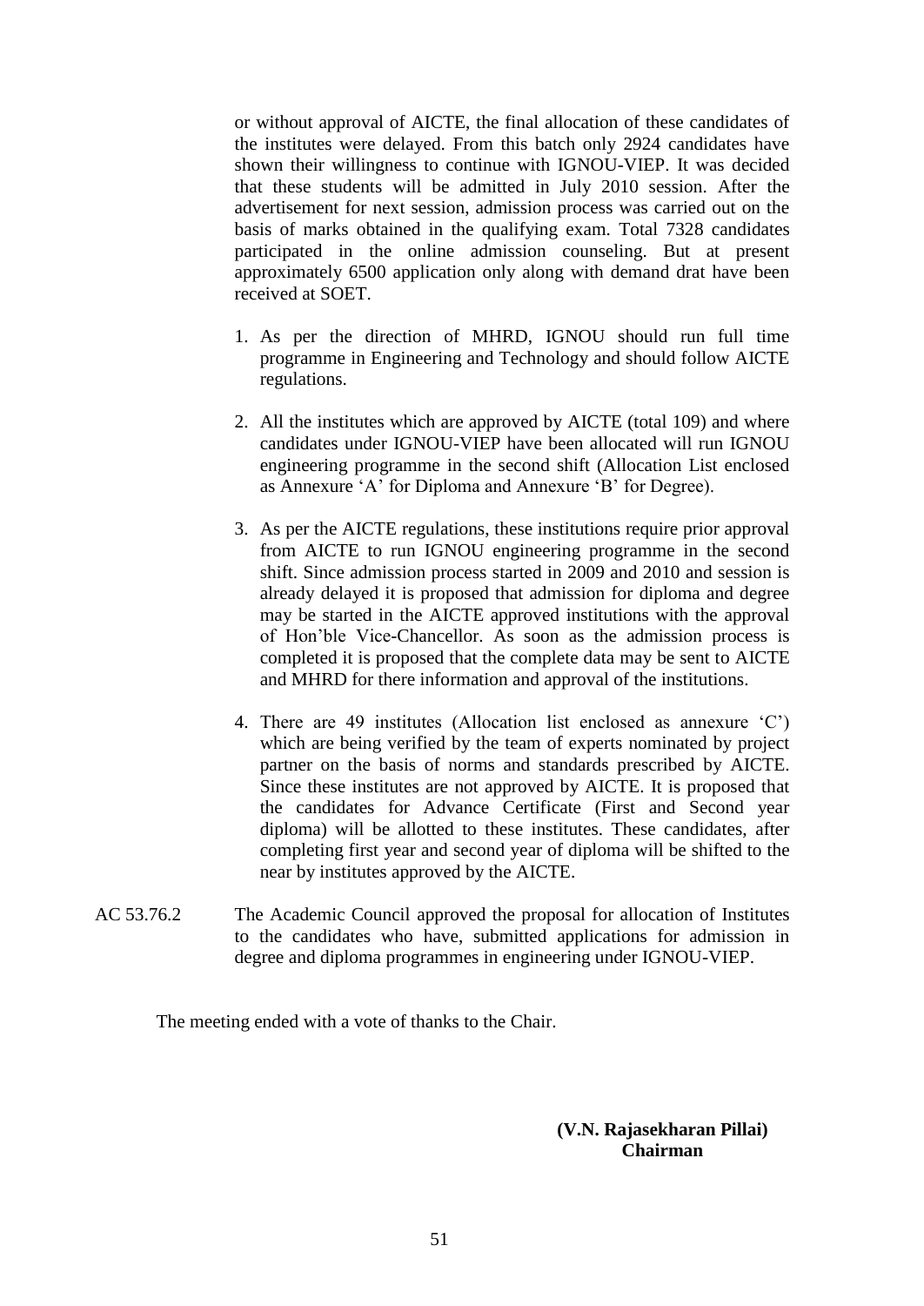or without approval of AICTE, the final allocation of these candidates of the institutes were delayed. From this batch only 2924 candidates have shown their willingness to continue with IGNOU-VIEP. It was decided that these students will be admitted in July 2010 session. After the advertisement for next session, admission process was carried out on the basis of marks obtained in the qualifying exam. Total 7328 candidates participated in the online admission counseling. But at present approximately 6500 application only along with demand drat have been received at SOET.

1. As per the direction of MHRD, IGNOU should run full time programme in Engineering and Technology and should follow AICTE regulations.

2. All the institutes which are approved by AICTE (total 109) and where candidates under IGNOU-VIEP have been allocated will run IGNOU engineering programme in the second shift (Allocation List enclosed as Annexure 'A' for Diploma and Annexure 'B' for Degree).

3. As per the AICTE regulations, these institutions require prior approval from AICTE to run IGNOU engineering programme in the second shift. Since admission process started in 2009 and 2010 and session is already delayed it is proposed that admission for diploma and degree may be started in the AICTE approved institutions with the approval of Hon'ble Vice-Chancellor. As soon as the admission process is completed it is proposed that the complete data may be sent to AICTE and MHRD for there information and approval of the institutions.

4. There are 49 institutes (Allocation list enclosed as annexure 'C') which are being verified by the team of experts nominated by project partner on the basis of norms and standards prescribed by AICTE. Since these institutes are not approved by AICTE. It is proposed that the candidates for Advance Certificate (First and Second year diploma) will be allotted to these institutes. These candidates, after completing first year and second year of diploma will be shifted to the near by institutes approved by the AICTE.

AC 53.76.2 The Academic Council approved the proposal for allocation of Institutes to the candidates who have, submitted applications for admission in degree and diploma programmes in engineering under IGNOU-VIEP.

The meeting ended with a vote of thanks to the Chair.

**(V.N. Rajasekharan Pillai)**
**Chairman**